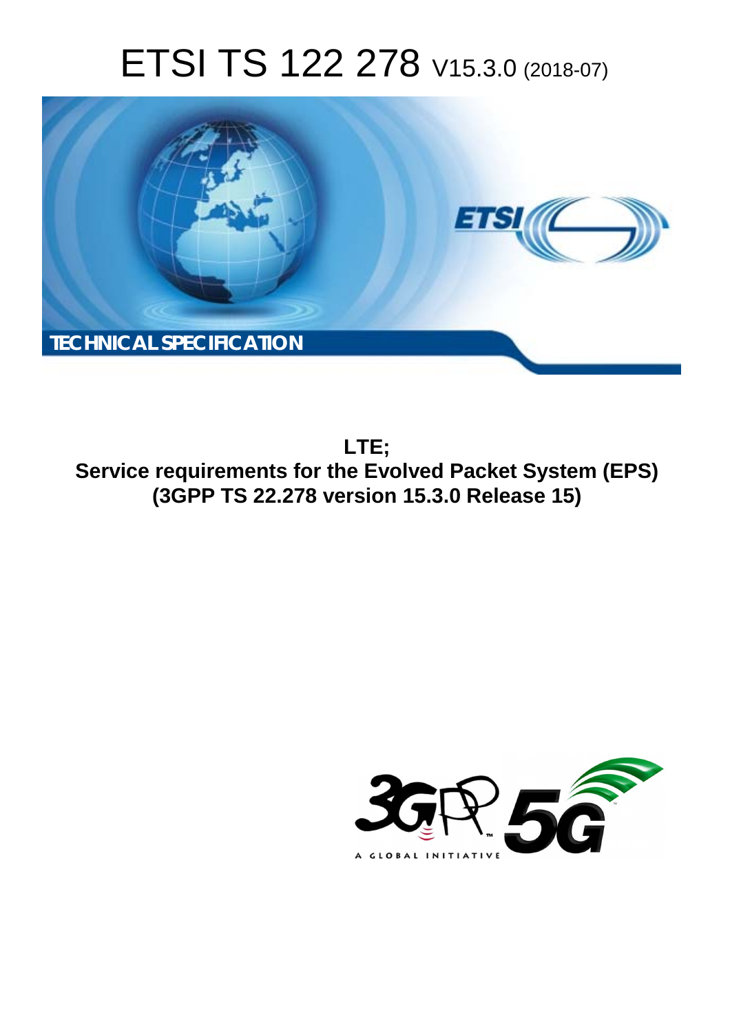# ETSI TS 122 278 V15.3.0 (2018-07)

TECHNICAL SPECIFICATION

**LTE;**
**Service requirements for the Evolved Packet System (EPS)**
**(3GPP TS 22.278 version 15.3.0 Release 15)**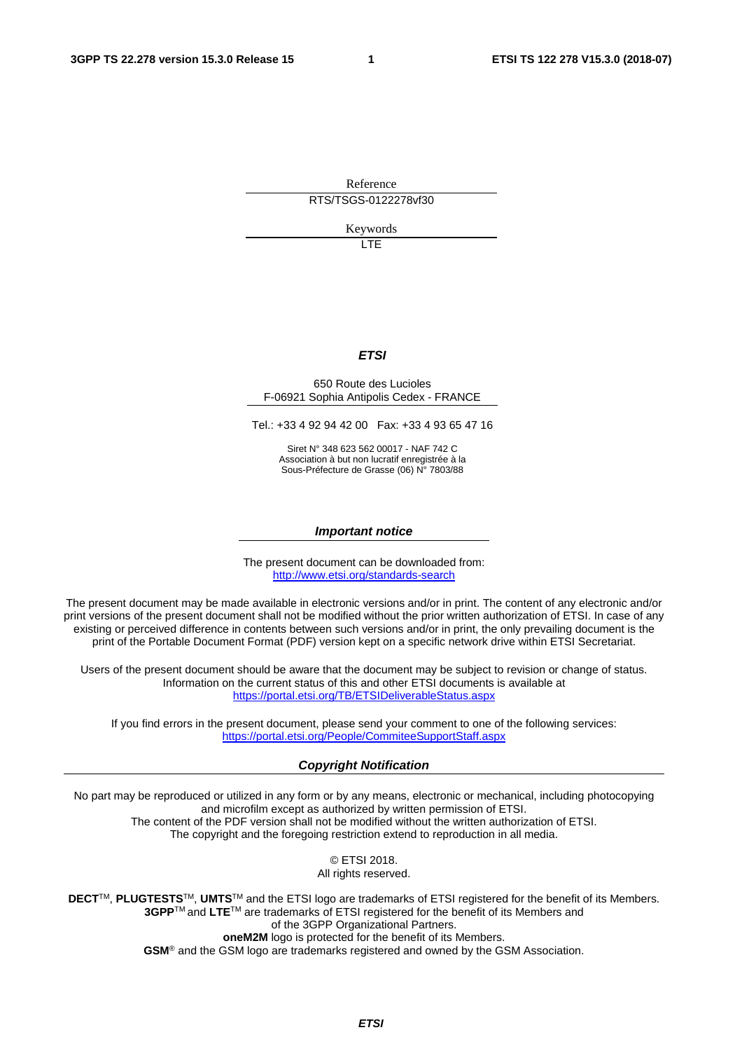Reference

RTS/TSGS-0122278vf30

Keywords

LTE

***ETSI***

650 Route des Lucioles
F-06921 Sophia Antipolis Cedex - FRANCE

Tel.: +33 4 92 94 42 00   Fax: +33 4 93 65 47 16

Siret N° 348 623 562 00017 - NAF 742 C
Association à but non lucratif enregistrée à la
Sous-Préfecture de Grasse (06) N° 7803/88

***Important notice***

The present document can be downloaded from:
http://www.etsi.org/standards-search

The present document may be made available in electronic versions and/or in print. The content of any electronic and/or print versions of the present document shall not be modified without the prior written authorization of ETSI. In case of any existing or perceived difference in contents between such versions and/or in print, the only prevailing document is the print of the Portable Document Format (PDF) version kept on a specific network drive within ETSI Secretariat.

Users of the present document should be aware that the document may be subject to revision or change of status. Information on the current status of this and other ETSI documents is available at
https://portal.etsi.org/TB/ETSIDeliverableStatus.aspx

If you find errors in the present document, please send your comment to one of the following services:
https://portal.etsi.org/People/CommiteeSupportStaff.aspx

***Copyright Notification***

No part may be reproduced or utilized in any form or by any means, electronic or mechanical, including photocopying and microfilm except as authorized by written permission of ETSI.
The content of the PDF version shall not be modified without the written authorization of ETSI.
The copyright and the foregoing restriction extend to reproduction in all media.

© ETSI 2018.
All rights reserved.

**DECT**™, **PLUGTESTS**™, **UMTS**™ and the ETSI logo are trademarks of ETSI registered for the benefit of its Members.
**3GPP**™ and **LTE**™ are trademarks of ETSI registered for the benefit of its Members and of the 3GPP Organizational Partners.
**oneM2M** logo is protected for the benefit of its Members.
**GSM**® and the GSM logo are trademarks registered and owned by the GSM Association.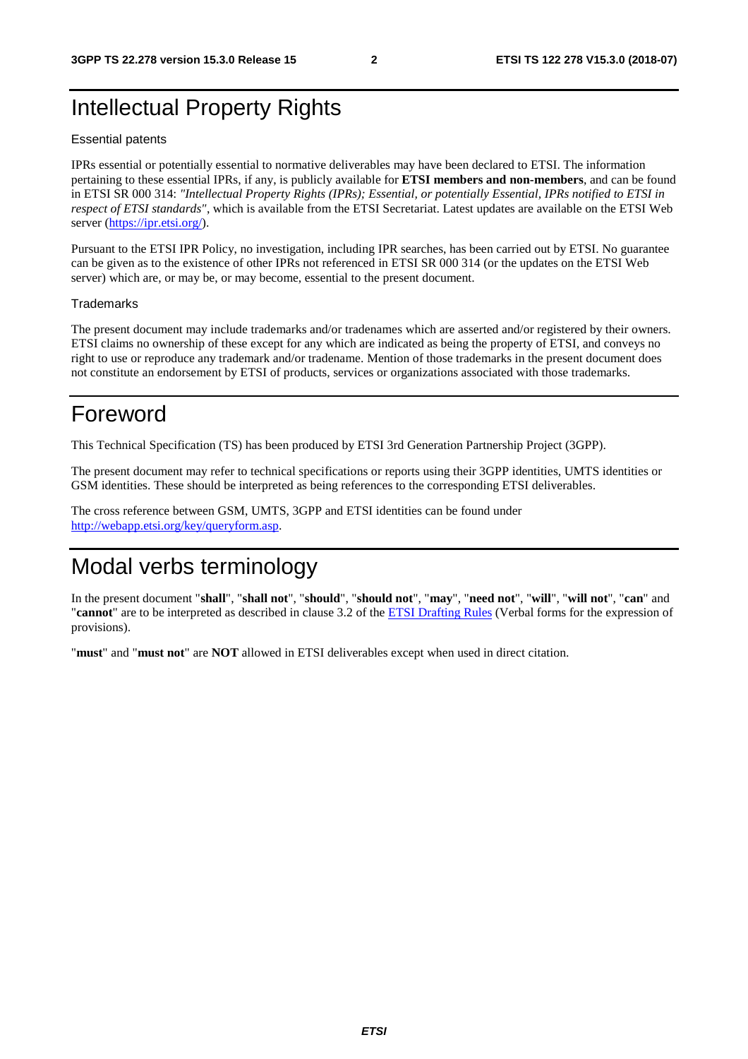# Intellectual Property Rights

Essential patents

IPRs essential or potentially essential to normative deliverables may have been declared to ETSI. The information pertaining to these essential IPRs, if any, is publicly available for **ETSI members and non-members**, and can be found in ETSI SR 000 314: *"Intellectual Property Rights (IPRs); Essential, or potentially Essential, IPRs notified to ETSI in respect of ETSI standards"*, which is available from the ETSI Secretariat. Latest updates are available on the ETSI Web server (https://ipr.etsi.org/).

Pursuant to the ETSI IPR Policy, no investigation, including IPR searches, has been carried out by ETSI. No guarantee can be given as to the existence of other IPRs not referenced in ETSI SR 000 314 (or the updates on the ETSI Web server) which are, or may be, or may become, essential to the present document.

Trademarks

The present document may include trademarks and/or tradenames which are asserted and/or registered by their owners. ETSI claims no ownership of these except for any which are indicated as being the property of ETSI, and conveys no right to use or reproduce any trademark and/or tradename. Mention of those trademarks in the present document does not constitute an endorsement by ETSI of products, services or organizations associated with those trademarks.

# Foreword

This Technical Specification (TS) has been produced by ETSI 3rd Generation Partnership Project (3GPP).

The present document may refer to technical specifications or reports using their 3GPP identities, UMTS identities or GSM identities. These should be interpreted as being references to the corresponding ETSI deliverables.

The cross reference between GSM, UMTS, 3GPP and ETSI identities can be found under http://webapp.etsi.org/key/queryform.asp.

# Modal verbs terminology

In the present document "**shall**", "**shall not**", "**should**", "**should not**", "**may**", "**need not**", "**will**", "**will not**", "**can**" and "**cannot**" are to be interpreted as described in clause 3.2 of the ETSI Drafting Rules (Verbal forms for the expression of provisions).

"**must**" and "**must not**" are **NOT** allowed in ETSI deliverables except when used in direct citation.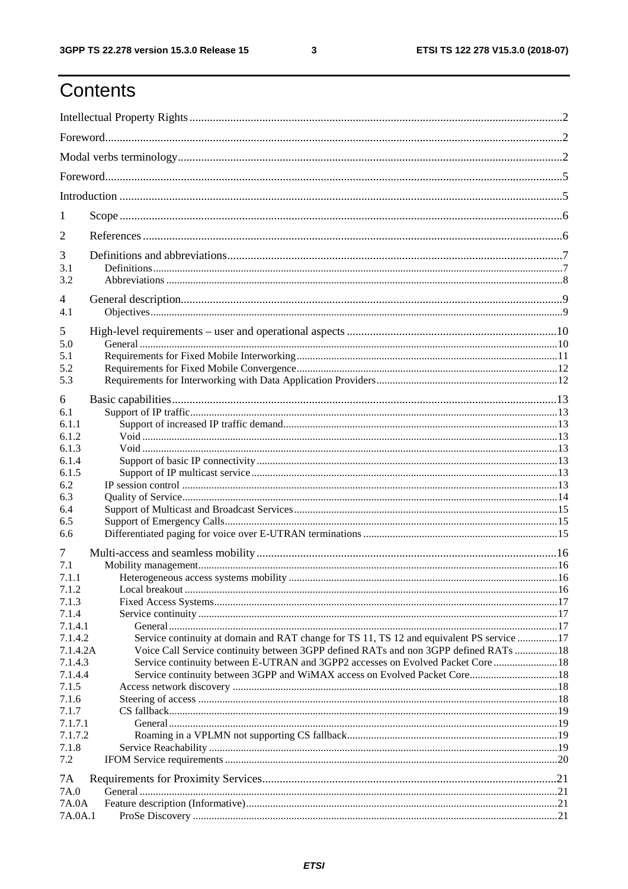# Contents

Intellectual Property Rights ..... 2
Foreword ..... 2
Modal verbs terminology ..... 2
Foreword ..... 5
Introduction ..... 5

1 Scope ..... 6
2 References ..... 6
3 Definitions and abbreviations ..... 7
3.1 Definitions ..... 7
3.2 Abbreviations ..... 8
4 General description ..... 9
4.1 Objectives ..... 9
5 High-level requirements – user and operational aspects ..... 10
5.0 General ..... 10
5.1 Requirements for Fixed Mobile Interworking ..... 11
5.2 Requirements for Fixed Mobile Convergence ..... 12
5.3 Requirements for Interworking with Data Application Providers ..... 12
6 Basic capabilities ..... 13
6.1 Support of IP traffic ..... 13
6.1.1 Support of increased IP traffic demand ..... 13
6.1.2 Void ..... 13
6.1.3 Void ..... 13
6.1.4 Support of basic IP connectivity ..... 13
6.1.5 Support of IP multicast service ..... 13
6.2 IP session control ..... 13
6.3 Quality of Service ..... 14
6.4 Support of Multicast and Broadcast Services ..... 15
6.5 Support of Emergency Calls ..... 15
6.6 Differentiated paging for voice over E-UTRAN terminations ..... 15
7 Multi-access and seamless mobility ..... 16
7.1 Mobility management ..... 16
7.1.1 Heterogeneous access systems mobility ..... 16
7.1.2 Local breakout ..... 16
7.1.3 Fixed Access Systems ..... 17
7.1.4 Service continuity ..... 17
7.1.4.1 General ..... 17
7.1.4.2 Service continuity at domain and RAT change for TS 11, TS 12 and equivalent PS service ..... 17
7.1.4.2A Voice Call Service continuity between 3GPP defined RATs and non 3GPP defined RATs ..... 18
7.1.4.3 Service continuity between E-UTRAN and 3GPP2 accesses on Evolved Packet Core ..... 18
7.1.4.4 Service continuity between 3GPP and WiMAX access on Evolved Packet Core ..... 18
7.1.5 Access network discovery ..... 18
7.1.6 Steering of access ..... 18
7.1.7 CS fallback ..... 19
7.1.7.1 General ..... 19
7.1.7.2 Roaming in a VPLMN not supporting CS fallback ..... 19
7.1.8 Service Reachability ..... 19
7.2 IFOM Service requirements ..... 20
7A Requirements for Proximity Services ..... 21
7A.0 General ..... 21
7A.0A Feature description (Informative) ..... 21
7A.0A.1 ProSe Discovery ..... 21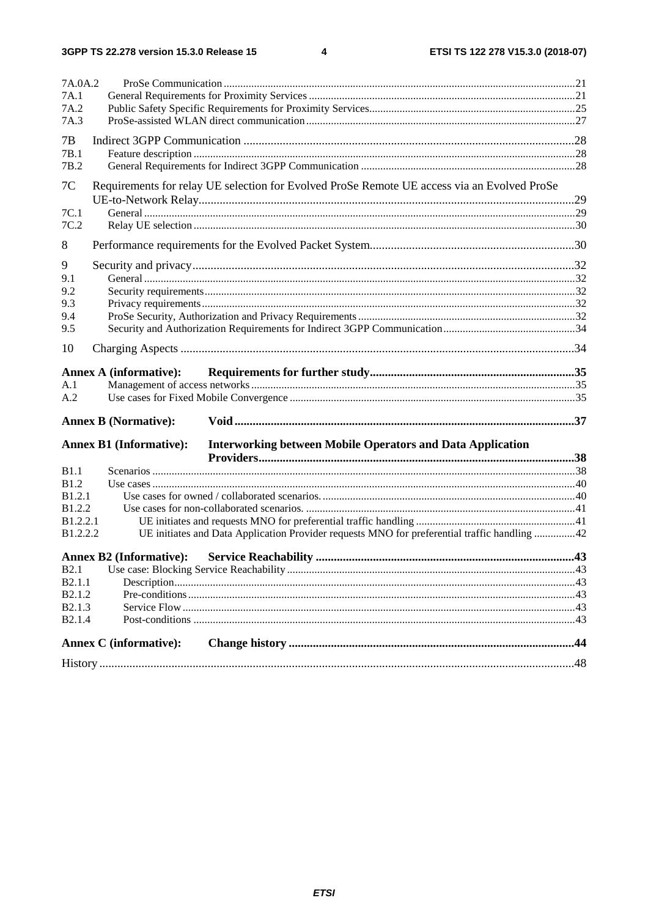7A.0A.2 ProSe Communication ..... 21
7A.1 General Requirements for Proximity Services ..... 21
7A.2 Public Safety Specific Requirements for Proximity Services ..... 25
7A.3 ProSe-assisted WLAN direct communication ..... 27

7B Indirect 3GPP Communication ..... 28
7B.1 Feature description ..... 28
7B.2 General Requirements for Indirect 3GPP Communication ..... 28

7C Requirements for relay UE selection for Evolved ProSe Remote UE access via an Evolved ProSe UE-to-Network Relay ..... 29
7C.1 General ..... 29
7C.2 Relay UE selection ..... 30

8 Performance requirements for the Evolved Packet System ..... 30

9 Security and privacy ..... 32
9.1 General ..... 32
9.2 Security requirements ..... 32
9.3 Privacy requirements ..... 32
9.4 ProSe Security, Authorization and Privacy Requirements ..... 32
9.5 Security and Authorization Requirements for Indirect 3GPP Communication ..... 34

10 Charging Aspects ..... 34

**Annex A (informative): Requirements for further study ..... 35**
A.1 Management of access networks ..... 35
A.2 Use cases for Fixed Mobile Convergence ..... 35

**Annex B (Normative): Void ..... 37**

**Annex B1 (Informative): Interworking between Mobile Operators and Data Application Providers ..... 38**
B1.1 Scenarios ..... 38
B1.2 Use cases ..... 40
B1.2.1 Use cases for owned / collaborated scenarios. ..... 40
B1.2.2 Use cases for non-collaborated scenarios. ..... 41
B1.2.2.1 UE initiates and requests MNO for preferential traffic handling ..... 41
B1.2.2.2 UE initiates and Data Application Provider requests MNO for preferential traffic handling ..... 42

**Annex B2 (Informative): Service Reachability ..... 43**
B2.1 Use case: Blocking Service Reachability ..... 43
B2.1.1 Description ..... 43
B2.1.2 Pre-conditions ..... 43
B2.1.3 Service Flow ..... 43
B2.1.4 Post-conditions ..... 43

**Annex C (informative): Change history ..... 44**

History ..... 48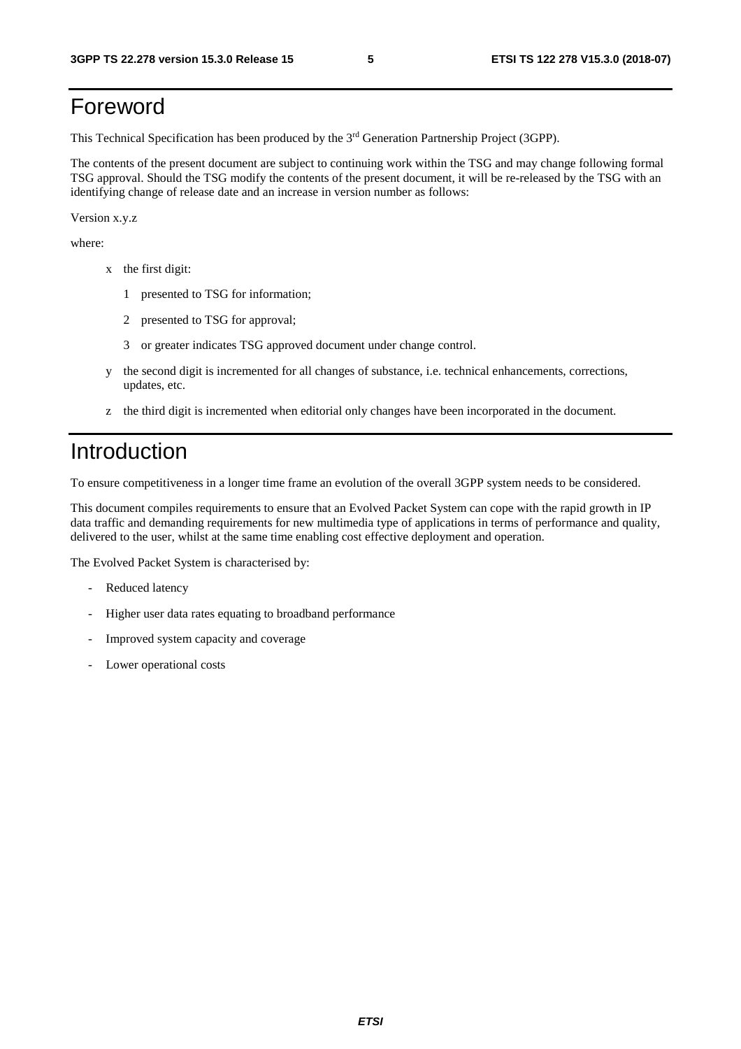# Foreword

This Technical Specification has been produced by the 3rd Generation Partnership Project (3GPP).

The contents of the present document are subject to continuing work within the TSG and may change following formal TSG approval. Should the TSG modify the contents of the present document, it will be re-released by the TSG with an identifying change of release date and an increase in version number as follows:

Version x.y.z

where:

- x the first digit:
  - 1 presented to TSG for information;
  - 2 presented to TSG for approval;
  - 3 or greater indicates TSG approved document under change control.
- y the second digit is incremented for all changes of substance, i.e. technical enhancements, corrections, updates, etc.
- z the third digit is incremented when editorial only changes have been incorporated in the document.

# Introduction

To ensure competitiveness in a longer time frame an evolution of the overall 3GPP system needs to be considered.

This document compiles requirements to ensure that an Evolved Packet System can cope with the rapid growth in IP data traffic and demanding requirements for new multimedia type of applications in terms of performance and quality, delivered to the user, whilst at the same time enabling cost effective deployment and operation.

The Evolved Packet System is characterised by:

- Reduced latency
- Higher user data rates equating to broadband performance
- Improved system capacity and coverage
- Lower operational costs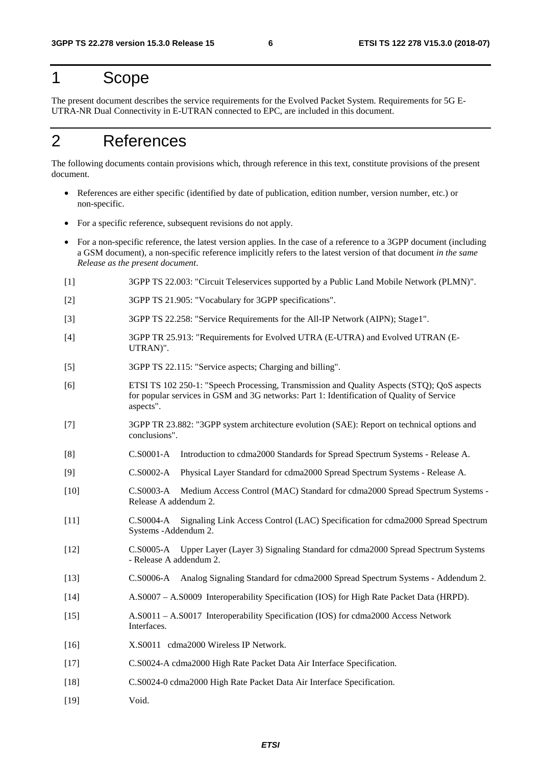# 1 Scope

The present document describes the service requirements for the Evolved Packet System. Requirements for 5G E-UTRA-NR Dual Connectivity in E-UTRAN connected to EPC, are included in this document.

# 2 References

The following documents contain provisions which, through reference in this text, constitute provisions of the present document.

- References are either specific (identified by date of publication, edition number, version number, etc.) or non-specific.
- For a specific reference, subsequent revisions do not apply.
- For a non-specific reference, the latest version applies. In the case of a reference to a 3GPP document (including a GSM document), a non-specific reference implicitly refers to the latest version of that document *in the same Release as the present document*.

[1] 3GPP TS 22.003: "Circuit Teleservices supported by a Public Land Mobile Network (PLMN)".

[2] 3GPP TS 21.905: "Vocabulary for 3GPP specifications".

[3] 3GPP TS 22.258: "Service Requirements for the All-IP Network (AIPN); Stage1".

[4] 3GPP TR 25.913: "Requirements for Evolved UTRA (E-UTRA) and Evolved UTRAN (E-UTRAN)".

[5] 3GPP TS 22.115: "Service aspects; Charging and billing".

[6] ETSI TS 102 250-1: "Speech Processing, Transmission and Quality Aspects (STQ); QoS aspects for popular services in GSM and 3G networks: Part 1: Identification of Quality of Service aspects".

[7] 3GPP TR 23.882: "3GPP system architecture evolution (SAE): Report on technical options and conclusions".

[8] C.S0001-A Introduction to cdma2000 Standards for Spread Spectrum Systems - Release A.

[9] C.S0002-A Physical Layer Standard for cdma2000 Spread Spectrum Systems - Release A.

[10] C.S0003-A Medium Access Control (MAC) Standard for cdma2000 Spread Spectrum Systems - Release A addendum 2.

[11] C.S0004-A Signaling Link Access Control (LAC) Specification for cdma2000 Spread Spectrum Systems -Addendum 2.

[12] C.S0005-A Upper Layer (Layer 3) Signaling Standard for cdma2000 Spread Spectrum Systems - Release A addendum 2.

[13] C.S0006-A Analog Signaling Standard for cdma2000 Spread Spectrum Systems - Addendum 2.

[14] A.S0007 – A.S0009 Interoperability Specification (IOS) for High Rate Packet Data (HRPD).

[15] A.S0011 – A.S0017 Interoperability Specification (IOS) for cdma2000 Access Network Interfaces.

[16] X.S0011 cdma2000 Wireless IP Network.

[17] C.S0024-A cdma2000 High Rate Packet Data Air Interface Specification.

[18] C.S0024-0 cdma2000 High Rate Packet Data Air Interface Specification.

[19] Void.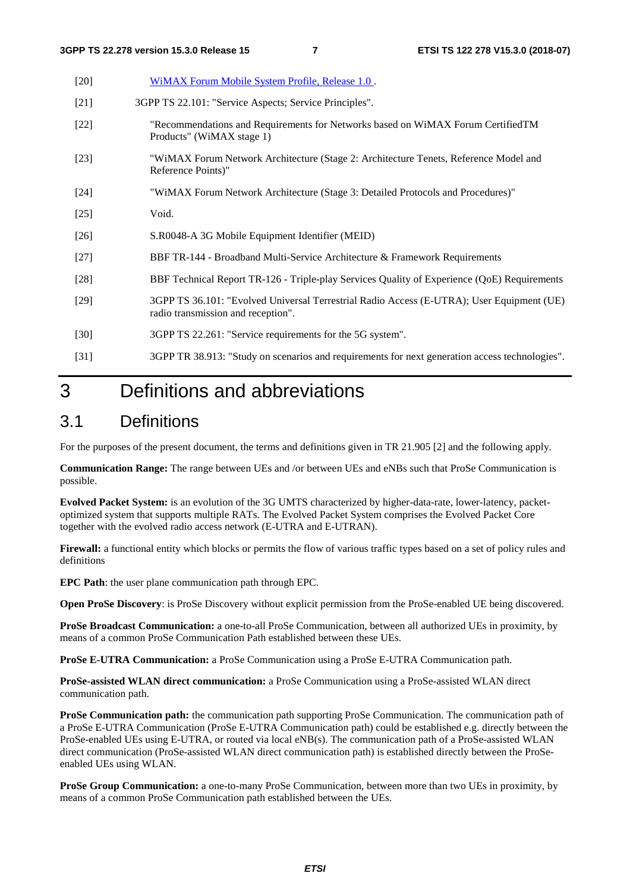[20] WiMAX Forum Mobile System Profile, Release 1.0 .

[21] 3GPP TS 22.101: "Service Aspects; Service Principles".

[22] "Recommendations and Requirements for Networks based on WiMAX Forum CertifiedTM Products" (WiMAX stage 1)

[23] "WiMAX Forum Network Architecture (Stage 2: Architecture Tenets, Reference Model and Reference Points)"

[24] "WiMAX Forum Network Architecture (Stage 3: Detailed Protocols and Procedures)"

[25] Void.

[26] S.R0048-A 3G Mobile Equipment Identifier (MEID)

[27] BBF TR-144 - Broadband Multi-Service Architecture & Framework Requirements

[28] BBF Technical Report TR-126 - Triple-play Services Quality of Experience (QoE) Requirements

[29] 3GPP TS 36.101: "Evolved Universal Terrestrial Radio Access (E-UTRA); User Equipment (UE) radio transmission and reception".

[30] 3GPP TS 22.261: "Service requirements for the 5G system".

[31] 3GPP TR 38.913: "Study on scenarios and requirements for next generation access technologies".

# 3 Definitions and abbreviations

## 3.1 Definitions

For the purposes of the present document, the terms and definitions given in TR 21.905 [2] and the following apply.

**Communication Range:** The range between UEs and /or between UEs and eNBs such that ProSe Communication is possible.

**Evolved Packet System:** is an evolution of the 3G UMTS characterized by higher-data-rate, lower-latency, packet-optimized system that supports multiple RATs. The Evolved Packet System comprises the Evolved Packet Core together with the evolved radio access network (E-UTRA and E-UTRAN).

**Firewall:** a functional entity which blocks or permits the flow of various traffic types based on a set of policy rules and definitions

**EPC Path**: the user plane communication path through EPC.

**Open ProSe Discovery**: is ProSe Discovery without explicit permission from the ProSe-enabled UE being discovered.

**ProSe Broadcast Communication:** a one-to-all ProSe Communication, between all authorized UEs in proximity, by means of a common ProSe Communication Path established between these UEs.

**ProSe E-UTRA Communication:** a ProSe Communication using a ProSe E-UTRA Communication path.

**ProSe-assisted WLAN direct communication:** a ProSe Communication using a ProSe-assisted WLAN direct communication path.

**ProSe Communication path:** the communication path supporting ProSe Communication. The communication path of a ProSe E-UTRA Communication (ProSe E-UTRA Communication path) could be established e.g. directly between the ProSe-enabled UEs using E-UTRA, or routed via local eNB(s). The communication path of a ProSe-assisted WLAN direct communication (ProSe-assisted WLAN direct communication path) is established directly between the ProSe-enabled UEs using WLAN.

**ProSe Group Communication:** a one-to-many ProSe Communication, between more than two UEs in proximity, by means of a common ProSe Communication path established between the UEs.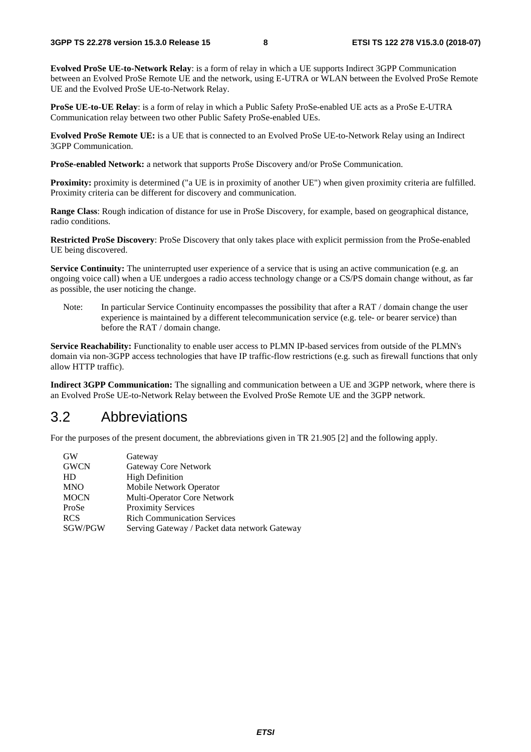**Evolved ProSe UE-to-Network Relay**: is a form of relay in which a UE supports Indirect 3GPP Communication between an Evolved ProSe Remote UE and the network, using E-UTRA or WLAN between the Evolved ProSe Remote UE and the Evolved ProSe UE-to-Network Relay.

**ProSe UE-to-UE Relay**: is a form of relay in which a Public Safety ProSe-enabled UE acts as a ProSe E-UTRA Communication relay between two other Public Safety ProSe-enabled UEs.

**Evolved ProSe Remote UE:** is a UE that is connected to an Evolved ProSe UE-to-Network Relay using an Indirect 3GPP Communication.

**ProSe-enabled Network:** a network that supports ProSe Discovery and/or ProSe Communication.

**Proximity:** proximity is determined ("a UE is in proximity of another UE") when given proximity criteria are fulfilled. Proximity criteria can be different for discovery and communication.

**Range Class**: Rough indication of distance for use in ProSe Discovery, for example, based on geographical distance, radio conditions.

**Restricted ProSe Discovery**: ProSe Discovery that only takes place with explicit permission from the ProSe-enabled UE being discovered.

**Service Continuity:** The uninterrupted user experience of a service that is using an active communication (e.g. an ongoing voice call) when a UE undergoes a radio access technology change or a CS/PS domain change without, as far as possible, the user noticing the change.

Note: In particular Service Continuity encompasses the possibility that after a RAT / domain change the user experience is maintained by a different telecommunication service (e.g. tele- or bearer service) than before the RAT / domain change.

**Service Reachability:** Functionality to enable user access to PLMN IP-based services from outside of the PLMN's domain via non-3GPP access technologies that have IP traffic-flow restrictions (e.g. such as firewall functions that only allow HTTP traffic).

**Indirect 3GPP Communication:** The signalling and communication between a UE and 3GPP network, where there is an Evolved ProSe UE-to-Network Relay between the Evolved ProSe Remote UE and the 3GPP network.

## 3.2 Abbreviations

For the purposes of the present document, the abbreviations given in TR 21.905 [2] and the following apply.

GW Gateway
GWCN Gateway Core Network
HD High Definition
MNO Mobile Network Operator
MOCN Multi-Operator Core Network
ProSe Proximity Services
RCS Rich Communication Services
SGW/PGW Serving Gateway / Packet data network Gateway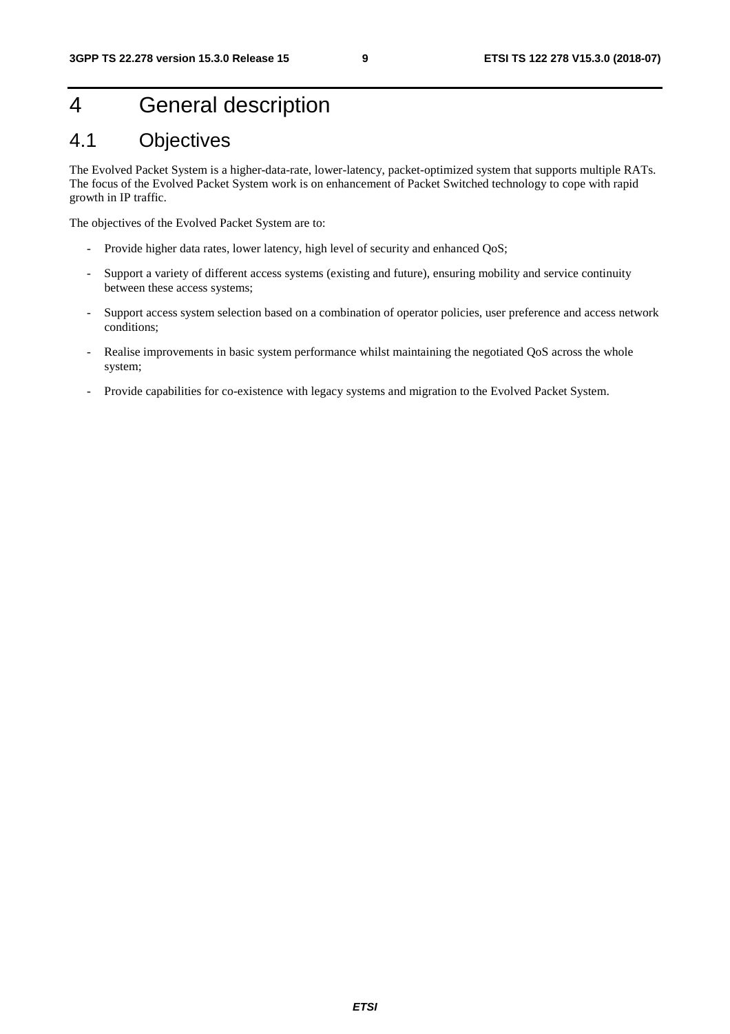# 4 General description

## 4.1 Objectives

The Evolved Packet System is a higher-data-rate, lower-latency, packet-optimized system that supports multiple RATs. The focus of the Evolved Packet System work is on enhancement of Packet Switched technology to cope with rapid growth in IP traffic.

The objectives of the Evolved Packet System are to:

- Provide higher data rates, lower latency, high level of security and enhanced QoS;
- Support a variety of different access systems (existing and future), ensuring mobility and service continuity between these access systems;
- Support access system selection based on a combination of operator policies, user preference and access network conditions;
- Realise improvements in basic system performance whilst maintaining the negotiated QoS across the whole system;
- Provide capabilities for co-existence with legacy systems and migration to the Evolved Packet System.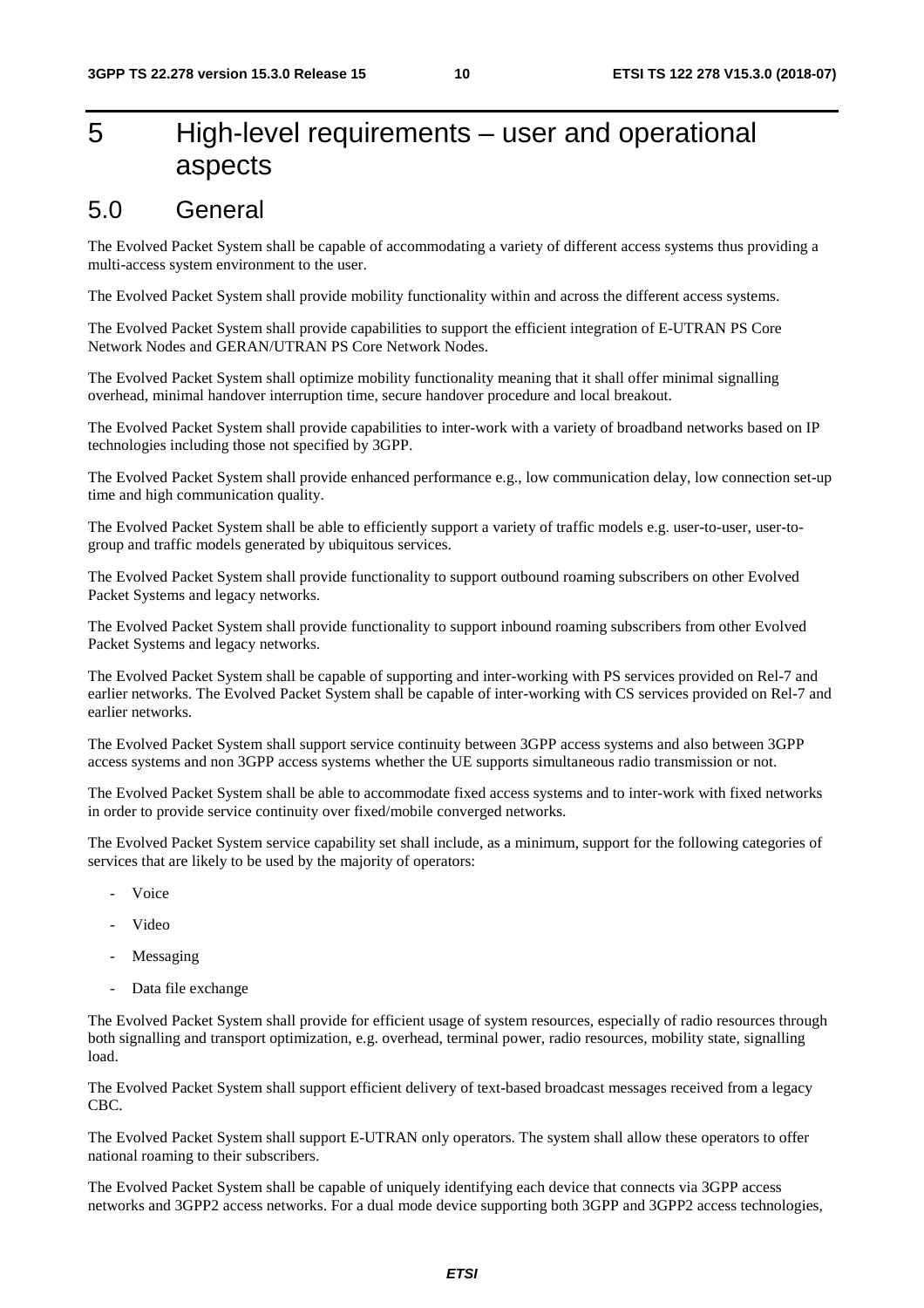# 5 High-level requirements – user and operational aspects

## 5.0 General

The Evolved Packet System shall be capable of accommodating a variety of different access systems thus providing a multi-access system environment to the user.

The Evolved Packet System shall provide mobility functionality within and across the different access systems.

The Evolved Packet System shall provide capabilities to support the efficient integration of E-UTRAN PS Core Network Nodes and GERAN/UTRAN PS Core Network Nodes.

The Evolved Packet System shall optimize mobility functionality meaning that it shall offer minimal signalling overhead, minimal handover interruption time, secure handover procedure and local breakout.

The Evolved Packet System shall provide capabilities to inter-work with a variety of broadband networks based on IP technologies including those not specified by 3GPP.

The Evolved Packet System shall provide enhanced performance e.g., low communication delay, low connection set-up time and high communication quality.

The Evolved Packet System shall be able to efficiently support a variety of traffic models e.g. user-to-user, user-to-group and traffic models generated by ubiquitous services.

The Evolved Packet System shall provide functionality to support outbound roaming subscribers on other Evolved Packet Systems and legacy networks.

The Evolved Packet System shall provide functionality to support inbound roaming subscribers from other Evolved Packet Systems and legacy networks.

The Evolved Packet System shall be capable of supporting and inter-working with PS services provided on Rel-7 and earlier networks. The Evolved Packet System shall be capable of inter-working with CS services provided on Rel-7 and earlier networks.

The Evolved Packet System shall support service continuity between 3GPP access systems and also between 3GPP access systems and non 3GPP access systems whether the UE supports simultaneous radio transmission or not.

The Evolved Packet System shall be able to accommodate fixed access systems and to inter-work with fixed networks in order to provide service continuity over fixed/mobile converged networks.

The Evolved Packet System service capability set shall include, as a minimum, support for the following categories of services that are likely to be used by the majority of operators:

- Voice
- Video
- Messaging
- Data file exchange

The Evolved Packet System shall provide for efficient usage of system resources, especially of radio resources through both signalling and transport optimization, e.g. overhead, terminal power, radio resources, mobility state, signalling load.

The Evolved Packet System shall support efficient delivery of text-based broadcast messages received from a legacy CBC.

The Evolved Packet System shall support E-UTRAN only operators. The system shall allow these operators to offer national roaming to their subscribers.

The Evolved Packet System shall be capable of uniquely identifying each device that connects via 3GPP access networks and 3GPP2 access networks. For a dual mode device supporting both 3GPP and 3GPP2 access technologies,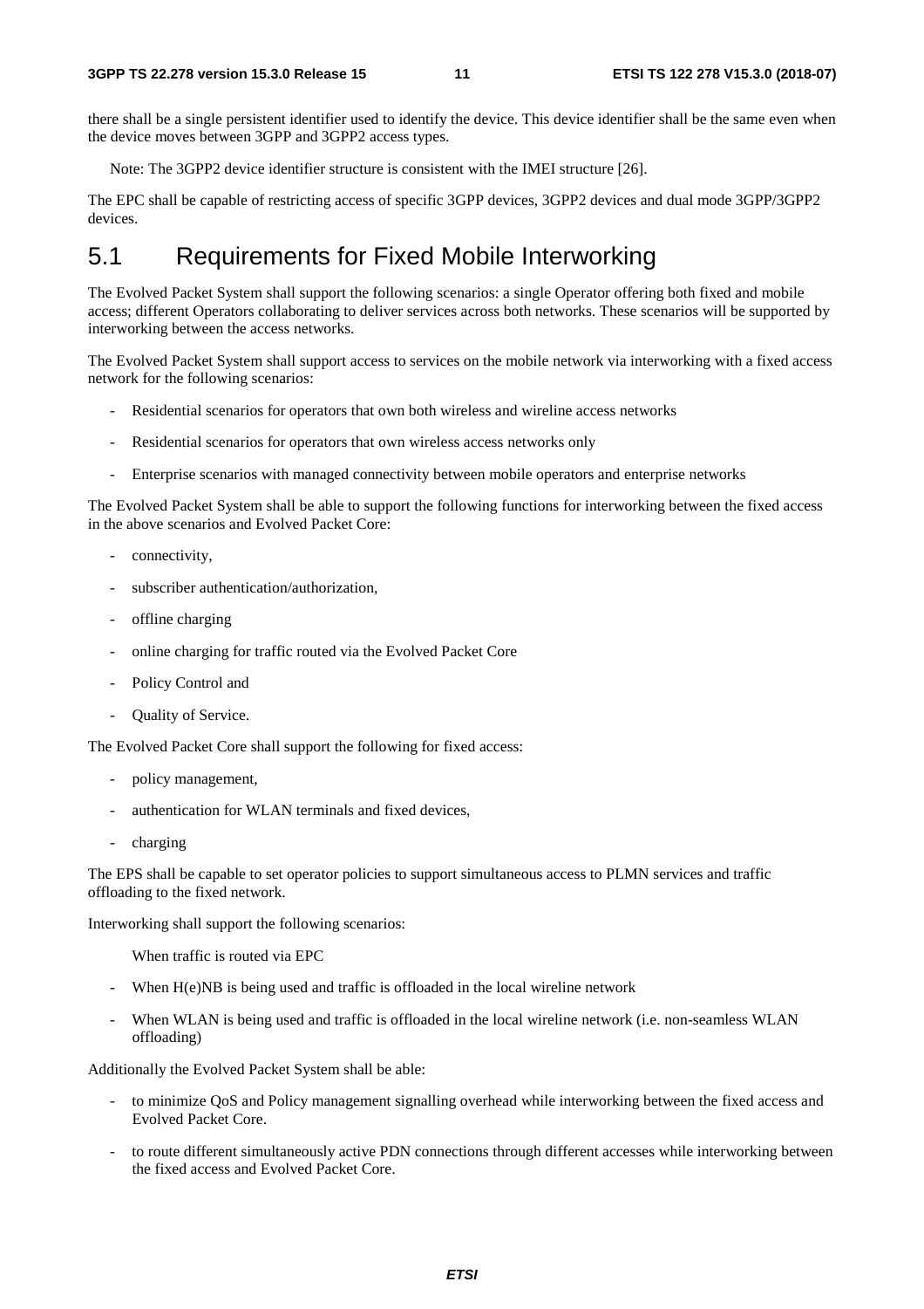there shall be a single persistent identifier used to identify the device. This device identifier shall be the same even when the device moves between 3GPP and 3GPP2 access types.

Note: The 3GPP2 device identifier structure is consistent with the IMEI structure [26].

The EPC shall be capable of restricting access of specific 3GPP devices, 3GPP2 devices and dual mode 3GPP/3GPP2 devices.

## 5.1 Requirements for Fixed Mobile Interworking

The Evolved Packet System shall support the following scenarios: a single Operator offering both fixed and mobile access; different Operators collaborating to deliver services across both networks. These scenarios will be supported by interworking between the access networks.

The Evolved Packet System shall support access to services on the mobile network via interworking with a fixed access network for the following scenarios:

- Residential scenarios for operators that own both wireless and wireline access networks
- Residential scenarios for operators that own wireless access networks only
- Enterprise scenarios with managed connectivity between mobile operators and enterprise networks

The Evolved Packet System shall be able to support the following functions for interworking between the fixed access in the above scenarios and Evolved Packet Core:

- connectivity,
- subscriber authentication/authorization,
- offline charging
- online charging for traffic routed via the Evolved Packet Core
- Policy Control and
- Quality of Service.

The Evolved Packet Core shall support the following for fixed access:

- policy management,
- authentication for WLAN terminals and fixed devices,
- charging

The EPS shall be capable to set operator policies to support simultaneous access to PLMN services and traffic offloading to the fixed network.

Interworking shall support the following scenarios:

When traffic is routed via EPC

- When H(e)NB is being used and traffic is offloaded in the local wireline network
- When WLAN is being used and traffic is offloaded in the local wireline network (i.e. non-seamless WLAN offloading)

Additionally the Evolved Packet System shall be able:

- to minimize QoS and Policy management signalling overhead while interworking between the fixed access and Evolved Packet Core.
- to route different simultaneously active PDN connections through different accesses while interworking between the fixed access and Evolved Packet Core.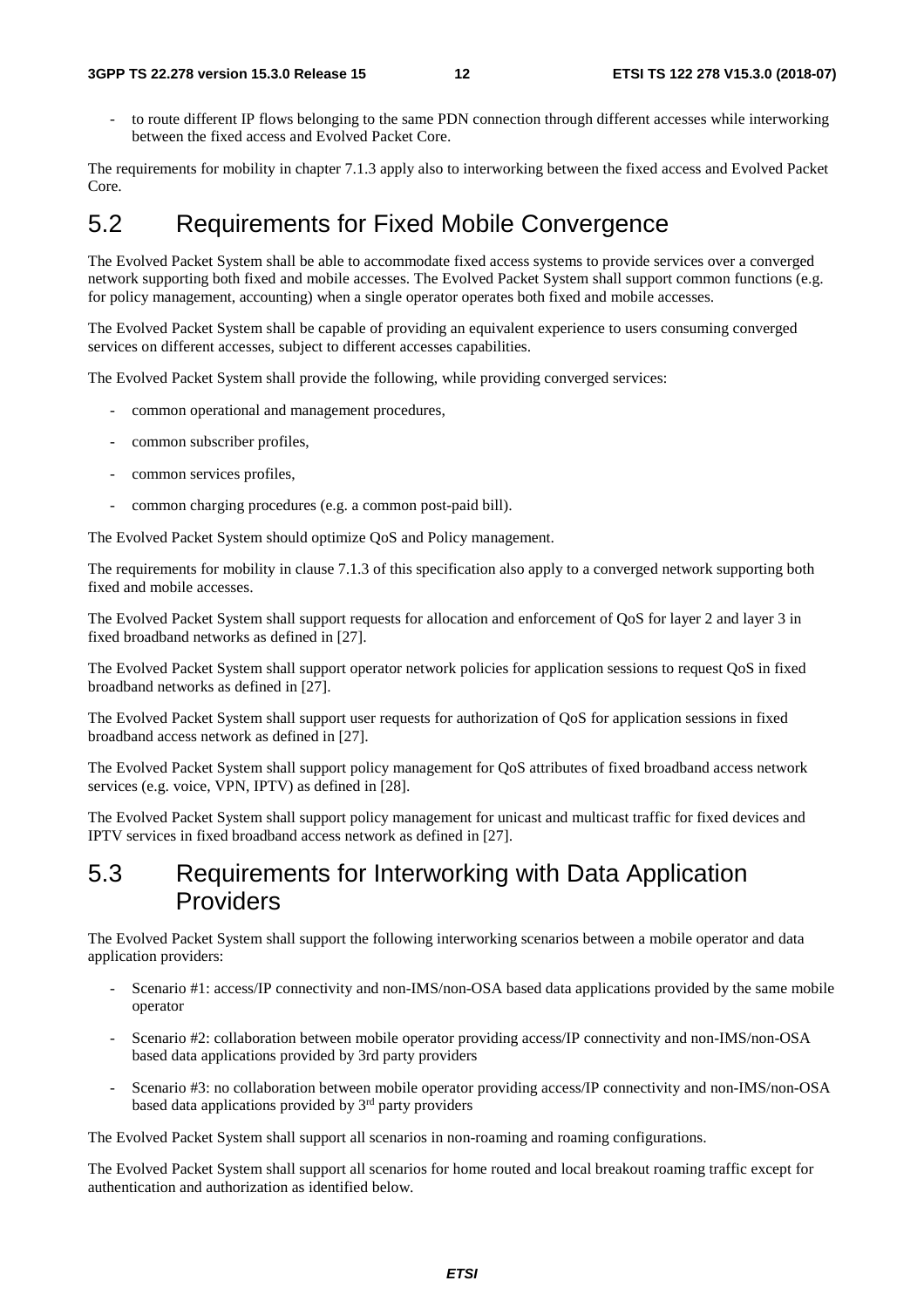- to route different IP flows belonging to the same PDN connection through different accesses while interworking between the fixed access and Evolved Packet Core.

The requirements for mobility in chapter 7.1.3 apply also to interworking between the fixed access and Evolved Packet Core.

## 5.2 Requirements for Fixed Mobile Convergence

The Evolved Packet System shall be able to accommodate fixed access systems to provide services over a converged network supporting both fixed and mobile accesses. The Evolved Packet System shall support common functions (e.g. for policy management, accounting) when a single operator operates both fixed and mobile accesses.

The Evolved Packet System shall be capable of providing an equivalent experience to users consuming converged services on different accesses, subject to different accesses capabilities.

The Evolved Packet System shall provide the following, while providing converged services:

- common operational and management procedures,
- common subscriber profiles,
- common services profiles,
- common charging procedures (e.g. a common post-paid bill).

The Evolved Packet System should optimize QoS and Policy management.

The requirements for mobility in clause 7.1.3 of this specification also apply to a converged network supporting both fixed and mobile accesses.

The Evolved Packet System shall support requests for allocation and enforcement of QoS for layer 2 and layer 3 in fixed broadband networks as defined in [27].

The Evolved Packet System shall support operator network policies for application sessions to request QoS in fixed broadband networks as defined in [27].

The Evolved Packet System shall support user requests for authorization of QoS for application sessions in fixed broadband access network as defined in [27].

The Evolved Packet System shall support policy management for QoS attributes of fixed broadband access network services (e.g. voice, VPN, IPTV) as defined in [28].

The Evolved Packet System shall support policy management for unicast and multicast traffic for fixed devices and IPTV services in fixed broadband access network as defined in [27].

## 5.3 Requirements for Interworking with Data Application Providers

The Evolved Packet System shall support the following interworking scenarios between a mobile operator and data application providers:

- Scenario #1: access/IP connectivity and non-IMS/non-OSA based data applications provided by the same mobile operator
- Scenario #2: collaboration between mobile operator providing access/IP connectivity and non-IMS/non-OSA based data applications provided by 3rd party providers
- Scenario #3: no collaboration between mobile operator providing access/IP connectivity and non-IMS/non-OSA based data applications provided by 3rd party providers

The Evolved Packet System shall support all scenarios in non-roaming and roaming configurations.

The Evolved Packet System shall support all scenarios for home routed and local breakout roaming traffic except for authentication and authorization as identified below.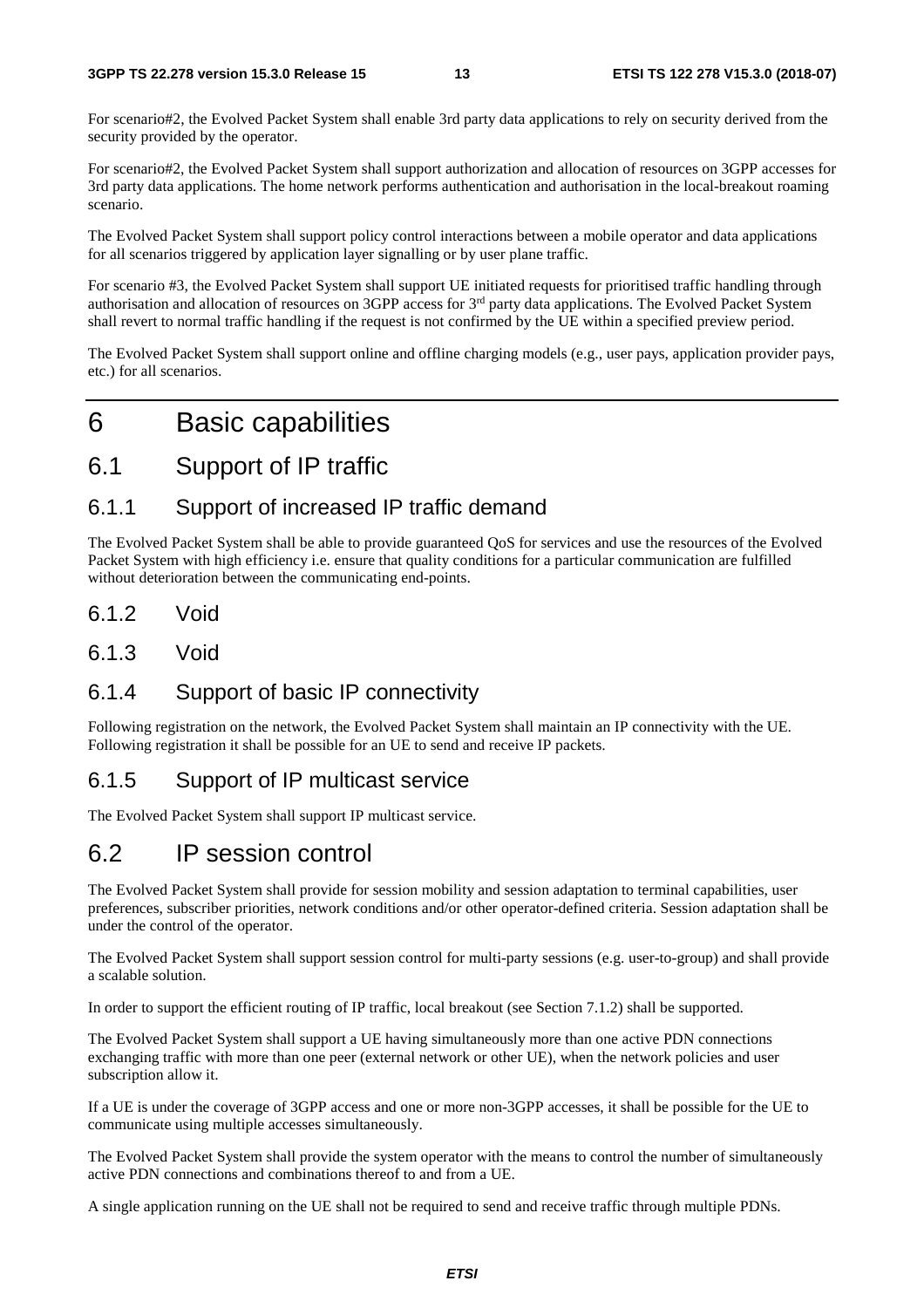For scenario#2, the Evolved Packet System shall enable 3rd party data applications to rely on security derived from the security provided by the operator.

For scenario#2, the Evolved Packet System shall support authorization and allocation of resources on 3GPP accesses for 3rd party data applications. The home network performs authentication and authorisation in the local-breakout roaming scenario.

The Evolved Packet System shall support policy control interactions between a mobile operator and data applications for all scenarios triggered by application layer signalling or by user plane traffic.

For scenario #3, the Evolved Packet System shall support UE initiated requests for prioritised traffic handling through authorisation and allocation of resources on 3GPP access for 3rd party data applications. The Evolved Packet System shall revert to normal traffic handling if the request is not confirmed by the UE within a specified preview period.

The Evolved Packet System shall support online and offline charging models (e.g., user pays, application provider pays, etc.) for all scenarios.

# 6 Basic capabilities

## 6.1 Support of IP traffic

### 6.1.1 Support of increased IP traffic demand

The Evolved Packet System shall be able to provide guaranteed QoS for services and use the resources of the Evolved Packet System with high efficiency i.e. ensure that quality conditions for a particular communication are fulfilled without deterioration between the communicating end-points.

### 6.1.2 Void

### 6.1.3 Void

### 6.1.4 Support of basic IP connectivity

Following registration on the network, the Evolved Packet System shall maintain an IP connectivity with the UE. Following registration it shall be possible for an UE to send and receive IP packets.

### 6.1.5 Support of IP multicast service

The Evolved Packet System shall support IP multicast service.

## 6.2 IP session control

The Evolved Packet System shall provide for session mobility and session adaptation to terminal capabilities, user preferences, subscriber priorities, network conditions and/or other operator-defined criteria. Session adaptation shall be under the control of the operator.

The Evolved Packet System shall support session control for multi-party sessions (e.g. user-to-group) and shall provide a scalable solution.

In order to support the efficient routing of IP traffic, local breakout (see Section 7.1.2) shall be supported.

The Evolved Packet System shall support a UE having simultaneously more than one active PDN connections exchanging traffic with more than one peer (external network or other UE), when the network policies and user subscription allow it.

If a UE is under the coverage of 3GPP access and one or more non-3GPP accesses, it shall be possible for the UE to communicate using multiple accesses simultaneously.

The Evolved Packet System shall provide the system operator with the means to control the number of simultaneously active PDN connections and combinations thereof to and from a UE.

A single application running on the UE shall not be required to send and receive traffic through multiple PDNs.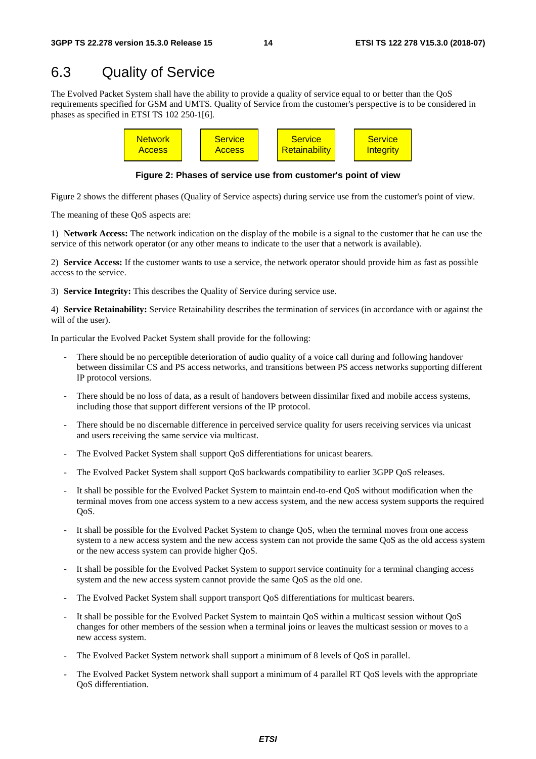## 6.3 Quality of Service

The Evolved Packet System shall have the ability to provide a quality of service equal to or better than the QoS requirements specified for GSM and UMTS. Quality of Service from the customer's perspective is to be considered in phases as specified in ETSI TS 102 250-1[6].

| Network Access | Service Access | Service Retainability | Service Integrity |
| --- | --- | --- | --- |

**Figure 2: Phases of service use from customer's point of view**

Figure 2 shows the different phases (Quality of Service aspects) during service use from the customer's point of view.

The meaning of these QoS aspects are:

1) **Network Access:** The network indication on the display of the mobile is a signal to the customer that he can use the service of this network operator (or any other means to indicate to the user that a network is available).

2) **Service Access:** If the customer wants to use a service, the network operator should provide him as fast as possible access to the service.

3) **Service Integrity:** This describes the Quality of Service during service use.

4) **Service Retainability:** Service Retainability describes the termination of services (in accordance with or against the will of the user).

In particular the Evolved Packet System shall provide for the following:

- There should be no perceptible deterioration of audio quality of a voice call during and following handover between dissimilar CS and PS access networks, and transitions between PS access networks supporting different IP protocol versions.
- There should be no loss of data, as a result of handovers between dissimilar fixed and mobile access systems, including those that support different versions of the IP protocol.
- There should be no discernable difference in perceived service quality for users receiving services via unicast and users receiving the same service via multicast.
- The Evolved Packet System shall support QoS differentiations for unicast bearers.
- The Evolved Packet System shall support QoS backwards compatibility to earlier 3GPP QoS releases.
- It shall be possible for the Evolved Packet System to maintain end-to-end QoS without modification when the terminal moves from one access system to a new access system, and the new access system supports the required QoS.
- It shall be possible for the Evolved Packet System to change QoS, when the terminal moves from one access system to a new access system and the new access system can not provide the same QoS as the old access system or the new access system can provide higher QoS.
- It shall be possible for the Evolved Packet System to support service continuity for a terminal changing access system and the new access system cannot provide the same QoS as the old one.
- The Evolved Packet System shall support transport QoS differentiations for multicast bearers.
- It shall be possible for the Evolved Packet System to maintain QoS within a multicast session without QoS changes for other members of the session when a terminal joins or leaves the multicast session or moves to a new access system.
- The Evolved Packet System network shall support a minimum of 8 levels of QoS in parallel.
- The Evolved Packet System network shall support a minimum of 4 parallel RT QoS levels with the appropriate QoS differentiation.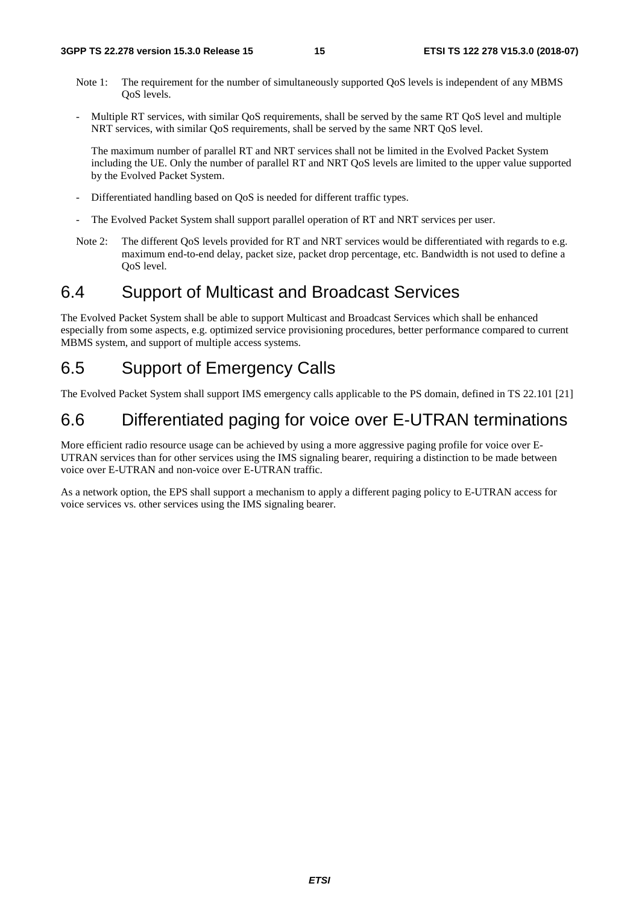Note 1: The requirement for the number of simultaneously supported QoS levels is independent of any MBMS QoS levels.

- Multiple RT services, with similar QoS requirements, shall be served by the same RT QoS level and multiple NRT services, with similar QoS requirements, shall be served by the same NRT QoS level.

  The maximum number of parallel RT and NRT services shall not be limited in the Evolved Packet System including the UE. Only the number of parallel RT and NRT QoS levels are limited to the upper value supported by the Evolved Packet System.

- Differentiated handling based on QoS is needed for different traffic types.

- The Evolved Packet System shall support parallel operation of RT and NRT services per user.

Note 2: The different QoS levels provided for RT and NRT services would be differentiated with regards to e.g. maximum end-to-end delay, packet size, packet drop percentage, etc. Bandwidth is not used to define a QoS level.

## 6.4 Support of Multicast and Broadcast Services

The Evolved Packet System shall be able to support Multicast and Broadcast Services which shall be enhanced especially from some aspects, e.g. optimized service provisioning procedures, better performance compared to current MBMS system, and support of multiple access systems.

## 6.5 Support of Emergency Calls

The Evolved Packet System shall support IMS emergency calls applicable to the PS domain, defined in TS 22.101 [21]

## 6.6 Differentiated paging for voice over E-UTRAN terminations

More efficient radio resource usage can be achieved by using a more aggressive paging profile for voice over E-UTRAN services than for other services using the IMS signaling bearer, requiring a distinction to be made between voice over E-UTRAN and non-voice over E-UTRAN traffic.

As a network option, the EPS shall support a mechanism to apply a different paging policy to E-UTRAN access for voice services vs. other services using the IMS signaling bearer.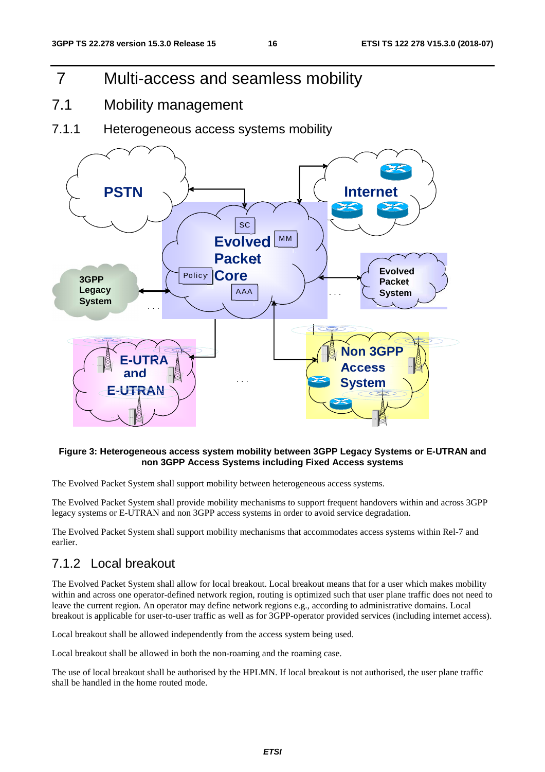# 7 Multi-access and seamless mobility

## 7.1 Mobility management

### 7.1.1 Heterogeneous access systems mobility

**Figure 3: Heterogeneous access system mobility between 3GPP Legacy Systems or E-UTRAN and non 3GPP Access Systems including Fixed Access systems**

The Evolved Packet System shall support mobility between heterogeneous access systems.

The Evolved Packet System shall provide mobility mechanisms to support frequent handovers within and across 3GPP legacy systems or E-UTRAN and non 3GPP access systems in order to avoid service degradation.

The Evolved Packet System shall support mobility mechanisms that accommodates access systems within Rel-7 and earlier.

### 7.1.2 Local breakout

The Evolved Packet System shall allow for local breakout. Local breakout means that for a user which makes mobility within and across operator-defined network region, routing is optimized such that user plane traffic does not need to leave the current region. An operator may define network regions e.g., according to administrative domains. Local breakout is applicable for user-to-user traffic as well as for 3GPP-operator provided services (including internet access).

Local breakout shall be allowed independently from the access system being used.

Local breakout shall be allowed in both the non-roaming and the roaming case.

The use of local breakout shall be authorised by the HPLMN. If local breakout is not authorised, the user plane traffic shall be handled in the home routed mode.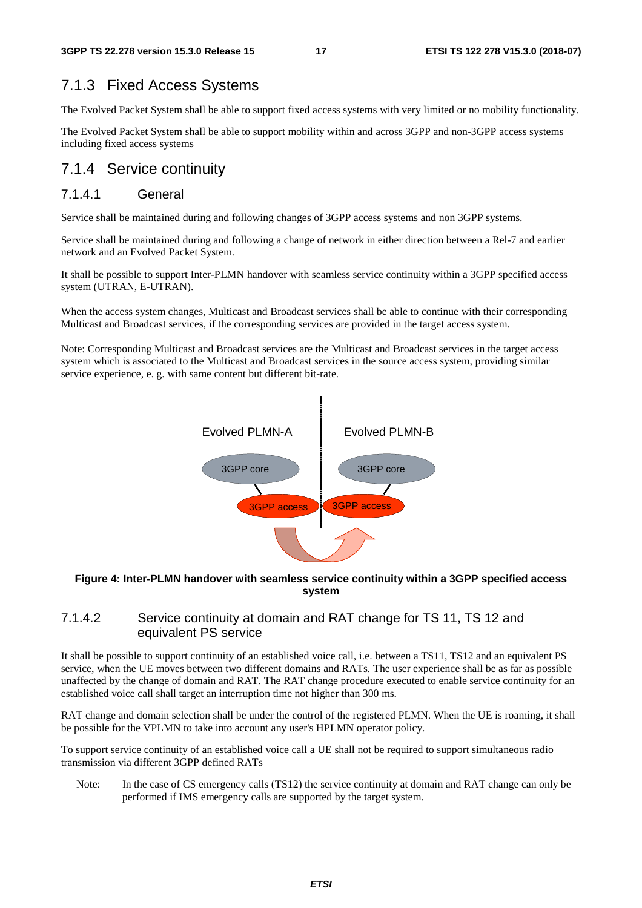## 7.1.3 Fixed Access Systems

The Evolved Packet System shall be able to support fixed access systems with very limited or no mobility functionality.

The Evolved Packet System shall be able to support mobility within and across 3GPP and non-3GPP access systems including fixed access systems

## 7.1.4 Service continuity

### 7.1.4.1 General

Service shall be maintained during and following changes of 3GPP access systems and non 3GPP systems.

Service shall be maintained during and following a change of network in either direction between a Rel-7 and earlier network and an Evolved Packet System.

It shall be possible to support Inter-PLMN handover with seamless service continuity within a 3GPP specified access system (UTRAN, E-UTRAN).

When the access system changes, Multicast and Broadcast services shall be able to continue with their corresponding Multicast and Broadcast services, if the corresponding services are provided in the target access system.

Note: Corresponding Multicast and Broadcast services are the Multicast and Broadcast services in the target access system which is associated to the Multicast and Broadcast services in the source access system, providing similar service experience, e. g. with same content but different bit-rate.

Evolved PLMN-A | Evolved PLMN-B

3GPP core | 3GPP core

3GPP access | 3GPP access

**Figure 4: Inter-PLMN handover with seamless service continuity within a 3GPP specified access system**

### 7.1.4.2 Service continuity at domain and RAT change for TS 11, TS 12 and equivalent PS service

It shall be possible to support continuity of an established voice call, i.e. between a TS11, TS12 and an equivalent PS service, when the UE moves between two different domains and RATs. The user experience shall be as far as possible unaffected by the change of domain and RAT. The RAT change procedure executed to enable service continuity for an established voice call shall target an interruption time not higher than 300 ms.

RAT change and domain selection shall be under the control of the registered PLMN. When the UE is roaming, it shall be possible for the VPLMN to take into account any user's HPLMN operator policy.

To support service continuity of an established voice call a UE shall not be required to support simultaneous radio transmission via different 3GPP defined RATs

Note: In the case of CS emergency calls (TS12) the service continuity at domain and RAT change can only be performed if IMS emergency calls are supported by the target system.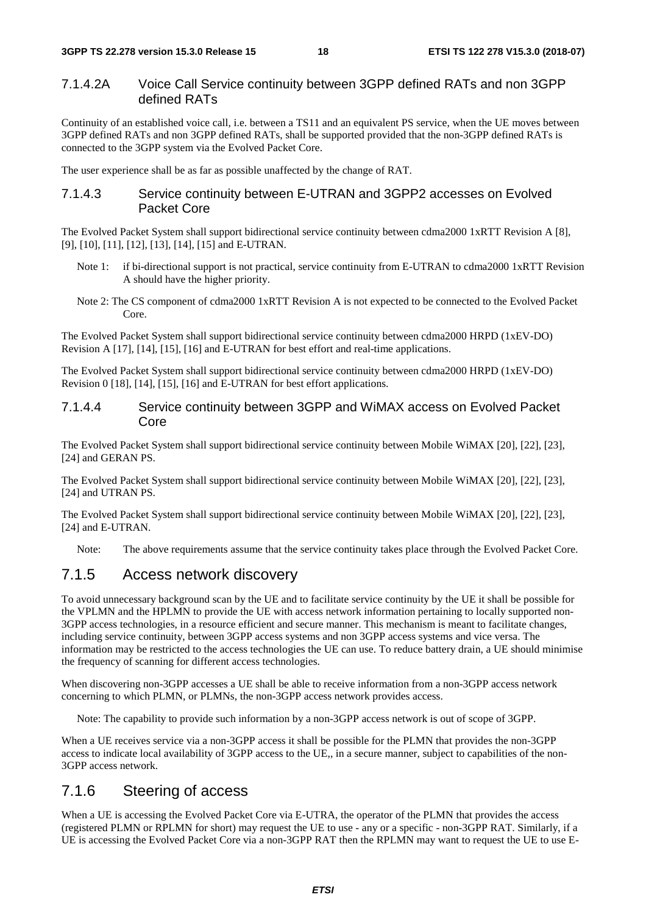#### 7.1.4.2A Voice Call Service continuity between 3GPP defined RATs and non 3GPP defined RATs

Continuity of an established voice call, i.e. between a TS11 and an equivalent PS service, when the UE moves between 3GPP defined RATs and non 3GPP defined RATs, shall be supported provided that the non-3GPP defined RATs is connected to the 3GPP system via the Evolved Packet Core.

The user experience shall be as far as possible unaffected by the change of RAT.

#### 7.1.4.3 Service continuity between E-UTRAN and 3GPP2 accesses on Evolved Packet Core

The Evolved Packet System shall support bidirectional service continuity between cdma2000 1xRTT Revision A [8], [9], [10], [11], [12], [13], [14], [15] and E-UTRAN.

Note 1: if bi-directional support is not practical, service continuity from E-UTRAN to cdma2000 1xRTT Revision A should have the higher priority.

Note 2: The CS component of cdma2000 1xRTT Revision A is not expected to be connected to the Evolved Packet Core.

The Evolved Packet System shall support bidirectional service continuity between cdma2000 HRPD (1xEV-DO) Revision A [17], [14], [15], [16] and E-UTRAN for best effort and real-time applications.

The Evolved Packet System shall support bidirectional service continuity between cdma2000 HRPD (1xEV-DO) Revision 0 [18], [14], [15], [16] and E-UTRAN for best effort applications.

#### 7.1.4.4 Service continuity between 3GPP and WiMAX access on Evolved Packet Core

The Evolved Packet System shall support bidirectional service continuity between Mobile WiMAX [20], [22], [23], [24] and GERAN PS.

The Evolved Packet System shall support bidirectional service continuity between Mobile WiMAX [20], [22], [23], [24] and UTRAN PS.

The Evolved Packet System shall support bidirectional service continuity between Mobile WiMAX [20], [22], [23], [24] and E-UTRAN.

Note: The above requirements assume that the service continuity takes place through the Evolved Packet Core.

### 7.1.5 Access network discovery

To avoid unnecessary background scan by the UE and to facilitate service continuity by the UE it shall be possible for the VPLMN and the HPLMN to provide the UE with access network information pertaining to locally supported non-3GPP access technologies, in a resource efficient and secure manner. This mechanism is meant to facilitate changes, including service continuity, between 3GPP access systems and non 3GPP access systems and vice versa. The information may be restricted to the access technologies the UE can use. To reduce battery drain, a UE should minimise the frequency of scanning for different access technologies.

When discovering non-3GPP accesses a UE shall be able to receive information from a non-3GPP access network concerning to which PLMN, or PLMNs, the non-3GPP access network provides access.

Note: The capability to provide such information by a non-3GPP access network is out of scope of 3GPP.

When a UE receives service via a non-3GPP access it shall be possible for the PLMN that provides the non-3GPP access to indicate local availability of 3GPP access to the UE,, in a secure manner, subject to capabilities of the non-3GPP access network.

### 7.1.6 Steering of access

When a UE is accessing the Evolved Packet Core via E-UTRA, the operator of the PLMN that provides the access (registered PLMN or RPLMN for short) may request the UE to use - any or a specific - non-3GPP RAT. Similarly, if a UE is accessing the Evolved Packet Core via a non-3GPP RAT then the RPLMN may want to request the UE to use E-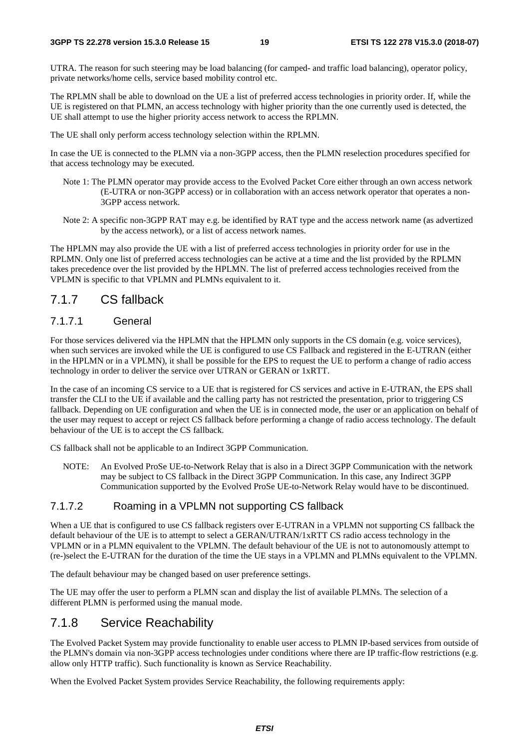UTRA. The reason for such steering may be load balancing (for camped- and traffic load balancing), operator policy, private networks/home cells, service based mobility control etc.

The RPLMN shall be able to download on the UE a list of preferred access technologies in priority order. If, while the UE is registered on that PLMN, an access technology with higher priority than the one currently used is detected, the UE shall attempt to use the higher priority access network to access the RPLMN.

The UE shall only perform access technology selection within the RPLMN.

In case the UE is connected to the PLMN via a non-3GPP access, then the PLMN reselection procedures specified for that access technology may be executed.

Note 1: The PLMN operator may provide access to the Evolved Packet Core either through an own access network (E-UTRA or non-3GPP access) or in collaboration with an access network operator that operates a non-3GPP access network.

Note 2: A specific non-3GPP RAT may e.g. be identified by RAT type and the access network name (as advertized by the access network), or a list of access network names.

The HPLMN may also provide the UE with a list of preferred access technologies in priority order for use in the RPLMN. Only one list of preferred access technologies can be active at a time and the list provided by the RPLMN takes precedence over the list provided by the HPLMN. The list of preferred access technologies received from the VPLMN is specific to that VPLMN and PLMNs equivalent to it.

## 7.1.7 CS fallback

### 7.1.7.1 General

For those services delivered via the HPLMN that the HPLMN only supports in the CS domain (e.g. voice services), when such services are invoked while the UE is configured to use CS Fallback and registered in the E-UTRAN (either in the HPLMN or in a VPLMN), it shall be possible for the EPS to request the UE to perform a change of radio access technology in order to deliver the service over UTRAN or GERAN or 1xRTT.

In the case of an incoming CS service to a UE that is registered for CS services and active in E-UTRAN, the EPS shall transfer the CLI to the UE if available and the calling party has not restricted the presentation, prior to triggering CS fallback. Depending on UE configuration and when the UE is in connected mode, the user or an application on behalf of the user may request to accept or reject CS fallback before performing a change of radio access technology. The default behaviour of the UE is to accept the CS fallback.

CS fallback shall not be applicable to an Indirect 3GPP Communication.

NOTE: An Evolved ProSe UE-to-Network Relay that is also in a Direct 3GPP Communication with the network may be subject to CS fallback in the Direct 3GPP Communication. In this case, any Indirect 3GPP Communication supported by the Evolved ProSe UE-to-Network Relay would have to be discontinued.

### 7.1.7.2 Roaming in a VPLMN not supporting CS fallback

When a UE that is configured to use CS fallback registers over E-UTRAN in a VPLMN not supporting CS fallback the default behaviour of the UE is to attempt to select a GERAN/UTRAN/1xRTT CS radio access technology in the VPLMN or in a PLMN equivalent to the VPLMN. The default behaviour of the UE is not to autonomously attempt to (re-)select the E-UTRAN for the duration of the time the UE stays in a VPLMN and PLMNs equivalent to the VPLMN.

The default behaviour may be changed based on user preference settings.

The UE may offer the user to perform a PLMN scan and display the list of available PLMNs. The selection of a different PLMN is performed using the manual mode.

## 7.1.8 Service Reachability

The Evolved Packet System may provide functionality to enable user access to PLMN IP-based services from outside of the PLMN's domain via non-3GPP access technologies under conditions where there are IP traffic-flow restrictions (e.g. allow only HTTP traffic). Such functionality is known as Service Reachability.

When the Evolved Packet System provides Service Reachability, the following requirements apply: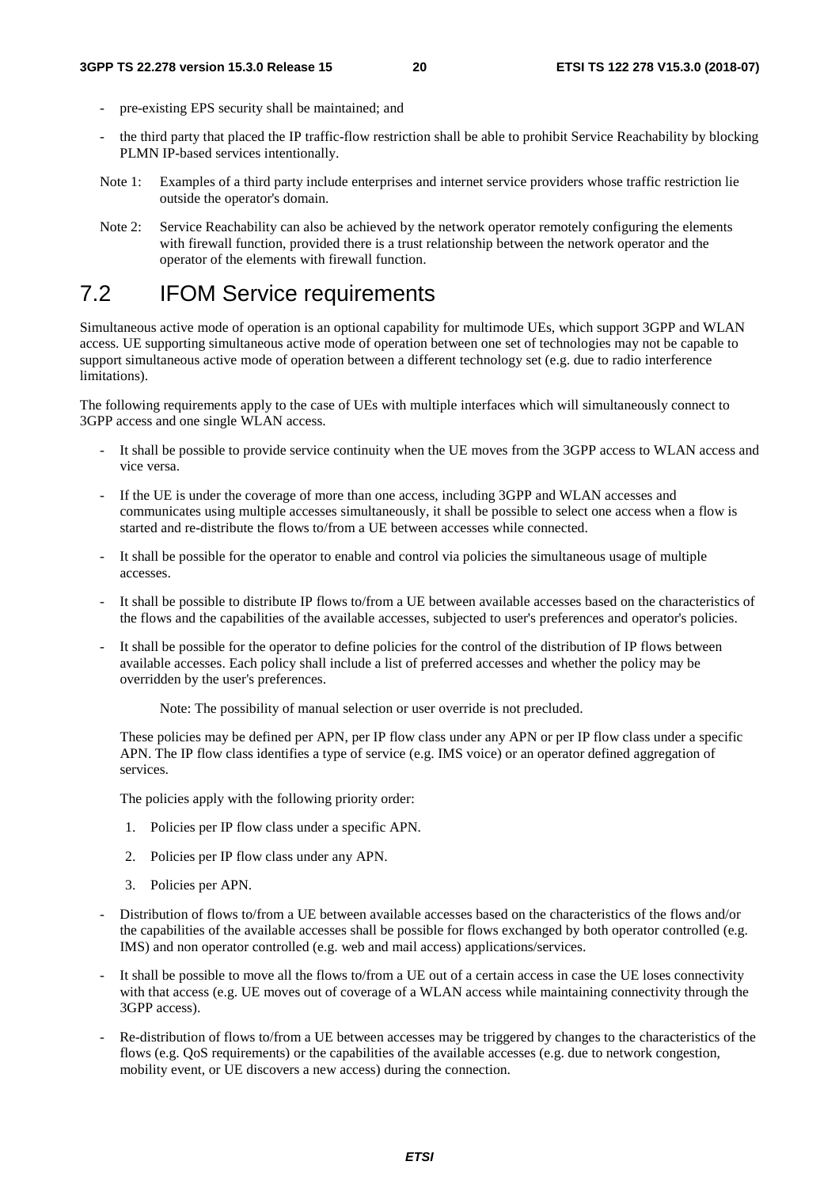- pre-existing EPS security shall be maintained; and
- the third party that placed the IP traffic-flow restriction shall be able to prohibit Service Reachability by blocking PLMN IP-based services intentionally.

Note 1: Examples of a third party include enterprises and internet service providers whose traffic restriction lie outside the operator's domain.

Note 2: Service Reachability can also be achieved by the network operator remotely configuring the elements with firewall function, provided there is a trust relationship between the network operator and the operator of the elements with firewall function.

## 7.2 IFOM Service requirements

Simultaneous active mode of operation is an optional capability for multimode UEs, which support 3GPP and WLAN access. UE supporting simultaneous active mode of operation between one set of technologies may not be capable to support simultaneous active mode of operation between a different technology set (e.g. due to radio interference limitations).

The following requirements apply to the case of UEs with multiple interfaces which will simultaneously connect to 3GPP access and one single WLAN access.

- It shall be possible to provide service continuity when the UE moves from the 3GPP access to WLAN access and vice versa.
- If the UE is under the coverage of more than one access, including 3GPP and WLAN accesses and communicates using multiple accesses simultaneously, it shall be possible to select one access when a flow is started and re-distribute the flows to/from a UE between accesses while connected.
- It shall be possible for the operator to enable and control via policies the simultaneous usage of multiple accesses.
- It shall be possible to distribute IP flows to/from a UE between available accesses based on the characteristics of the flows and the capabilities of the available accesses, subjected to user's preferences and operator's policies.
- It shall be possible for the operator to define policies for the control of the distribution of IP flows between available accesses. Each policy shall include a list of preferred accesses and whether the policy may be overridden by the user's preferences.

  Note: The possibility of manual selection or user override is not precluded.

  These policies may be defined per APN, per IP flow class under any APN or per IP flow class under a specific APN. The IP flow class identifies a type of service (e.g. IMS voice) or an operator defined aggregation of services.

  The policies apply with the following priority order:

  1. Policies per IP flow class under a specific APN.
  2. Policies per IP flow class under any APN.
  3. Policies per APN.
- Distribution of flows to/from a UE between available accesses based on the characteristics of the flows and/or the capabilities of the available accesses shall be possible for flows exchanged by both operator controlled (e.g. IMS) and non operator controlled (e.g. web and mail access) applications/services.
- It shall be possible to move all the flows to/from a UE out of a certain access in case the UE loses connectivity with that access (e.g. UE moves out of coverage of a WLAN access while maintaining connectivity through the 3GPP access).
- Re-distribution of flows to/from a UE between accesses may be triggered by changes to the characteristics of the flows (e.g. QoS requirements) or the capabilities of the available accesses (e.g. due to network congestion, mobility event, or UE discovers a new access) during the connection.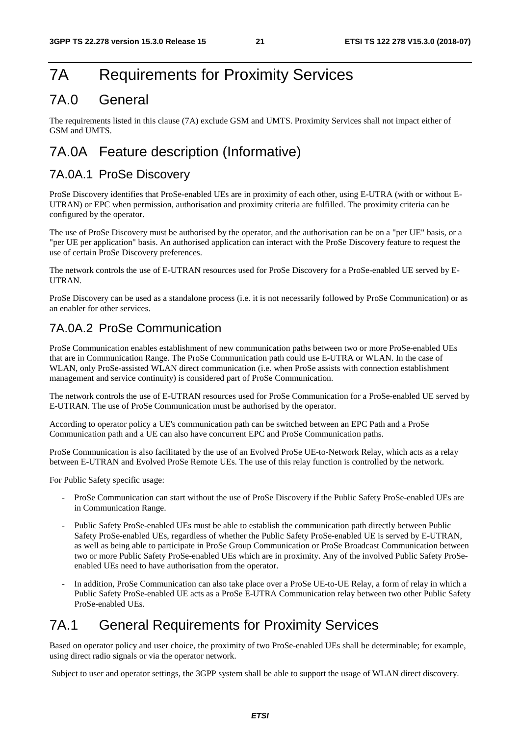# 7A Requirements for Proximity Services

## 7A.0 General

The requirements listed in this clause (7A) exclude GSM and UMTS. Proximity Services shall not impact either of GSM and UMTS.

## 7A.0A Feature description (Informative)

### 7A.0A.1 ProSe Discovery

ProSe Discovery identifies that ProSe-enabled UEs are in proximity of each other, using E-UTRA (with or without E-UTRAN) or EPC when permission, authorisation and proximity criteria are fulfilled. The proximity criteria can be configured by the operator.

The use of ProSe Discovery must be authorised by the operator, and the authorisation can be on a "per UE" basis, or a "per UE per application" basis. An authorised application can interact with the ProSe Discovery feature to request the use of certain ProSe Discovery preferences.

The network controls the use of E-UTRAN resources used for ProSe Discovery for a ProSe-enabled UE served by E-UTRAN.

ProSe Discovery can be used as a standalone process (i.e. it is not necessarily followed by ProSe Communication) or as an enabler for other services.

### 7A.0A.2 ProSe Communication

ProSe Communication enables establishment of new communication paths between two or more ProSe-enabled UEs that are in Communication Range. The ProSe Communication path could use E-UTRA or WLAN. In the case of WLAN, only ProSe-assisted WLAN direct communication (i.e. when ProSe assists with connection establishment management and service continuity) is considered part of ProSe Communication.

The network controls the use of E-UTRAN resources used for ProSe Communication for a ProSe-enabled UE served by E-UTRAN. The use of ProSe Communication must be authorised by the operator.

According to operator policy a UE's communication path can be switched between an EPC Path and a ProSe Communication path and a UE can also have concurrent EPC and ProSe Communication paths.

ProSe Communication is also facilitated by the use of an Evolved ProSe UE-to-Network Relay, which acts as a relay between E-UTRAN and Evolved ProSe Remote UEs. The use of this relay function is controlled by the network.

For Public Safety specific usage:

- ProSe Communication can start without the use of ProSe Discovery if the Public Safety ProSe-enabled UEs are in Communication Range.
- Public Safety ProSe-enabled UEs must be able to establish the communication path directly between Public Safety ProSe-enabled UEs, regardless of whether the Public Safety ProSe-enabled UE is served by E-UTRAN, as well as being able to participate in ProSe Group Communication or ProSe Broadcast Communication between two or more Public Safety ProSe-enabled UEs which are in proximity. Any of the involved Public Safety ProSe-enabled UEs need to have authorisation from the operator.
- In addition, ProSe Communication can also take place over a ProSe UE-to-UE Relay, a form of relay in which a Public Safety ProSe-enabled UE acts as a ProSe E-UTRA Communication relay between two other Public Safety ProSe-enabled UEs.

## 7A.1 General Requirements for Proximity Services

Based on operator policy and user choice, the proximity of two ProSe-enabled UEs shall be determinable; for example, using direct radio signals or via the operator network.

Subject to user and operator settings, the 3GPP system shall be able to support the usage of WLAN direct discovery.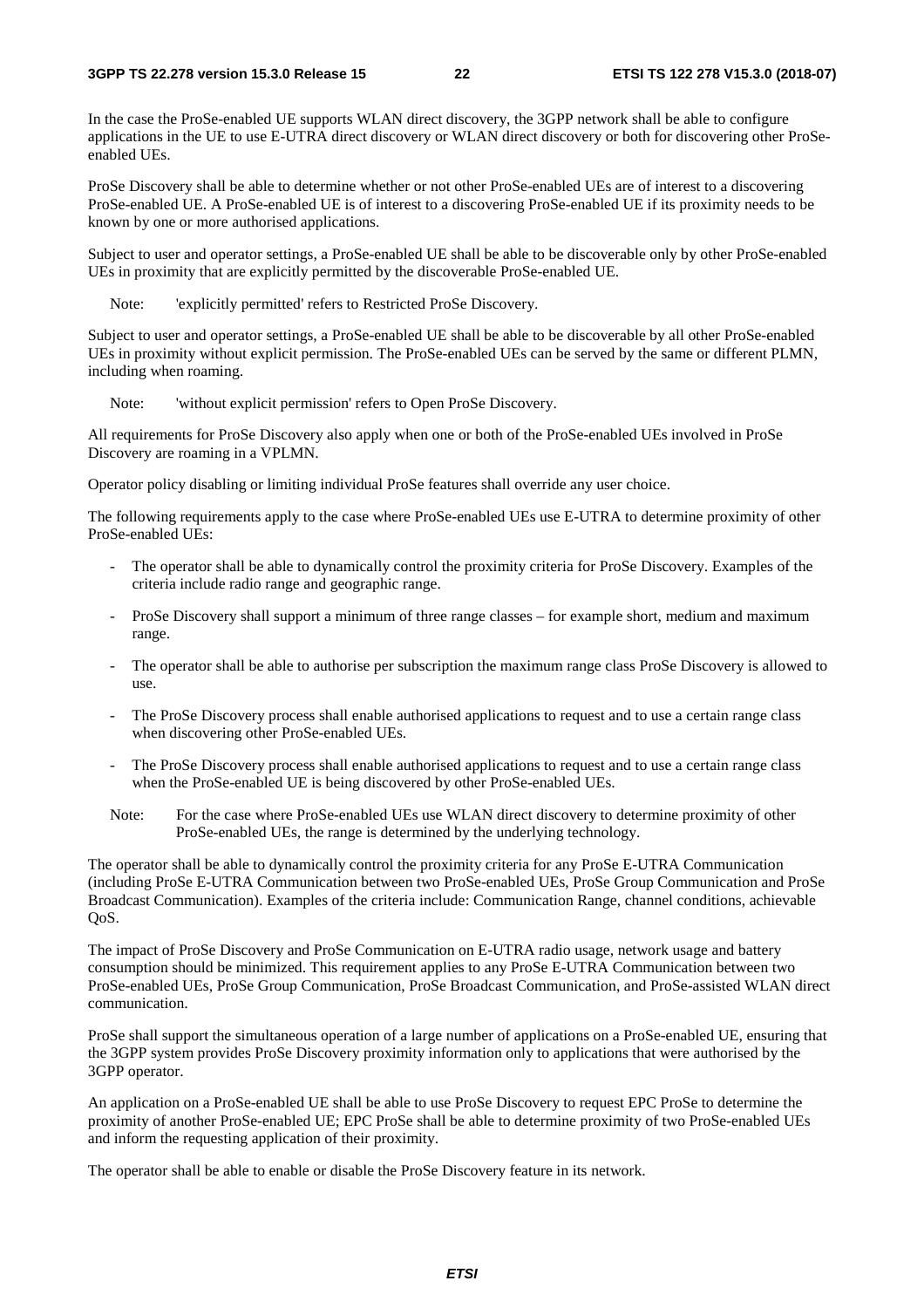In the case the ProSe-enabled UE supports WLAN direct discovery, the 3GPP network shall be able to configure applications in the UE to use E-UTRA direct discovery or WLAN direct discovery or both for discovering other ProSe-enabled UEs.

ProSe Discovery shall be able to determine whether or not other ProSe-enabled UEs are of interest to a discovering ProSe-enabled UE. A ProSe-enabled UE is of interest to a discovering ProSe-enabled UE if its proximity needs to be known by one or more authorised applications.

Subject to user and operator settings, a ProSe-enabled UE shall be able to be discoverable only by other ProSe-enabled UEs in proximity that are explicitly permitted by the discoverable ProSe-enabled UE.

Note: 'explicitly permitted' refers to Restricted ProSe Discovery.

Subject to user and operator settings, a ProSe-enabled UE shall be able to be discoverable by all other ProSe-enabled UEs in proximity without explicit permission. The ProSe-enabled UEs can be served by the same or different PLMN, including when roaming.

Note: 'without explicit permission' refers to Open ProSe Discovery.

All requirements for ProSe Discovery also apply when one or both of the ProSe-enabled UEs involved in ProSe Discovery are roaming in a VPLMN.

Operator policy disabling or limiting individual ProSe features shall override any user choice.

The following requirements apply to the case where ProSe-enabled UEs use E-UTRA to determine proximity of other ProSe-enabled UEs:

- The operator shall be able to dynamically control the proximity criteria for ProSe Discovery. Examples of the criteria include radio range and geographic range.
- ProSe Discovery shall support a minimum of three range classes – for example short, medium and maximum range.
- The operator shall be able to authorise per subscription the maximum range class ProSe Discovery is allowed to use.
- The ProSe Discovery process shall enable authorised applications to request and to use a certain range class when discovering other ProSe-enabled UEs.
- The ProSe Discovery process shall enable authorised applications to request and to use a certain range class when the ProSe-enabled UE is being discovered by other ProSe-enabled UEs.

Note: For the case where ProSe-enabled UEs use WLAN direct discovery to determine proximity of other ProSe-enabled UEs, the range is determined by the underlying technology.

The operator shall be able to dynamically control the proximity criteria for any ProSe E-UTRA Communication (including ProSe E-UTRA Communication between two ProSe-enabled UEs, ProSe Group Communication and ProSe Broadcast Communication). Examples of the criteria include: Communication Range, channel conditions, achievable QoS.

The impact of ProSe Discovery and ProSe Communication on E-UTRA radio usage, network usage and battery consumption should be minimized. This requirement applies to any ProSe E-UTRA Communication between two ProSe-enabled UEs, ProSe Group Communication, ProSe Broadcast Communication, and ProSe-assisted WLAN direct communication.

ProSe shall support the simultaneous operation of a large number of applications on a ProSe-enabled UE, ensuring that the 3GPP system provides ProSe Discovery proximity information only to applications that were authorised by the 3GPP operator.

An application on a ProSe-enabled UE shall be able to use ProSe Discovery to request EPC ProSe to determine the proximity of another ProSe-enabled UE; EPC ProSe shall be able to determine proximity of two ProSe-enabled UEs and inform the requesting application of their proximity.

The operator shall be able to enable or disable the ProSe Discovery feature in its network.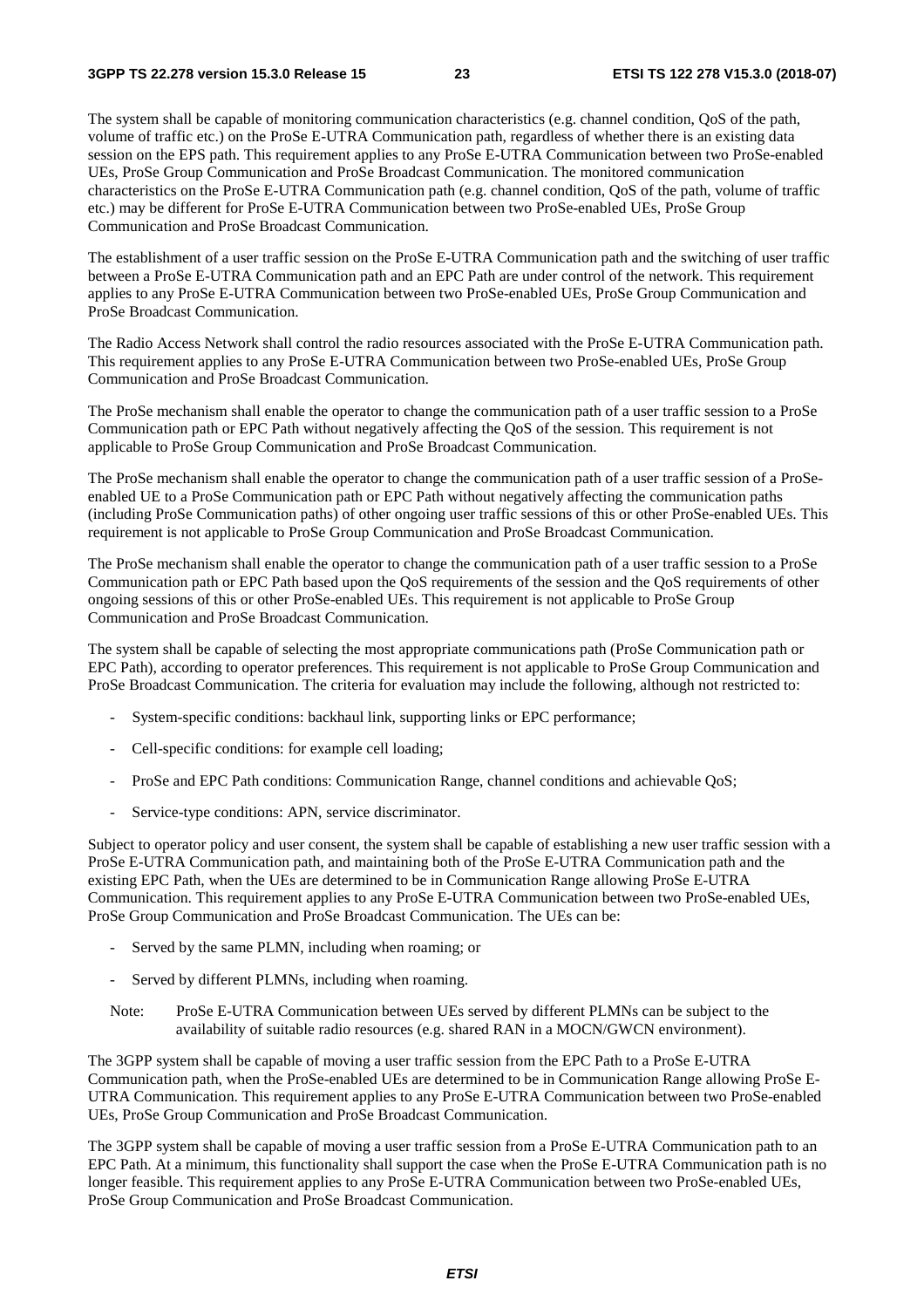The system shall be capable of monitoring communication characteristics (e.g. channel condition, QoS of the path, volume of traffic etc.) on the ProSe E-UTRA Communication path, regardless of whether there is an existing data session on the EPS path. This requirement applies to any ProSe E-UTRA Communication between two ProSe-enabled UEs, ProSe Group Communication and ProSe Broadcast Communication. The monitored communication characteristics on the ProSe E-UTRA Communication path (e.g. channel condition, QoS of the path, volume of traffic etc.) may be different for ProSe E-UTRA Communication between two ProSe-enabled UEs, ProSe Group Communication and ProSe Broadcast Communication.

The establishment of a user traffic session on the ProSe E-UTRA Communication path and the switching of user traffic between a ProSe E-UTRA Communication path and an EPC Path are under control of the network. This requirement applies to any ProSe E-UTRA Communication between two ProSe-enabled UEs, ProSe Group Communication and ProSe Broadcast Communication.

The Radio Access Network shall control the radio resources associated with the ProSe E-UTRA Communication path. This requirement applies to any ProSe E-UTRA Communication between two ProSe-enabled UEs, ProSe Group Communication and ProSe Broadcast Communication.

The ProSe mechanism shall enable the operator to change the communication path of a user traffic session to a ProSe Communication path or EPC Path without negatively affecting the QoS of the session. This requirement is not applicable to ProSe Group Communication and ProSe Broadcast Communication.

The ProSe mechanism shall enable the operator to change the communication path of a user traffic session of a ProSe-enabled UE to a ProSe Communication path or EPC Path without negatively affecting the communication paths (including ProSe Communication paths) of other ongoing user traffic sessions of this or other ProSe-enabled UEs. This requirement is not applicable to ProSe Group Communication and ProSe Broadcast Communication.

The ProSe mechanism shall enable the operator to change the communication path of a user traffic session to a ProSe Communication path or EPC Path based upon the QoS requirements of the session and the QoS requirements of other ongoing sessions of this or other ProSe-enabled UEs. This requirement is not applicable to ProSe Group Communication and ProSe Broadcast Communication.

The system shall be capable of selecting the most appropriate communications path (ProSe Communication path or EPC Path), according to operator preferences. This requirement is not applicable to ProSe Group Communication and ProSe Broadcast Communication. The criteria for evaluation may include the following, although not restricted to:

- System-specific conditions: backhaul link, supporting links or EPC performance;
- Cell-specific conditions: for example cell loading;
- ProSe and EPC Path conditions: Communication Range, channel conditions and achievable QoS;
- Service-type conditions: APN, service discriminator.

Subject to operator policy and user consent, the system shall be capable of establishing a new user traffic session with a ProSe E-UTRA Communication path, and maintaining both of the ProSe E-UTRA Communication path and the existing EPC Path, when the UEs are determined to be in Communication Range allowing ProSe E-UTRA Communication. This requirement applies to any ProSe E-UTRA Communication between two ProSe-enabled UEs, ProSe Group Communication and ProSe Broadcast Communication. The UEs can be:

- Served by the same PLMN, including when roaming; or
- Served by different PLMNs, including when roaming.

Note: ProSe E-UTRA Communication between UEs served by different PLMNs can be subject to the availability of suitable radio resources (e.g. shared RAN in a MOCN/GWCN environment).

The 3GPP system shall be capable of moving a user traffic session from the EPC Path to a ProSe E-UTRA Communication path, when the ProSe-enabled UEs are determined to be in Communication Range allowing ProSe E-UTRA Communication. This requirement applies to any ProSe E-UTRA Communication between two ProSe-enabled UEs, ProSe Group Communication and ProSe Broadcast Communication.

The 3GPP system shall be capable of moving a user traffic session from a ProSe E-UTRA Communication path to an EPC Path. At a minimum, this functionality shall support the case when the ProSe E-UTRA Communication path is no longer feasible. This requirement applies to any ProSe E-UTRA Communication between two ProSe-enabled UEs, ProSe Group Communication and ProSe Broadcast Communication.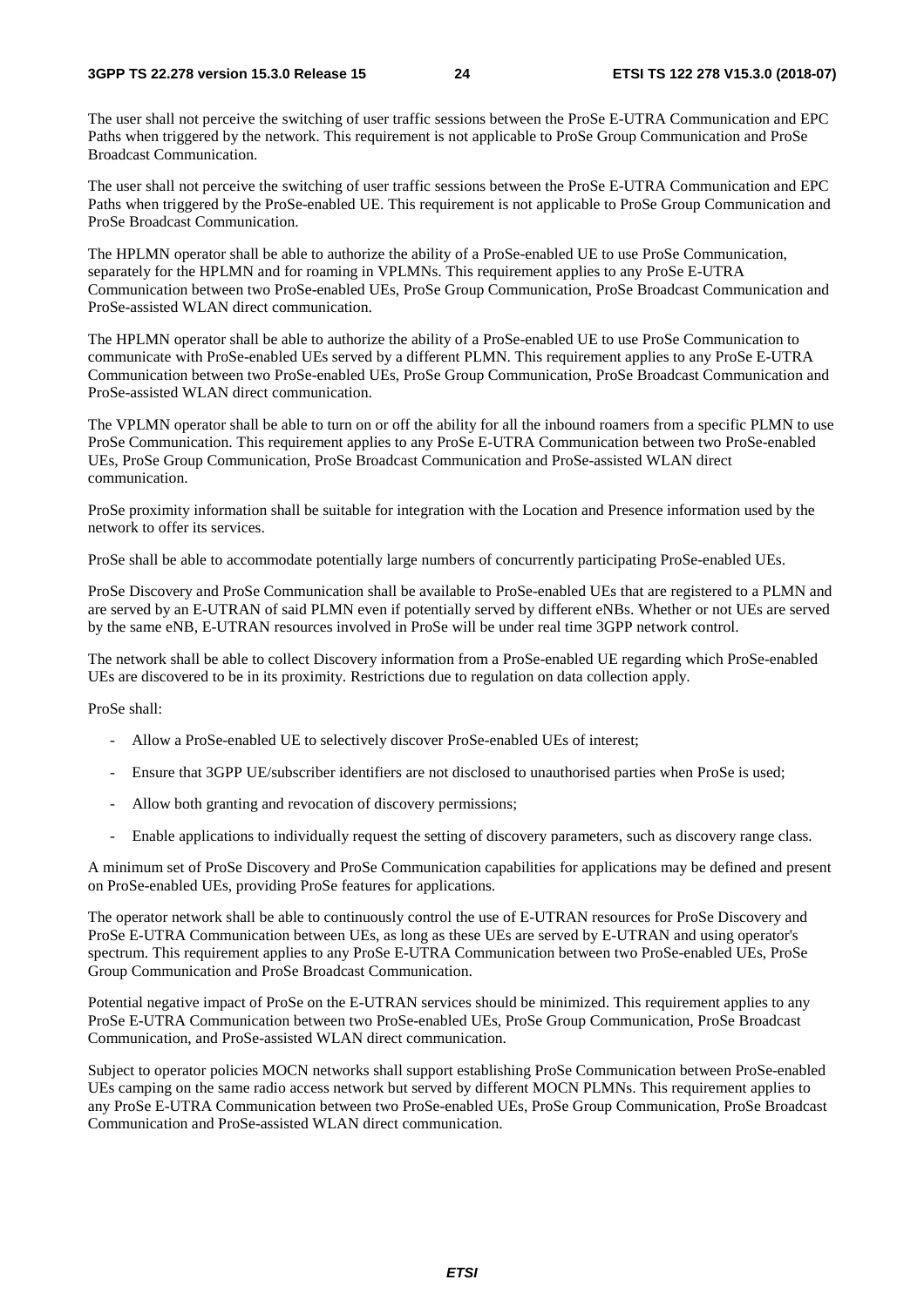The user shall not perceive the switching of user traffic sessions between the ProSe E-UTRA Communication and EPC Paths when triggered by the network. This requirement is not applicable to ProSe Group Communication and ProSe Broadcast Communication.

The user shall not perceive the switching of user traffic sessions between the ProSe E-UTRA Communication and EPC Paths when triggered by the ProSe-enabled UE. This requirement is not applicable to ProSe Group Communication and ProSe Broadcast Communication.

The HPLMN operator shall be able to authorize the ability of a ProSe-enabled UE to use ProSe Communication, separately for the HPLMN and for roaming in VPLMNs. This requirement applies to any ProSe E-UTRA Communication between two ProSe-enabled UEs, ProSe Group Communication, ProSe Broadcast Communication and ProSe-assisted WLAN direct communication.

The HPLMN operator shall be able to authorize the ability of a ProSe-enabled UE to use ProSe Communication to communicate with ProSe-enabled UEs served by a different PLMN. This requirement applies to any ProSe E-UTRA Communication between two ProSe-enabled UEs, ProSe Group Communication, ProSe Broadcast Communication and ProSe-assisted WLAN direct communication.

The VPLMN operator shall be able to turn on or off the ability for all the inbound roamers from a specific PLMN to use ProSe Communication. This requirement applies to any ProSe E-UTRA Communication between two ProSe-enabled UEs, ProSe Group Communication, ProSe Broadcast Communication and ProSe-assisted WLAN direct communication.

ProSe proximity information shall be suitable for integration with the Location and Presence information used by the network to offer its services.

ProSe shall be able to accommodate potentially large numbers of concurrently participating ProSe-enabled UEs.

ProSe Discovery and ProSe Communication shall be available to ProSe-enabled UEs that are registered to a PLMN and are served by an E-UTRAN of said PLMN even if potentially served by different eNBs. Whether or not UEs are served by the same eNB, E-UTRAN resources involved in ProSe will be under real time 3GPP network control.

The network shall be able to collect Discovery information from a ProSe-enabled UE regarding which ProSe-enabled UEs are discovered to be in its proximity. Restrictions due to regulation on data collection apply.

ProSe shall:

- Allow a ProSe-enabled UE to selectively discover ProSe-enabled UEs of interest;
- Ensure that 3GPP UE/subscriber identifiers are not disclosed to unauthorised parties when ProSe is used;
- Allow both granting and revocation of discovery permissions;
- Enable applications to individually request the setting of discovery parameters, such as discovery range class.

A minimum set of ProSe Discovery and ProSe Communication capabilities for applications may be defined and present on ProSe-enabled UEs, providing ProSe features for applications.

The operator network shall be able to continuously control the use of E-UTRAN resources for ProSe Discovery and ProSe E-UTRA Communication between UEs, as long as these UEs are served by E-UTRAN and using operator's spectrum. This requirement applies to any ProSe E-UTRA Communication between two ProSe-enabled UEs, ProSe Group Communication and ProSe Broadcast Communication.

Potential negative impact of ProSe on the E-UTRAN services should be minimized. This requirement applies to any ProSe E-UTRA Communication between two ProSe-enabled UEs, ProSe Group Communication, ProSe Broadcast Communication, and ProSe-assisted WLAN direct communication.

Subject to operator policies MOCN networks shall support establishing ProSe Communication between ProSe-enabled UEs camping on the same radio access network but served by different MOCN PLMNs. This requirement applies to any ProSe E-UTRA Communication between two ProSe-enabled UEs, ProSe Group Communication, ProSe Broadcast Communication and ProSe-assisted WLAN direct communication.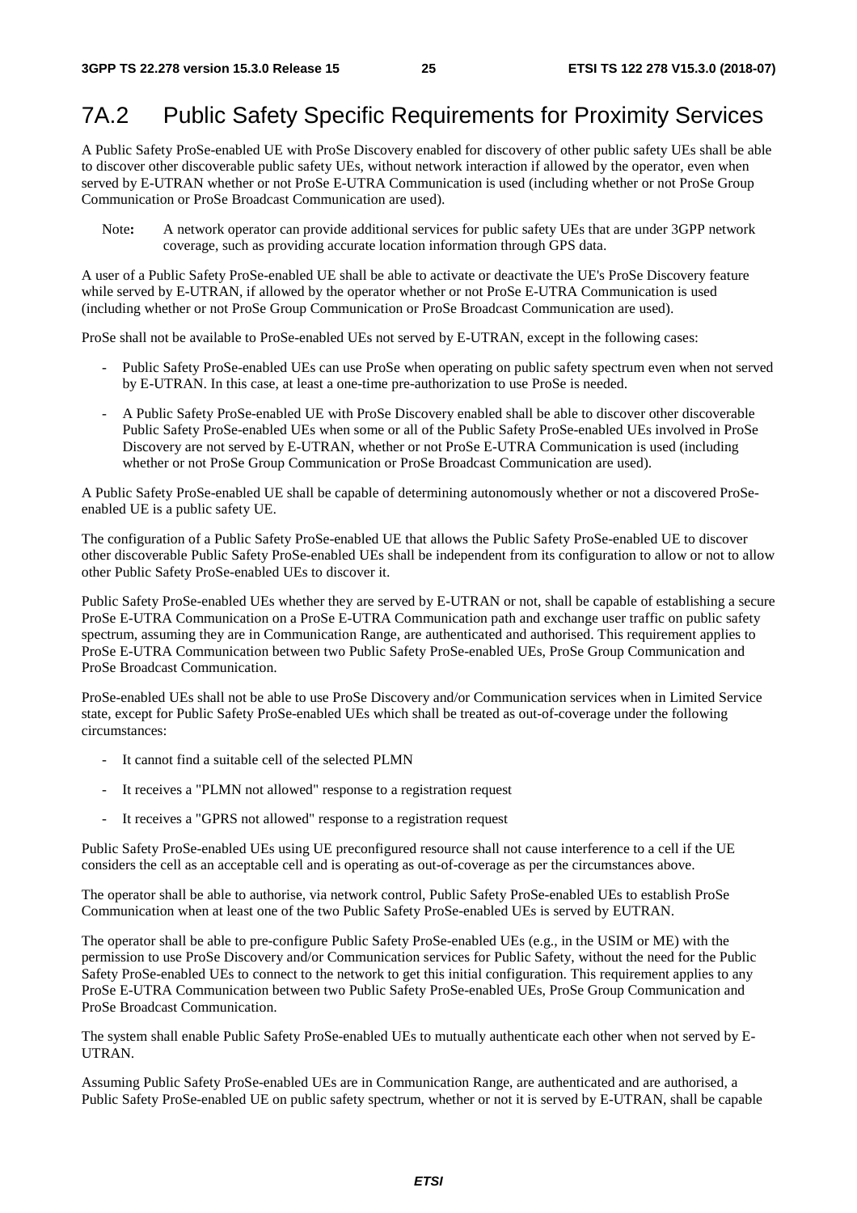## 7A.2 Public Safety Specific Requirements for Proximity Services

A Public Safety ProSe-enabled UE with ProSe Discovery enabled for discovery of other public safety UEs shall be able to discover other discoverable public safety UEs, without network interaction if allowed by the operator, even when served by E-UTRAN whether or not ProSe E-UTRA Communication is used (including whether or not ProSe Group Communication or ProSe Broadcast Communication are used).

Note**:** A network operator can provide additional services for public safety UEs that are under 3GPP network coverage, such as providing accurate location information through GPS data.

A user of a Public Safety ProSe-enabled UE shall be able to activate or deactivate the UE's ProSe Discovery feature while served by E-UTRAN, if allowed by the operator whether or not ProSe E-UTRA Communication is used (including whether or not ProSe Group Communication or ProSe Broadcast Communication are used).

ProSe shall not be available to ProSe-enabled UEs not served by E-UTRAN, except in the following cases:

- Public Safety ProSe-enabled UEs can use ProSe when operating on public safety spectrum even when not served by E-UTRAN. In this case, at least a one-time pre-authorization to use ProSe is needed.
- A Public Safety ProSe-enabled UE with ProSe Discovery enabled shall be able to discover other discoverable Public Safety ProSe-enabled UEs when some or all of the Public Safety ProSe-enabled UEs involved in ProSe Discovery are not served by E-UTRAN, whether or not ProSe E-UTRA Communication is used (including whether or not ProSe Group Communication or ProSe Broadcast Communication are used).

A Public Safety ProSe-enabled UE shall be capable of determining autonomously whether or not a discovered ProSe-enabled UE is a public safety UE.

The configuration of a Public Safety ProSe-enabled UE that allows the Public Safety ProSe-enabled UE to discover other discoverable Public Safety ProSe-enabled UEs shall be independent from its configuration to allow or not to allow other Public Safety ProSe-enabled UEs to discover it.

Public Safety ProSe-enabled UEs whether they are served by E-UTRAN or not, shall be capable of establishing a secure ProSe E-UTRA Communication on a ProSe E-UTRA Communication path and exchange user traffic on public safety spectrum, assuming they are in Communication Range, are authenticated and authorised. This requirement applies to ProSe E-UTRA Communication between two Public Safety ProSe-enabled UEs, ProSe Group Communication and ProSe Broadcast Communication.

ProSe-enabled UEs shall not be able to use ProSe Discovery and/or Communication services when in Limited Service state, except for Public Safety ProSe-enabled UEs which shall be treated as out-of-coverage under the following circumstances:

- It cannot find a suitable cell of the selected PLMN
- It receives a "PLMN not allowed" response to a registration request
- It receives a "GPRS not allowed" response to a registration request

Public Safety ProSe-enabled UEs using UE preconfigured resource shall not cause interference to a cell if the UE considers the cell as an acceptable cell and is operating as out-of-coverage as per the circumstances above.

The operator shall be able to authorise, via network control, Public Safety ProSe-enabled UEs to establish ProSe Communication when at least one of the two Public Safety ProSe-enabled UEs is served by EUTRAN.

The operator shall be able to pre-configure Public Safety ProSe-enabled UEs (e.g., in the USIM or ME) with the permission to use ProSe Discovery and/or Communication services for Public Safety, without the need for the Public Safety ProSe-enabled UEs to connect to the network to get this initial configuration. This requirement applies to any ProSe E-UTRA Communication between two Public Safety ProSe-enabled UEs, ProSe Group Communication and ProSe Broadcast Communication.

The system shall enable Public Safety ProSe-enabled UEs to mutually authenticate each other when not served by E-UTRAN.

Assuming Public Safety ProSe-enabled UEs are in Communication Range, are authenticated and are authorised, a Public Safety ProSe-enabled UE on public safety spectrum, whether or not it is served by E-UTRAN, shall be capable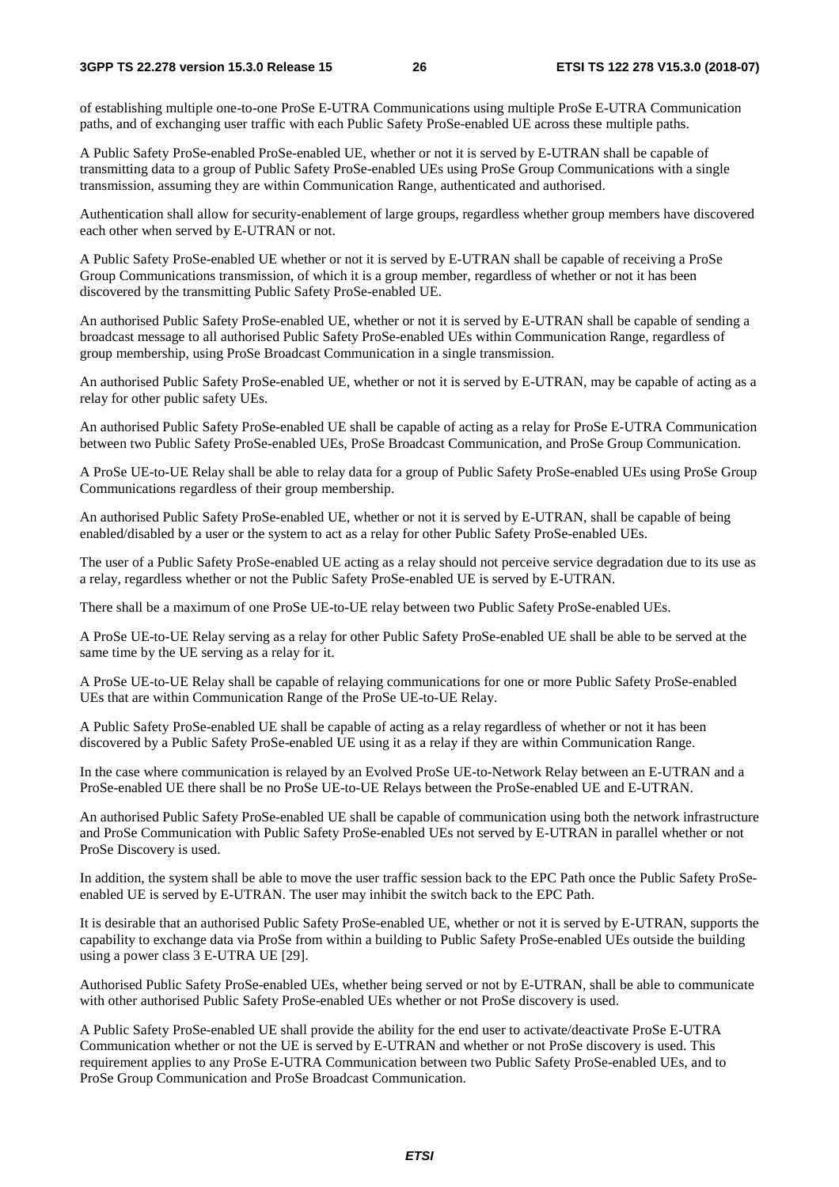of establishing multiple one-to-one ProSe E-UTRA Communications using multiple ProSe E-UTRA Communication paths, and of exchanging user traffic with each Public Safety ProSe-enabled UE across these multiple paths.

A Public Safety ProSe-enabled ProSe-enabled UE, whether or not it is served by E-UTRAN shall be capable of transmitting data to a group of Public Safety ProSe-enabled UEs using ProSe Group Communications with a single transmission, assuming they are within Communication Range, authenticated and authorised.

Authentication shall allow for security-enablement of large groups, regardless whether group members have discovered each other when served by E-UTRAN or not.

A Public Safety ProSe-enabled UE whether or not it is served by E-UTRAN shall be capable of receiving a ProSe Group Communications transmission, of which it is a group member, regardless of whether or not it has been discovered by the transmitting Public Safety ProSe-enabled UE.

An authorised Public Safety ProSe-enabled UE, whether or not it is served by E-UTRAN shall be capable of sending a broadcast message to all authorised Public Safety ProSe-enabled UEs within Communication Range, regardless of group membership, using ProSe Broadcast Communication in a single transmission.

An authorised Public Safety ProSe-enabled UE, whether or not it is served by E-UTRAN, may be capable of acting as a relay for other public safety UEs.

An authorised Public Safety ProSe-enabled UE shall be capable of acting as a relay for ProSe E-UTRA Communication between two Public Safety ProSe-enabled UEs, ProSe Broadcast Communication, and ProSe Group Communication.

A ProSe UE-to-UE Relay shall be able to relay data for a group of Public Safety ProSe-enabled UEs using ProSe Group Communications regardless of their group membership.

An authorised Public Safety ProSe-enabled UE, whether or not it is served by E-UTRAN, shall be capable of being enabled/disabled by a user or the system to act as a relay for other Public Safety ProSe-enabled UEs.

The user of a Public Safety ProSe-enabled UE acting as a relay should not perceive service degradation due to its use as a relay, regardless whether or not the Public Safety ProSe-enabled UE is served by E-UTRAN.

There shall be a maximum of one ProSe UE-to-UE relay between two Public Safety ProSe-enabled UEs.

A ProSe UE-to-UE Relay serving as a relay for other Public Safety ProSe-enabled UE shall be able to be served at the same time by the UE serving as a relay for it.

A ProSe UE-to-UE Relay shall be capable of relaying communications for one or more Public Safety ProSe-enabled UEs that are within Communication Range of the ProSe UE-to-UE Relay.

A Public Safety ProSe-enabled UE shall be capable of acting as a relay regardless of whether or not it has been discovered by a Public Safety ProSe-enabled UE using it as a relay if they are within Communication Range.

In the case where communication is relayed by an Evolved ProSe UE-to-Network Relay between an E-UTRAN and a ProSe-enabled UE there shall be no ProSe UE-to-UE Relays between the ProSe-enabled UE and E-UTRAN.

An authorised Public Safety ProSe-enabled UE shall be capable of communication using both the network infrastructure and ProSe Communication with Public Safety ProSe-enabled UEs not served by E-UTRAN in parallel whether or not ProSe Discovery is used.

In addition, the system shall be able to move the user traffic session back to the EPC Path once the Public Safety ProSe-enabled UE is served by E-UTRAN. The user may inhibit the switch back to the EPC Path.

It is desirable that an authorised Public Safety ProSe-enabled UE, whether or not it is served by E-UTRAN, supports the capability to exchange data via ProSe from within a building to Public Safety ProSe-enabled UEs outside the building using a power class 3 E-UTRA UE [29].

Authorised Public Safety ProSe-enabled UEs, whether being served or not by E-UTRAN, shall be able to communicate with other authorised Public Safety ProSe-enabled UEs whether or not ProSe discovery is used.

A Public Safety ProSe-enabled UE shall provide the ability for the end user to activate/deactivate ProSe E-UTRA Communication whether or not the UE is served by E-UTRAN and whether or not ProSe discovery is used. This requirement applies to any ProSe E-UTRA Communication between two Public Safety ProSe-enabled UEs, and to ProSe Group Communication and ProSe Broadcast Communication.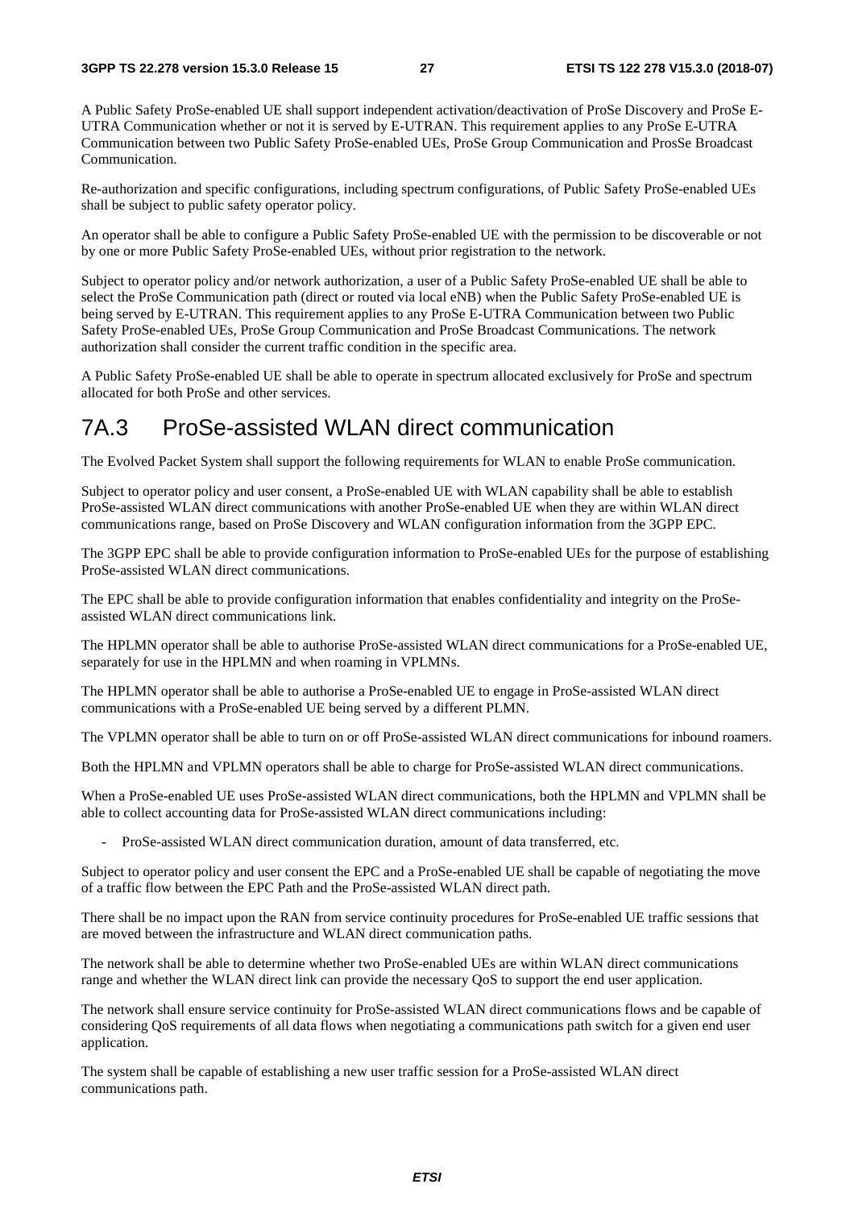A Public Safety ProSe-enabled UE shall support independent activation/deactivation of ProSe Discovery and ProSe E-UTRA Communication whether or not it is served by E-UTRAN. This requirement applies to any ProSe E-UTRA Communication between two Public Safety ProSe-enabled UEs, ProSe Group Communication and ProsSe Broadcast Communication.

Re-authorization and specific configurations, including spectrum configurations, of Public Safety ProSe-enabled UEs shall be subject to public safety operator policy.

An operator shall be able to configure a Public Safety ProSe-enabled UE with the permission to be discoverable or not by one or more Public Safety ProSe-enabled UEs, without prior registration to the network.

Subject to operator policy and/or network authorization, a user of a Public Safety ProSe-enabled UE shall be able to select the ProSe Communication path (direct or routed via local eNB) when the Public Safety ProSe-enabled UE is being served by E-UTRAN. This requirement applies to any ProSe E-UTRA Communication between two Public Safety ProSe-enabled UEs, ProSe Group Communication and ProSe Broadcast Communications. The network authorization shall consider the current traffic condition in the specific area.

A Public Safety ProSe-enabled UE shall be able to operate in spectrum allocated exclusively for ProSe and spectrum allocated for both ProSe and other services.

## 7A.3 ProSe-assisted WLAN direct communication

The Evolved Packet System shall support the following requirements for WLAN to enable ProSe communication.

Subject to operator policy and user consent, a ProSe-enabled UE with WLAN capability shall be able to establish ProSe-assisted WLAN direct communications with another ProSe-enabled UE when they are within WLAN direct communications range, based on ProSe Discovery and WLAN configuration information from the 3GPP EPC.

The 3GPP EPC shall be able to provide configuration information to ProSe-enabled UEs for the purpose of establishing ProSe-assisted WLAN direct communications.

The EPC shall be able to provide configuration information that enables confidentiality and integrity on the ProSe-assisted WLAN direct communications link.

The HPLMN operator shall be able to authorise ProSe-assisted WLAN direct communications for a ProSe-enabled UE, separately for use in the HPLMN and when roaming in VPLMNs.

The HPLMN operator shall be able to authorise a ProSe-enabled UE to engage in ProSe-assisted WLAN direct communications with a ProSe-enabled UE being served by a different PLMN.

The VPLMN operator shall be able to turn on or off ProSe-assisted WLAN direct communications for inbound roamers.

Both the HPLMN and VPLMN operators shall be able to charge for ProSe-assisted WLAN direct communications.

When a ProSe-enabled UE uses ProSe-assisted WLAN direct communications, both the HPLMN and VPLMN shall be able to collect accounting data for ProSe-assisted WLAN direct communications including:

- ProSe-assisted WLAN direct communication duration, amount of data transferred, etc.

Subject to operator policy and user consent the EPC and a ProSe-enabled UE shall be capable of negotiating the move of a traffic flow between the EPC Path and the ProSe-assisted WLAN direct path.

There shall be no impact upon the RAN from service continuity procedures for ProSe-enabled UE traffic sessions that are moved between the infrastructure and WLAN direct communication paths.

The network shall be able to determine whether two ProSe-enabled UEs are within WLAN direct communications range and whether the WLAN direct link can provide the necessary QoS to support the end user application.

The network shall ensure service continuity for ProSe-assisted WLAN direct communications flows and be capable of considering QoS requirements of all data flows when negotiating a communications path switch for a given end user application.

The system shall be capable of establishing a new user traffic session for a ProSe-assisted WLAN direct communications path.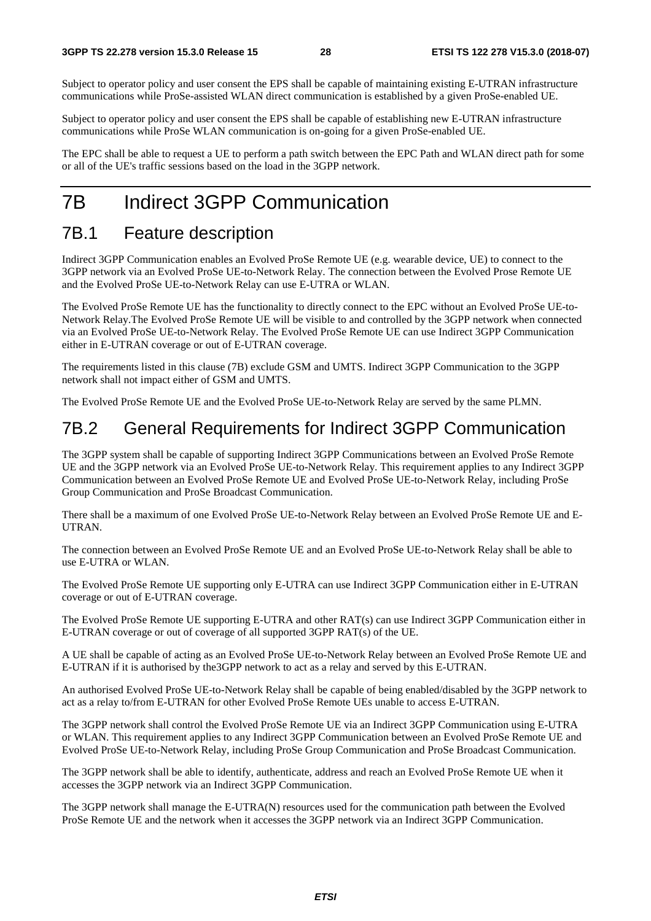Subject to operator policy and user consent the EPS shall be capable of maintaining existing E-UTRAN infrastructure communications while ProSe-assisted WLAN direct communication is established by a given ProSe-enabled UE.

Subject to operator policy and user consent the EPS shall be capable of establishing new E-UTRAN infrastructure communications while ProSe WLAN communication is on-going for a given ProSe-enabled UE.

The EPC shall be able to request a UE to perform a path switch between the EPC Path and WLAN direct path for some or all of the UE's traffic sessions based on the load in the 3GPP network.

# 7B Indirect 3GPP Communication

## 7B.1 Feature description

Indirect 3GPP Communication enables an Evolved ProSe Remote UE (e.g. wearable device, UE) to connect to the 3GPP network via an Evolved ProSe UE-to-Network Relay. The connection between the Evolved Prose Remote UE and the Evolved ProSe UE-to-Network Relay can use E-UTRA or WLAN.

The Evolved ProSe Remote UE has the functionality to directly connect to the EPC without an Evolved ProSe UE-to-Network Relay.The Evolved ProSe Remote UE will be visible to and controlled by the 3GPP network when connected via an Evolved ProSe UE-to-Network Relay. The Evolved ProSe Remote UE can use Indirect 3GPP Communication either in E-UTRAN coverage or out of E-UTRAN coverage.

The requirements listed in this clause (7B) exclude GSM and UMTS. Indirect 3GPP Communication to the 3GPP network shall not impact either of GSM and UMTS.

The Evolved ProSe Remote UE and the Evolved ProSe UE-to-Network Relay are served by the same PLMN.

## 7B.2 General Requirements for Indirect 3GPP Communication

The 3GPP system shall be capable of supporting Indirect 3GPP Communications between an Evolved ProSe Remote UE and the 3GPP network via an Evolved ProSe UE-to-Network Relay. This requirement applies to any Indirect 3GPP Communication between an Evolved ProSe Remote UE and Evolved ProSe UE-to-Network Relay, including ProSe Group Communication and ProSe Broadcast Communication.

There shall be a maximum of one Evolved ProSe UE-to-Network Relay between an Evolved ProSe Remote UE and E-UTRAN.

The connection between an Evolved ProSe Remote UE and an Evolved ProSe UE-to-Network Relay shall be able to use E-UTRA or WLAN.

The Evolved ProSe Remote UE supporting only E-UTRA can use Indirect 3GPP Communication either in E-UTRAN coverage or out of E-UTRAN coverage.

The Evolved ProSe Remote UE supporting E-UTRA and other RAT(s) can use Indirect 3GPP Communication either in E-UTRAN coverage or out of coverage of all supported 3GPP RAT(s) of the UE.

A UE shall be capable of acting as an Evolved ProSe UE-to-Network Relay between an Evolved ProSe Remote UE and E-UTRAN if it is authorised by the3GPP network to act as a relay and served by this E-UTRAN.

An authorised Evolved ProSe UE-to-Network Relay shall be capable of being enabled/disabled by the 3GPP network to act as a relay to/from E-UTRAN for other Evolved ProSe Remote UEs unable to access E-UTRAN.

The 3GPP network shall control the Evolved ProSe Remote UE via an Indirect 3GPP Communication using E-UTRA or WLAN. This requirement applies to any Indirect 3GPP Communication between an Evolved ProSe Remote UE and Evolved ProSe UE-to-Network Relay, including ProSe Group Communication and ProSe Broadcast Communication.

The 3GPP network shall be able to identify, authenticate, address and reach an Evolved ProSe Remote UE when it accesses the 3GPP network via an Indirect 3GPP Communication.

The 3GPP network shall manage the E-UTRA(N) resources used for the communication path between the Evolved ProSe Remote UE and the network when it accesses the 3GPP network via an Indirect 3GPP Communication.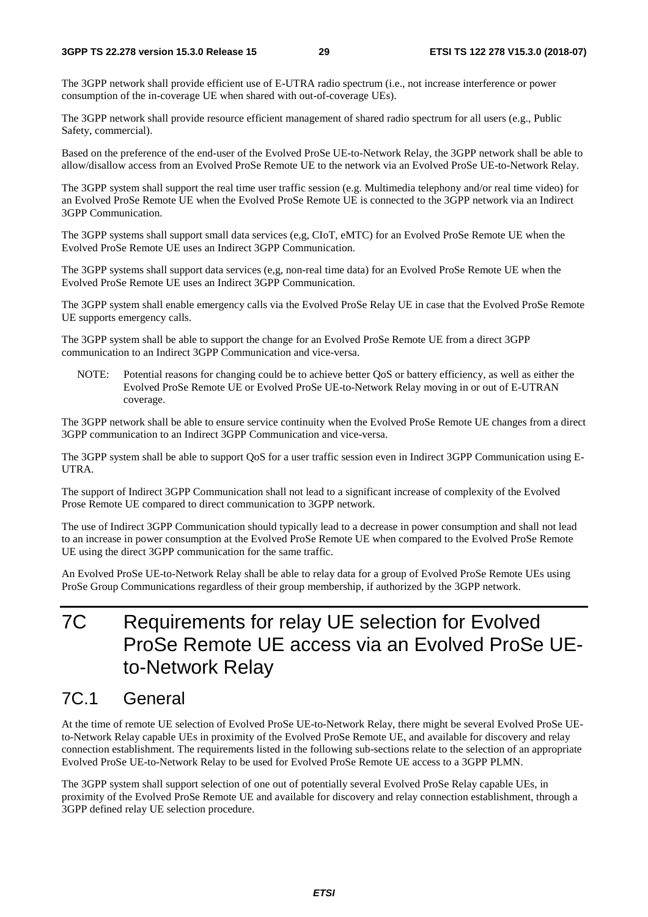The 3GPP network shall provide efficient use of E-UTRA radio spectrum (i.e., not increase interference or power consumption of the in-coverage UE when shared with out-of-coverage UEs).

The 3GPP network shall provide resource efficient management of shared radio spectrum for all users (e.g., Public Safety, commercial).

Based on the preference of the end-user of the Evolved ProSe UE-to-Network Relay, the 3GPP network shall be able to allow/disallow access from an Evolved ProSe Remote UE to the network via an Evolved ProSe UE-to-Network Relay.

The 3GPP system shall support the real time user traffic session (e.g. Multimedia telephony and/or real time video) for an Evolved ProSe Remote UE when the Evolved ProSe Remote UE is connected to the 3GPP network via an Indirect 3GPP Communication.

The 3GPP systems shall support small data services (e,g, CIoT, eMTC) for an Evolved ProSe Remote UE when the Evolved ProSe Remote UE uses an Indirect 3GPP Communication.

The 3GPP systems shall support data services (e,g, non-real time data) for an Evolved ProSe Remote UE when the Evolved ProSe Remote UE uses an Indirect 3GPP Communication.

The 3GPP system shall enable emergency calls via the Evolved ProSe Relay UE in case that the Evolved ProSe Remote UE supports emergency calls.

The 3GPP system shall be able to support the change for an Evolved ProSe Remote UE from a direct 3GPP communication to an Indirect 3GPP Communication and vice-versa.

NOTE: Potential reasons for changing could be to achieve better QoS or battery efficiency, as well as either the Evolved ProSe Remote UE or Evolved ProSe UE-to-Network Relay moving in or out of E-UTRAN coverage.

The 3GPP network shall be able to ensure service continuity when the Evolved ProSe Remote UE changes from a direct 3GPP communication to an Indirect 3GPP Communication and vice-versa.

The 3GPP system shall be able to support QoS for a user traffic session even in Indirect 3GPP Communication using E-UTRA.

The support of Indirect 3GPP Communication shall not lead to a significant increase of complexity of the Evolved Prose Remote UE compared to direct communication to 3GPP network.

The use of Indirect 3GPP Communication should typically lead to a decrease in power consumption and shall not lead to an increase in power consumption at the Evolved ProSe Remote UE when compared to the Evolved ProSe Remote UE using the direct 3GPP communication for the same traffic.

An Evolved ProSe UE-to-Network Relay shall be able to relay data for a group of Evolved ProSe Remote UEs using ProSe Group Communications regardless of their group membership, if authorized by the 3GPP network.

# 7C Requirements for relay UE selection for Evolved ProSe Remote UE access via an Evolved ProSe UE-to-Network Relay

## 7C.1 General

At the time of remote UE selection of Evolved ProSe UE-to-Network Relay, there might be several Evolved ProSe UE-to-Network Relay capable UEs in proximity of the Evolved ProSe Remote UE, and available for discovery and relay connection establishment. The requirements listed in the following sub-sections relate to the selection of an appropriate Evolved ProSe UE-to-Network Relay to be used for Evolved ProSe Remote UE access to a 3GPP PLMN.

The 3GPP system shall support selection of one out of potentially several Evolved ProSe Relay capable UEs, in proximity of the Evolved ProSe Remote UE and available for discovery and relay connection establishment, through a 3GPP defined relay UE selection procedure.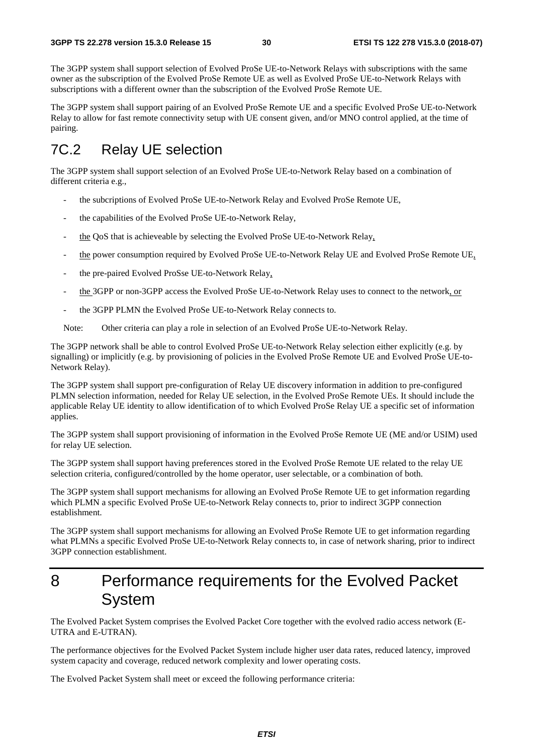The 3GPP system shall support selection of Evolved ProSe UE-to-Network Relays with subscriptions with the same owner as the subscription of the Evolved ProSe Remote UE as well as Evolved ProSe UE-to-Network Relays with subscriptions with a different owner than the subscription of the Evolved ProSe Remote UE.

The 3GPP system shall support pairing of an Evolved ProSe Remote UE and a specific Evolved ProSe UE-to-Network Relay to allow for fast remote connectivity setup with UE consent given, and/or MNO control applied, at the time of pairing.

## 7C.2 Relay UE selection

The 3GPP system shall support selection of an Evolved ProSe UE-to-Network Relay based on a combination of different criteria e.g.,

- the subcriptions of Evolved ProSe UE-to-Network Relay and Evolved ProSe Remote UE,
- the capabilities of the Evolved ProSe UE-to-Network Relay,
- the QoS that is achieveable by selecting the Evolved ProSe UE-to-Network Relay,
- the power consumption required by Evolved ProSe UE-to-Network Relay UE and Evolved ProSe Remote UE,
- the pre-paired Evolved ProSse UE-to-Network Relay,
- the 3GPP or non-3GPP access the Evolved ProSe UE-to-Network Relay uses to connect to the network, or
- the 3GPP PLMN the Evolved ProSe UE-to-Network Relay connects to.

Note: Other criteria can play a role in selection of an Evolved ProSe UE-to-Network Relay.

The 3GPP network shall be able to control Evolved ProSe UE-to-Network Relay selection either explicitly (e.g. by signalling) or implicitly (e.g. by provisioning of policies in the Evolved ProSe Remote UE and Evolved ProSe UE-to-Network Relay).

The 3GPP system shall support pre-configuration of Relay UE discovery information in addition to pre-configured PLMN selection information, needed for Relay UE selection, in the Evolved ProSe Remote UEs. It should include the applicable Relay UE identity to allow identification of to which Evolved ProSe Relay UE a specific set of information applies.

The 3GPP system shall support provisioning of information in the Evolved ProSe Remote UE (ME and/or USIM) used for relay UE selection.

The 3GPP system shall support having preferences stored in the Evolved ProSe Remote UE related to the relay UE selection criteria, configured/controlled by the home operator, user selectable, or a combination of both.

The 3GPP system shall support mechanisms for allowing an Evolved ProSe Remote UE to get information regarding which PLMN a specific Evolved ProSe UE-to-Network Relay connects to, prior to indirect 3GPP connection establishment.

The 3GPP system shall support mechanisms for allowing an Evolved ProSe Remote UE to get information regarding what PLMNs a specific Evolved ProSe UE-to-Network Relay connects to, in case of network sharing, prior to indirect 3GPP connection establishment.

# 8 Performance requirements for the Evolved Packet System

The Evolved Packet System comprises the Evolved Packet Core together with the evolved radio access network (E-UTRA and E-UTRAN).

The performance objectives for the Evolved Packet System include higher user data rates, reduced latency, improved system capacity and coverage, reduced network complexity and lower operating costs.

The Evolved Packet System shall meet or exceed the following performance criteria: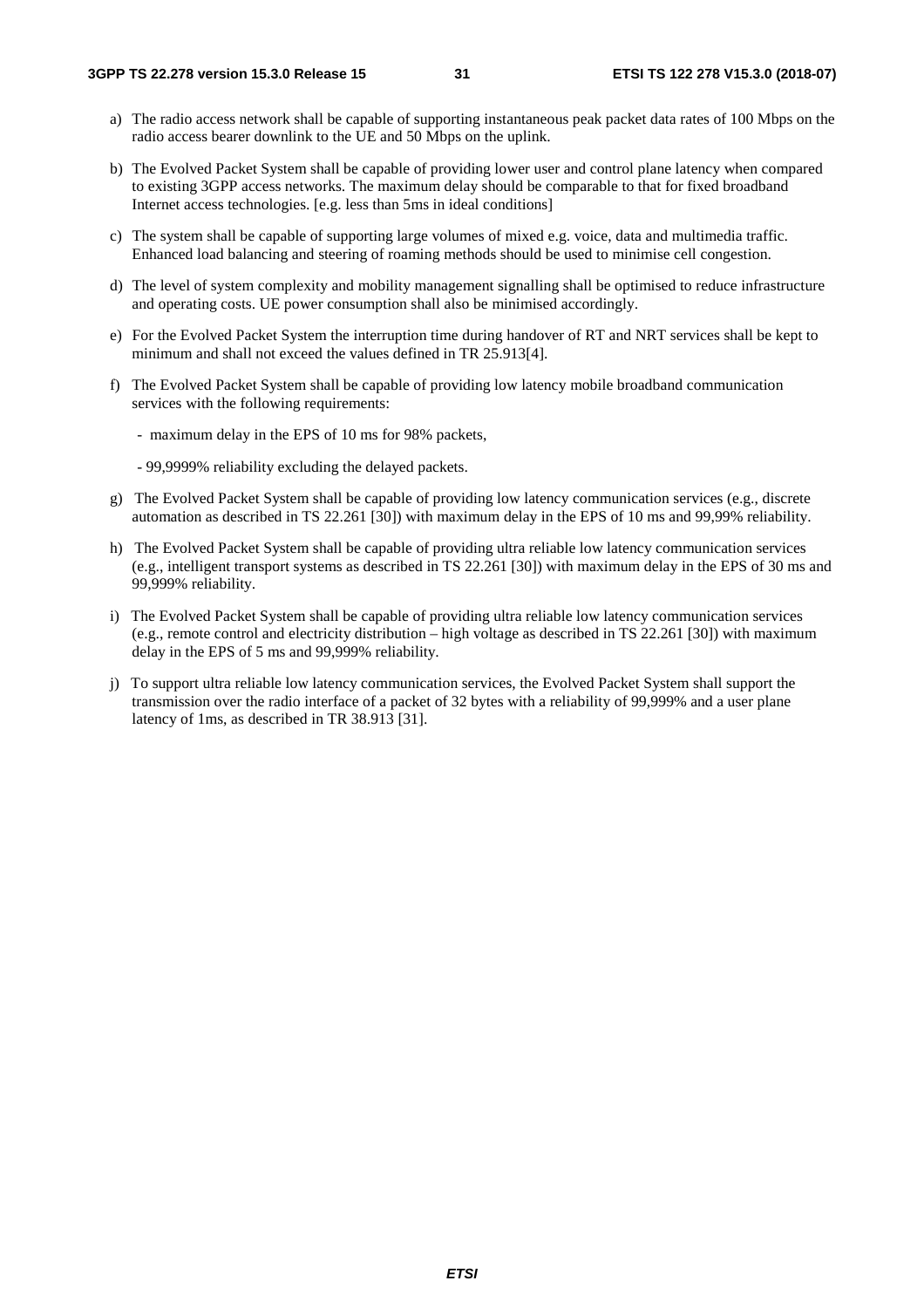a) The radio access network shall be capable of supporting instantaneous peak packet data rates of 100 Mbps on the radio access bearer downlink to the UE and 50 Mbps on the uplink.

b) The Evolved Packet System shall be capable of providing lower user and control plane latency when compared to existing 3GPP access networks. The maximum delay should be comparable to that for fixed broadband Internet access technologies. [e.g. less than 5ms in ideal conditions]

c) The system shall be capable of supporting large volumes of mixed e.g. voice, data and multimedia traffic. Enhanced load balancing and steering of roaming methods should be used to minimise cell congestion.

d) The level of system complexity and mobility management signalling shall be optimised to reduce infrastructure and operating costs. UE power consumption shall also be minimised accordingly.

e) For the Evolved Packet System the interruption time during handover of RT and NRT services shall be kept to minimum and shall not exceed the values defined in TR 25.913[4].

f) The Evolved Packet System shall be capable of providing low latency mobile broadband communication services with the following requirements:

   - maximum delay in the EPS of 10 ms for 98% packets,

   - 99,9999% reliability excluding the delayed packets.

g) The Evolved Packet System shall be capable of providing low latency communication services (e.g., discrete automation as described in TS 22.261 [30]) with maximum delay in the EPS of 10 ms and 99,99% reliability.

h) The Evolved Packet System shall be capable of providing ultra reliable low latency communication services (e.g., intelligent transport systems as described in TS 22.261 [30]) with maximum delay in the EPS of 30 ms and 99,999% reliability.

i) The Evolved Packet System shall be capable of providing ultra reliable low latency communication services (e.g., remote control and electricity distribution – high voltage as described in TS 22.261 [30]) with maximum delay in the EPS of 5 ms and 99,999% reliability.

j) To support ultra reliable low latency communication services, the Evolved Packet System shall support the transmission over the radio interface of a packet of 32 bytes with a reliability of 99,999% and a user plane latency of 1ms, as described in TR 38.913 [31].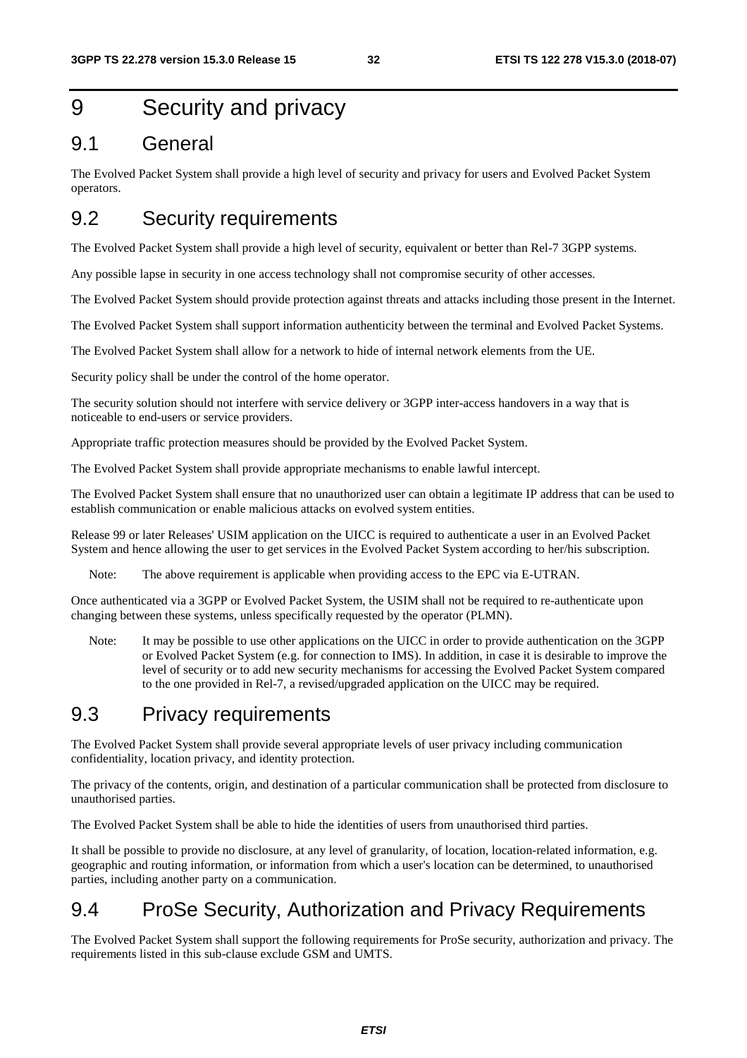# 9 Security and privacy

## 9.1 General

The Evolved Packet System shall provide a high level of security and privacy for users and Evolved Packet System operators.

## 9.2 Security requirements

The Evolved Packet System shall provide a high level of security, equivalent or better than Rel-7 3GPP systems.

Any possible lapse in security in one access technology shall not compromise security of other accesses.

The Evolved Packet System should provide protection against threats and attacks including those present in the Internet.

The Evolved Packet System shall support information authenticity between the terminal and Evolved Packet Systems.

The Evolved Packet System shall allow for a network to hide of internal network elements from the UE.

Security policy shall be under the control of the home operator.

The security solution should not interfere with service delivery or 3GPP inter-access handovers in a way that is noticeable to end-users or service providers.

Appropriate traffic protection measures should be provided by the Evolved Packet System.

The Evolved Packet System shall provide appropriate mechanisms to enable lawful intercept.

The Evolved Packet System shall ensure that no unauthorized user can obtain a legitimate IP address that can be used to establish communication or enable malicious attacks on evolved system entities.

Release 99 or later Releases' USIM application on the UICC is required to authenticate a user in an Evolved Packet System and hence allowing the user to get services in the Evolved Packet System according to her/his subscription.

Note: The above requirement is applicable when providing access to the EPC via E-UTRAN.

Once authenticated via a 3GPP or Evolved Packet System, the USIM shall not be required to re-authenticate upon changing between these systems, unless specifically requested by the operator (PLMN).

Note: It may be possible to use other applications on the UICC in order to provide authentication on the 3GPP or Evolved Packet System (e.g. for connection to IMS). In addition, in case it is desirable to improve the level of security or to add new security mechanisms for accessing the Evolved Packet System compared to the one provided in Rel-7, a revised/upgraded application on the UICC may be required.

## 9.3 Privacy requirements

The Evolved Packet System shall provide several appropriate levels of user privacy including communication confidentiality, location privacy, and identity protection.

The privacy of the contents, origin, and destination of a particular communication shall be protected from disclosure to unauthorised parties.

The Evolved Packet System shall be able to hide the identities of users from unauthorised third parties.

It shall be possible to provide no disclosure, at any level of granularity, of location, location-related information, e.g. geographic and routing information, or information from which a user's location can be determined, to unauthorised parties, including another party on a communication.

## 9.4 ProSe Security, Authorization and Privacy Requirements

The Evolved Packet System shall support the following requirements for ProSe security, authorization and privacy. The requirements listed in this sub-clause exclude GSM and UMTS.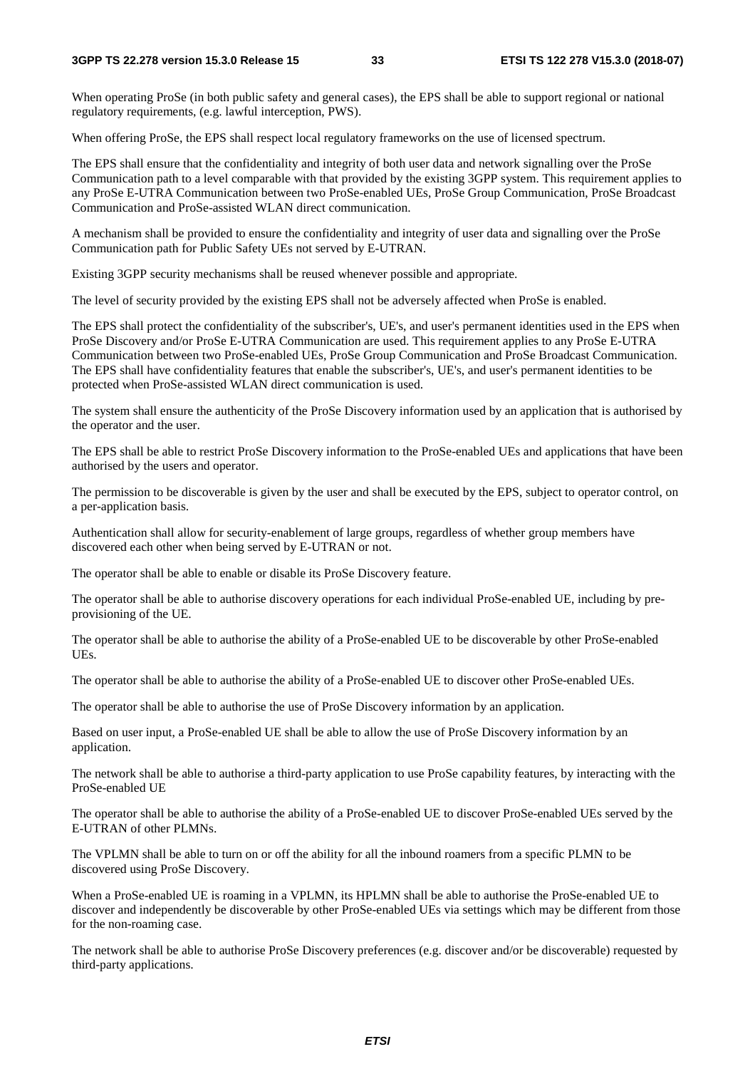When operating ProSe (in both public safety and general cases), the EPS shall be able to support regional or national regulatory requirements, (e.g. lawful interception, PWS).

When offering ProSe, the EPS shall respect local regulatory frameworks on the use of licensed spectrum.

The EPS shall ensure that the confidentiality and integrity of both user data and network signalling over the ProSe Communication path to a level comparable with that provided by the existing 3GPP system. This requirement applies to any ProSe E-UTRA Communication between two ProSe-enabled UEs, ProSe Group Communication, ProSe Broadcast Communication and ProSe-assisted WLAN direct communication.

A mechanism shall be provided to ensure the confidentiality and integrity of user data and signalling over the ProSe Communication path for Public Safety UEs not served by E-UTRAN.

Existing 3GPP security mechanisms shall be reused whenever possible and appropriate.

The level of security provided by the existing EPS shall not be adversely affected when ProSe is enabled.

The EPS shall protect the confidentiality of the subscriber's, UE's, and user's permanent identities used in the EPS when ProSe Discovery and/or ProSe E-UTRA Communication are used. This requirement applies to any ProSe E-UTRA Communication between two ProSe-enabled UEs, ProSe Group Communication and ProSe Broadcast Communication. The EPS shall have confidentiality features that enable the subscriber's, UE's, and user's permanent identities to be protected when ProSe-assisted WLAN direct communication is used.

The system shall ensure the authenticity of the ProSe Discovery information used by an application that is authorised by the operator and the user.

The EPS shall be able to restrict ProSe Discovery information to the ProSe-enabled UEs and applications that have been authorised by the users and operator.

The permission to be discoverable is given by the user and shall be executed by the EPS, subject to operator control, on a per-application basis.

Authentication shall allow for security-enablement of large groups, regardless of whether group members have discovered each other when being served by E-UTRAN or not.

The operator shall be able to enable or disable its ProSe Discovery feature.

The operator shall be able to authorise discovery operations for each individual ProSe-enabled UE, including by pre-provisioning of the UE.

The operator shall be able to authorise the ability of a ProSe-enabled UE to be discoverable by other ProSe-enabled UEs.

The operator shall be able to authorise the ability of a ProSe-enabled UE to discover other ProSe-enabled UEs.

The operator shall be able to authorise the use of ProSe Discovery information by an application.

Based on user input, a ProSe-enabled UE shall be able to allow the use of ProSe Discovery information by an application.

The network shall be able to authorise a third-party application to use ProSe capability features, by interacting with the ProSe-enabled UE

The operator shall be able to authorise the ability of a ProSe-enabled UE to discover ProSe-enabled UEs served by the E-UTRAN of other PLMNs.

The VPLMN shall be able to turn on or off the ability for all the inbound roamers from a specific PLMN to be discovered using ProSe Discovery.

When a ProSe-enabled UE is roaming in a VPLMN, its HPLMN shall be able to authorise the ProSe-enabled UE to discover and independently be discoverable by other ProSe-enabled UEs via settings which may be different from those for the non-roaming case.

The network shall be able to authorise ProSe Discovery preferences (e.g. discover and/or be discoverable) requested by third-party applications.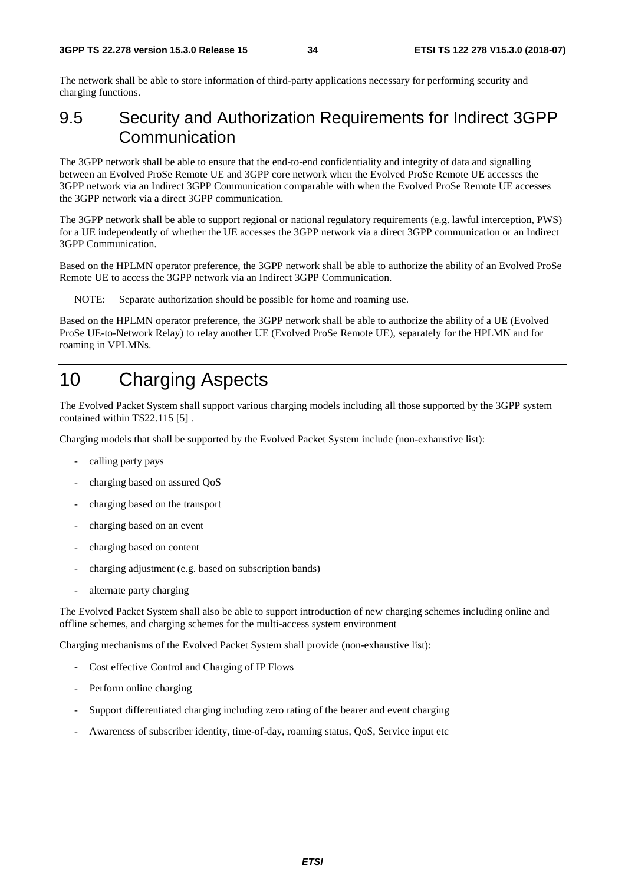The network shall be able to store information of third-party applications necessary for performing security and charging functions.

## 9.5 Security and Authorization Requirements for Indirect 3GPP Communication

The 3GPP network shall be able to ensure that the end-to-end confidentiality and integrity of data and signalling between an Evolved ProSe Remote UE and 3GPP core network when the Evolved ProSe Remote UE accesses the 3GPP network via an Indirect 3GPP Communication comparable with when the Evolved ProSe Remote UE accesses the 3GPP network via a direct 3GPP communication.

The 3GPP network shall be able to support regional or national regulatory requirements (e.g. lawful interception, PWS) for a UE independently of whether the UE accesses the 3GPP network via a direct 3GPP communication or an Indirect 3GPP Communication.

Based on the HPLMN operator preference, the 3GPP network shall be able to authorize the ability of an Evolved ProSe Remote UE to access the 3GPP network via an Indirect 3GPP Communication.

NOTE: Separate authorization should be possible for home and roaming use.

Based on the HPLMN operator preference, the 3GPP network shall be able to authorize the ability of a UE (Evolved ProSe UE-to-Network Relay) to relay another UE (Evolved ProSe Remote UE), separately for the HPLMN and for roaming in VPLMNs.

# 10 Charging Aspects

The Evolved Packet System shall support various charging models including all those supported by the 3GPP system contained within TS22.115 [5] .

Charging models that shall be supported by the Evolved Packet System include (non-exhaustive list):

- calling party pays
- charging based on assured QoS
- charging based on the transport
- charging based on an event
- charging based on content
- charging adjustment (e.g. based on subscription bands)
- alternate party charging

The Evolved Packet System shall also be able to support introduction of new charging schemes including online and offline schemes, and charging schemes for the multi-access system environment

Charging mechanisms of the Evolved Packet System shall provide (non-exhaustive list):

- Cost effective Control and Charging of IP Flows
- Perform online charging
- Support differentiated charging including zero rating of the bearer and event charging
- Awareness of subscriber identity, time-of-day, roaming status, QoS, Service input etc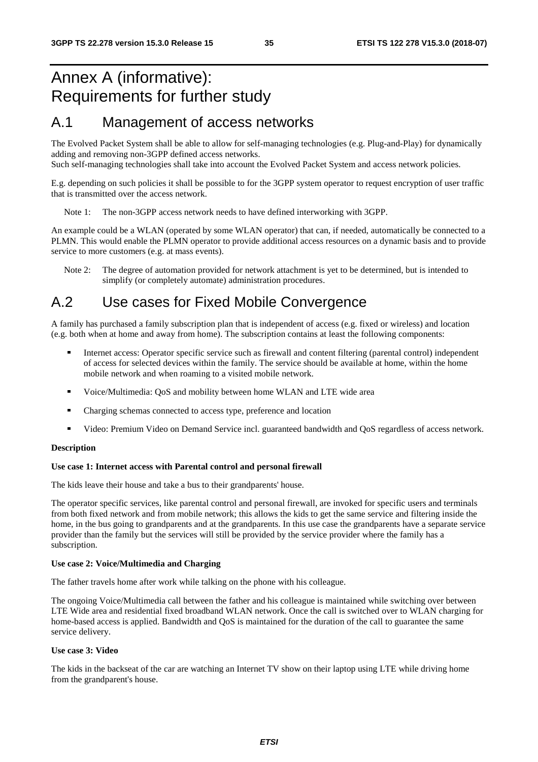# Annex A (informative): Requirements for further study

## A.1 Management of access networks

The Evolved Packet System shall be able to allow for self-managing technologies (e.g. Plug-and-Play) for dynamically adding and removing non-3GPP defined access networks.
Such self-managing technologies shall take into account the Evolved Packet System and access network policies.

E.g. depending on such policies it shall be possible to for the 3GPP system operator to request encryption of user traffic that is transmitted over the access network.

Note 1: The non-3GPP access network needs to have defined interworking with 3GPP.

An example could be a WLAN (operated by some WLAN operator) that can, if needed, automatically be connected to a PLMN. This would enable the PLMN operator to provide additional access resources on a dynamic basis and to provide service to more customers (e.g. at mass events).

Note 2: The degree of automation provided for network attachment is yet to be determined, but is intended to simplify (or completely automate) administration procedures.

## A.2 Use cases for Fixed Mobile Convergence

A family has purchased a family subscription plan that is independent of access (e.g. fixed or wireless) and location (e.g. both when at home and away from home). The subscription contains at least the following components:

- Internet access: Operator specific service such as firewall and content filtering (parental control) independent of access for selected devices within the family. The service should be available at home, within the home mobile network and when roaming to a visited mobile network.
- Voice/Multimedia: QoS and mobility between home WLAN and LTE wide area
- Charging schemas connected to access type, preference and location
- Video: Premium Video on Demand Service incl. guaranteed bandwidth and QoS regardless of access network.

**Description**

**Use case 1: Internet access with Parental control and personal firewall**

The kids leave their house and take a bus to their grandparents' house.

The operator specific services, like parental control and personal firewall, are invoked for specific users and terminals from both fixed network and from mobile network; this allows the kids to get the same service and filtering inside the home, in the bus going to grandparents and at the grandparents. In this use case the grandparents have a separate service provider than the family but the services will still be provided by the service provider where the family has a subscription.

**Use case 2: Voice/Multimedia and Charging**

The father travels home after work while talking on the phone with his colleague.

The ongoing Voice/Multimedia call between the father and his colleague is maintained while switching over between LTE Wide area and residential fixed broadband WLAN network. Once the call is switched over to WLAN charging for home-based access is applied. Bandwidth and QoS is maintained for the duration of the call to guarantee the same service delivery.

**Use case 3: Video**

The kids in the backseat of the car are watching an Internet TV show on their laptop using LTE while driving home from the grandparent's house.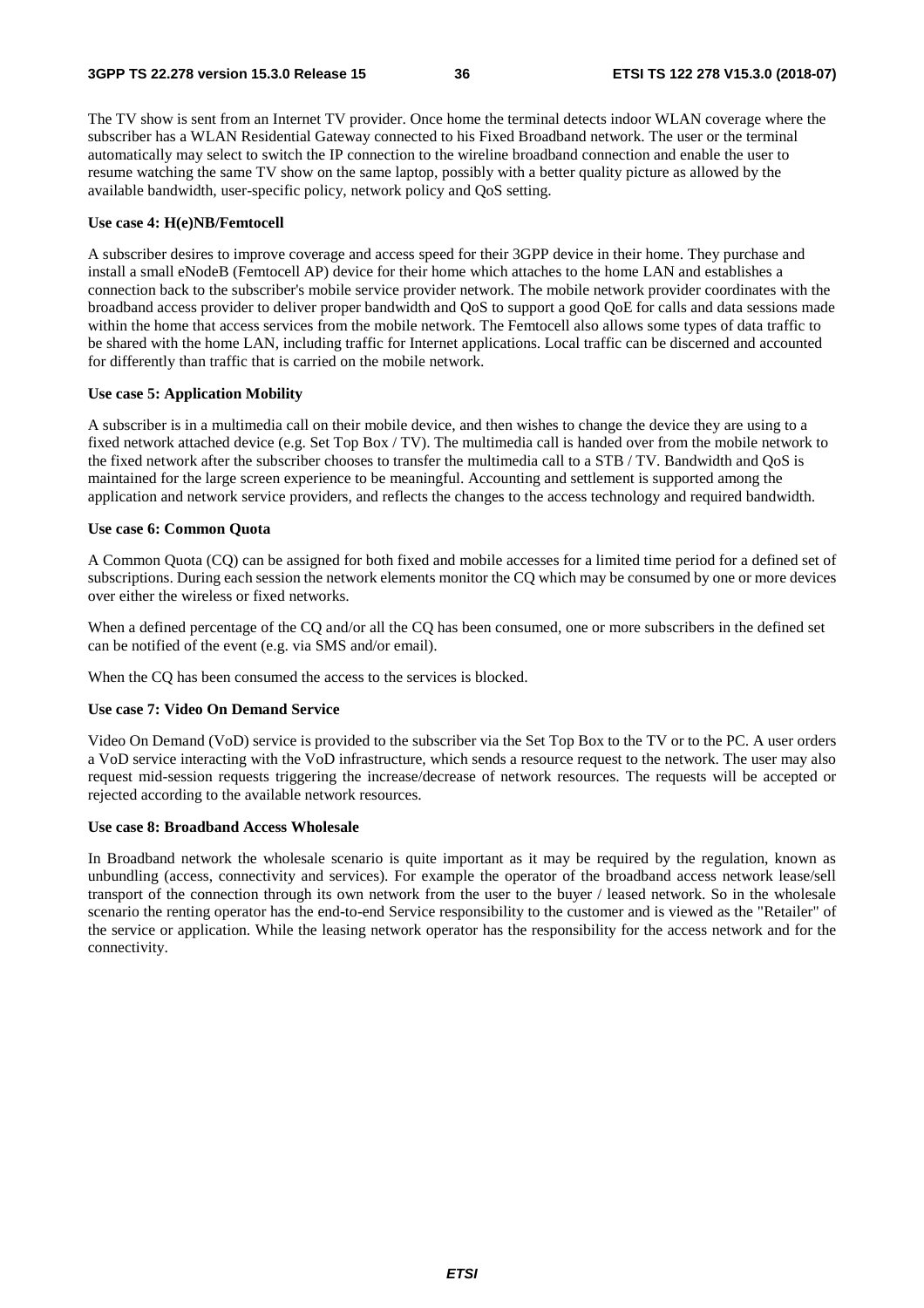The TV show is sent from an Internet TV provider. Once home the terminal detects indoor WLAN coverage where the subscriber has a WLAN Residential Gateway connected to his Fixed Broadband network. The user or the terminal automatically may select to switch the IP connection to the wireline broadband connection and enable the user to resume watching the same TV show on the same laptop, possibly with a better quality picture as allowed by the available bandwidth, user-specific policy, network policy and QoS setting.

**Use case 4: H(e)NB/Femtocell**

A subscriber desires to improve coverage and access speed for their 3GPP device in their home. They purchase and install a small eNodeB (Femtocell AP) device for their home which attaches to the home LAN and establishes a connection back to the subscriber's mobile service provider network. The mobile network provider coordinates with the broadband access provider to deliver proper bandwidth and QoS to support a good QoE for calls and data sessions made within the home that access services from the mobile network. The Femtocell also allows some types of data traffic to be shared with the home LAN, including traffic for Internet applications. Local traffic can be discerned and accounted for differently than traffic that is carried on the mobile network.

**Use case 5: Application Mobility**

A subscriber is in a multimedia call on their mobile device, and then wishes to change the device they are using to a fixed network attached device (e.g. Set Top Box / TV). The multimedia call is handed over from the mobile network to the fixed network after the subscriber chooses to transfer the multimedia call to a STB / TV. Bandwidth and QoS is maintained for the large screen experience to be meaningful. Accounting and settlement is supported among the application and network service providers, and reflects the changes to the access technology and required bandwidth.

**Use case 6: Common Quota**

A Common Quota (CQ) can be assigned for both fixed and mobile accesses for a limited time period for a defined set of subscriptions. During each session the network elements monitor the CQ which may be consumed by one or more devices over either the wireless or fixed networks.

When a defined percentage of the CQ and/or all the CQ has been consumed, one or more subscribers in the defined set can be notified of the event (e.g. via SMS and/or email).

When the CQ has been consumed the access to the services is blocked.

**Use case 7: Video On Demand Service**

Video On Demand (VoD) service is provided to the subscriber via the Set Top Box to the TV or to the PC. A user orders a VoD service interacting with the VoD infrastructure, which sends a resource request to the network. The user may also request mid-session requests triggering the increase/decrease of network resources. The requests will be accepted or rejected according to the available network resources.

**Use case 8: Broadband Access Wholesale**

In Broadband network the wholesale scenario is quite important as it may be required by the regulation, known as unbundling (access, connectivity and services). For example the operator of the broadband access network lease/sell transport of the connection through its own network from the user to the buyer / leased network. So in the wholesale scenario the renting operator has the end-to-end Service responsibility to the customer and is viewed as the "Retailer" of the service or application. While the leasing network operator has the responsibility for the access network and for the connectivity.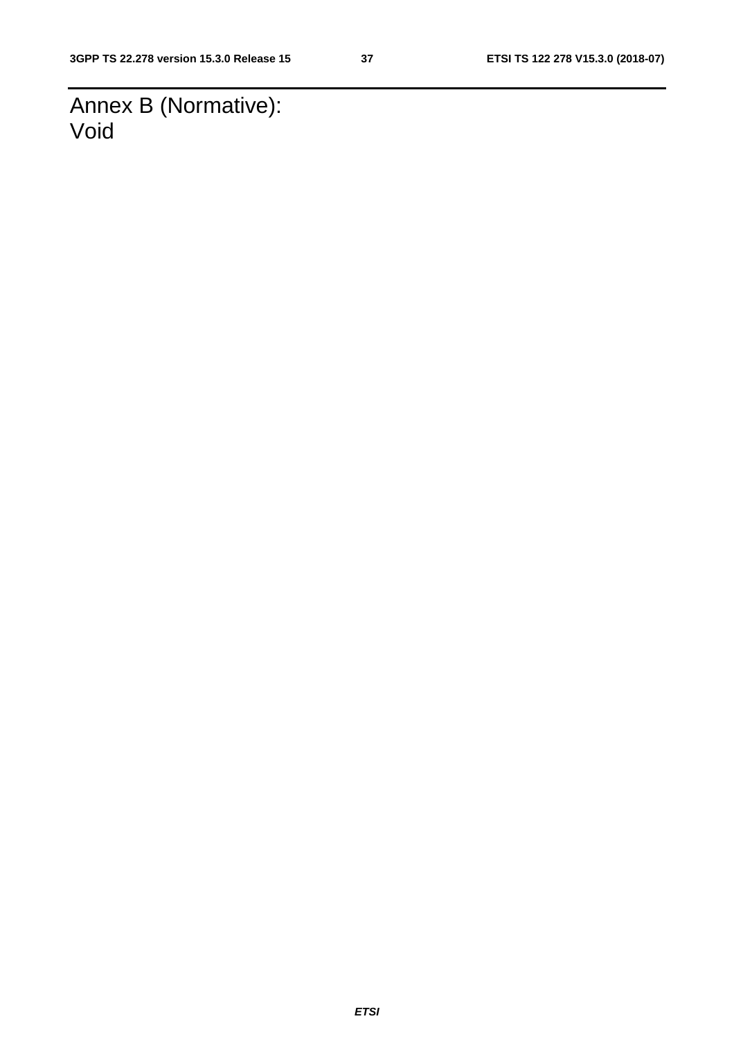# Annex B (Normative): Void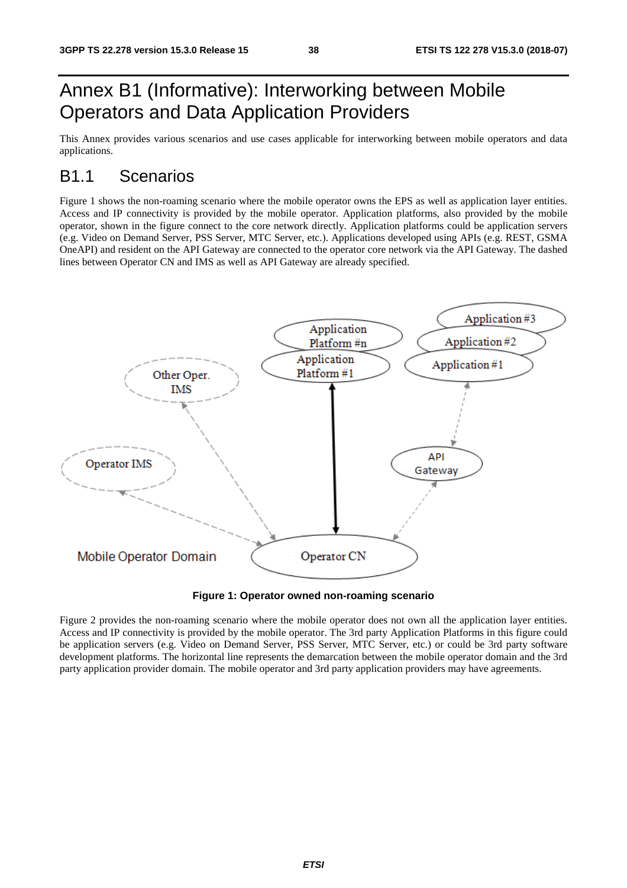# Annex B1 (Informative): Interworking between Mobile Operators and Data Application Providers

This Annex provides various scenarios and use cases applicable for interworking between mobile operators and data applications.

## B1.1 Scenarios

Figure 1 shows the non-roaming scenario where the mobile operator owns the EPS as well as application layer entities. Access and IP connectivity is provided by the mobile operator. Application platforms, also provided by the mobile operator, shown in the figure connect to the core network directly. Application platforms could be application servers (e.g. Video on Demand Server, PSS Server, MTC Server, etc.). Applications developed using APIs (e.g. REST, GSMA OneAPI) and resident on the API Gateway are connected to the operator core network via the API Gateway. The dashed lines between Operator CN and IMS as well as API Gateway are already specified.

**Figure 1: Operator owned non-roaming scenario**

Figure 2 provides the non-roaming scenario where the mobile operator does not own all the application layer entities. Access and IP connectivity is provided by the mobile operator. The 3rd party Application Platforms in this figure could be application servers (e.g. Video on Demand Server, PSS Server, MTC Server, etc.) or could be 3rd party software development platforms. The horizontal line represents the demarcation between the mobile operator domain and the 3rd party application provider domain. The mobile operator and 3rd party application providers may have agreements.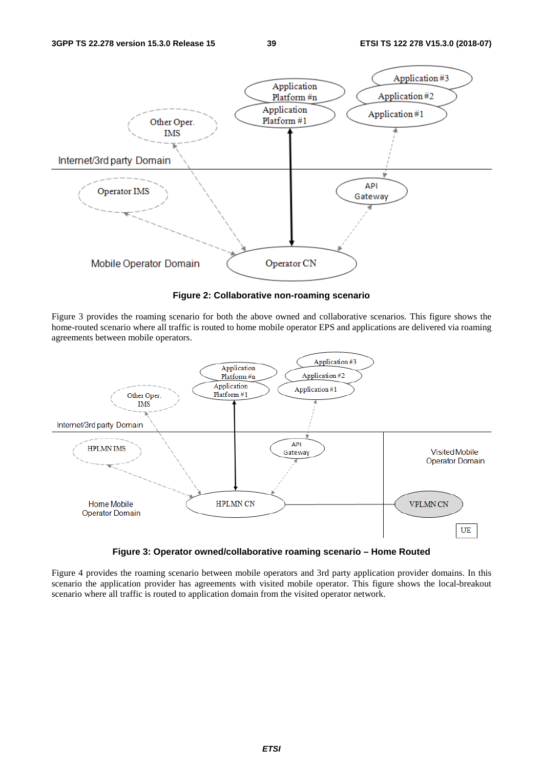**Figure 2: Collaborative non-roaming scenario**

Figure 3 provides the roaming scenario for both the above owned and collaborative scenarios. This figure shows the home-routed scenario where all traffic is routed to home mobile operator EPS and applications are delivered via roaming agreements between mobile operators.

**Figure 3: Operator owned/collaborative roaming scenario – Home Routed**

Figure 4 provides the roaming scenario between mobile operators and 3rd party application provider domains. In this scenario the application provider has agreements with visited mobile operator. This figure shows the local-breakout scenario where all traffic is routed to application domain from the visited operator network.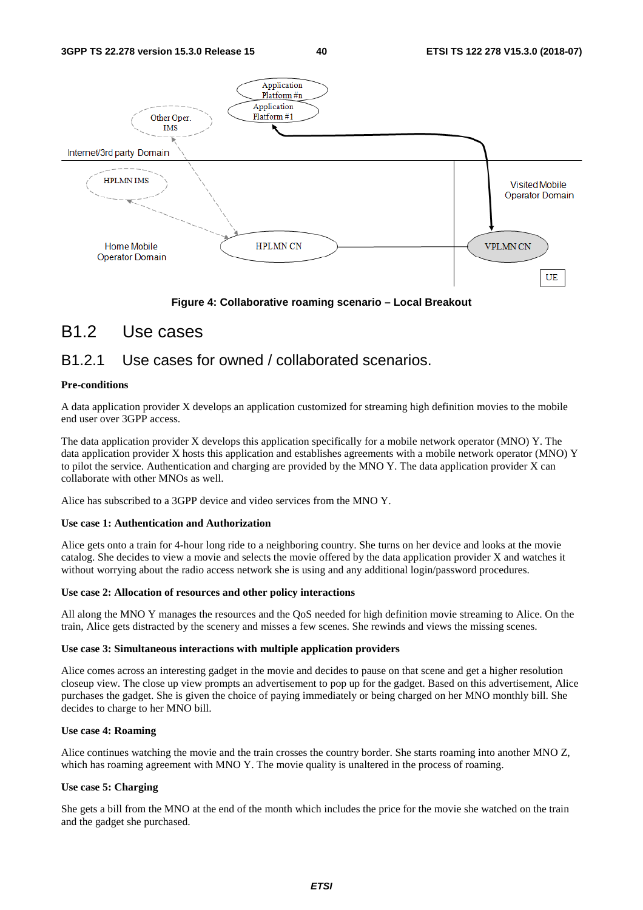Figure 4: Collaborative roaming scenario – Local Breakout

## B1.2 Use cases

### B1.2.1 Use cases for owned / collaborated scenarios.

**Pre-conditions**

A data application provider X develops an application customized for streaming high definition movies to the mobile end user over 3GPP access.

The data application provider X develops this application specifically for a mobile network operator (MNO) Y. The data application provider X hosts this application and establishes agreements with a mobile network operator (MNO) Y to pilot the service. Authentication and charging are provided by the MNO Y. The data application provider X can collaborate with other MNOs as well.

Alice has subscribed to a 3GPP device and video services from the MNO Y.

**Use case 1: Authentication and Authorization**

Alice gets onto a train for 4-hour long ride to a neighboring country. She turns on her device and looks at the movie catalog. She decides to view a movie and selects the movie offered by the data application provider X and watches it without worrying about the radio access network she is using and any additional login/password procedures.

**Use case 2: Allocation of resources and other policy interactions**

All along the MNO Y manages the resources and the QoS needed for high definition movie streaming to Alice. On the train, Alice gets distracted by the scenery and misses a few scenes. She rewinds and views the missing scenes.

**Use case 3: Simultaneous interactions with multiple application providers**

Alice comes across an interesting gadget in the movie and decides to pause on that scene and get a higher resolution closeup view. The close up view prompts an advertisement to pop up for the gadget. Based on this advertisement, Alice purchases the gadget. She is given the choice of paying immediately or being charged on her MNO monthly bill. She decides to charge to her MNO bill.

**Use case 4: Roaming**

Alice continues watching the movie and the train crosses the country border. She starts roaming into another MNO Z, which has roaming agreement with MNO Y. The movie quality is unaltered in the process of roaming.

**Use case 5: Charging**

She gets a bill from the MNO at the end of the month which includes the price for the movie she watched on the train and the gadget she purchased.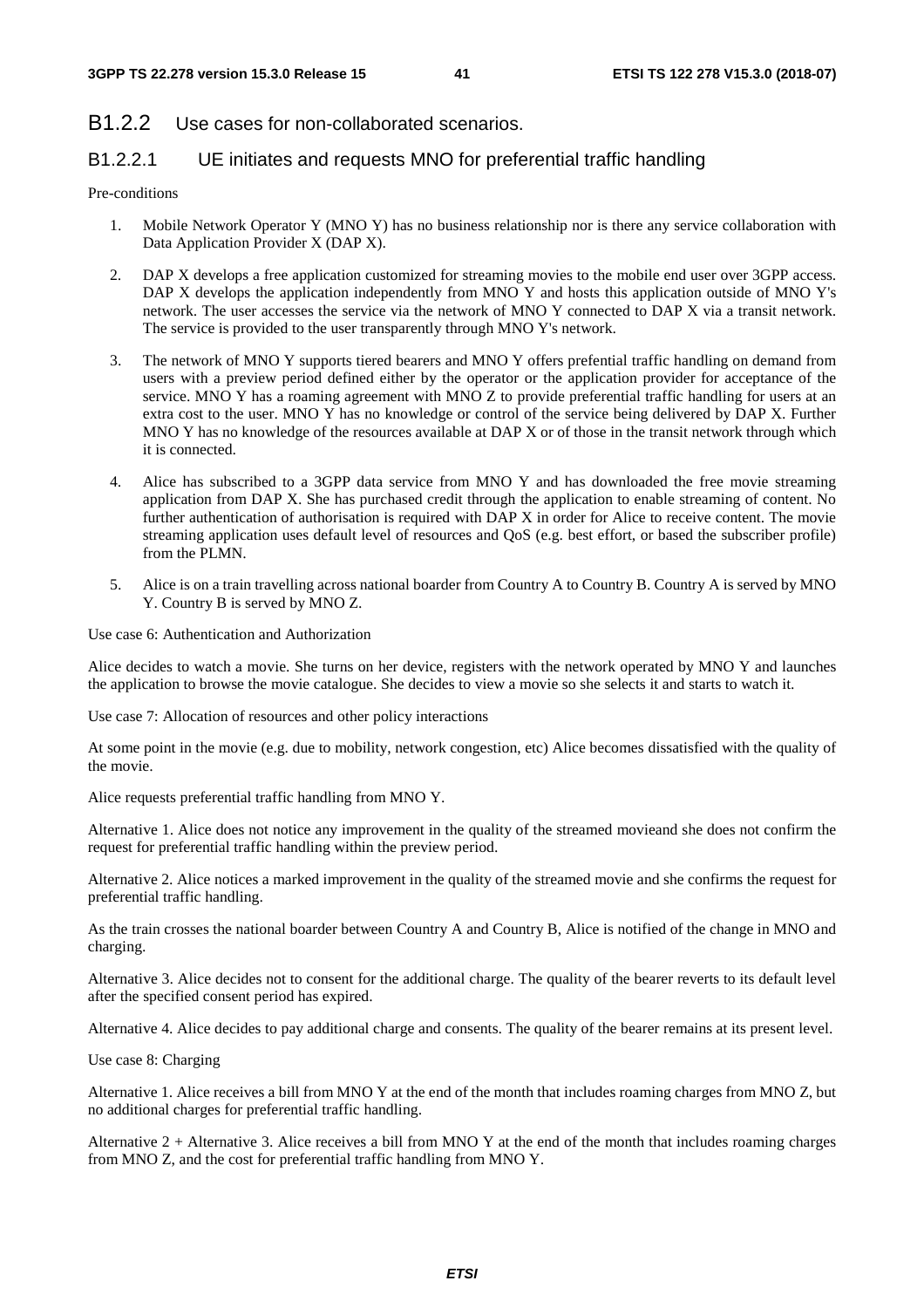## B1.2.2 Use cases for non-collaborated scenarios.

### B1.2.2.1 UE initiates and requests MNO for preferential traffic handling

Pre-conditions

1. Mobile Network Operator Y (MNO Y) has no business relationship nor is there any service collaboration with Data Application Provider X (DAP X).

2. DAP X develops a free application customized for streaming movies to the mobile end user over 3GPP access. DAP X develops the application independently from MNO Y and hosts this application outside of MNO Y's network. The user accesses the service via the network of MNO Y connected to DAP X via a transit network. The service is provided to the user transparently through MNO Y's network.

3. The network of MNO Y supports tiered bearers and MNO Y offers prefential traffic handling on demand from users with a preview period defined either by the operator or the application provider for acceptance of the service. MNO Y has a roaming agreement with MNO Z to provide preferential traffic handling for users at an extra cost to the user. MNO Y has no knowledge or control of the service being delivered by DAP X. Further MNO Y has no knowledge of the resources available at DAP X or of those in the transit network through which it is connected.

4. Alice has subscribed to a 3GPP data service from MNO Y and has downloaded the free movie streaming application from DAP X. She has purchased credit through the application to enable streaming of content. No further authentication of authorisation is required with DAP X in order for Alice to receive content. The movie streaming application uses default level of resources and QoS (e.g. best effort, or based the subscriber profile) from the PLMN.

5. Alice is on a train travelling across national boarder from Country A to Country B. Country A is served by MNO Y. Country B is served by MNO Z.

Use case 6: Authentication and Authorization

Alice decides to watch a movie. She turns on her device, registers with the network operated by MNO Y and launches the application to browse the movie catalogue. She decides to view a movie so she selects it and starts to watch it.

Use case 7: Allocation of resources and other policy interactions

At some point in the movie (e.g. due to mobility, network congestion, etc) Alice becomes dissatisfied with the quality of the movie.

Alice requests preferential traffic handling from MNO Y.

Alternative 1. Alice does not notice any improvement in the quality of the streamed movieand she does not confirm the request for preferential traffic handling within the preview period.

Alternative 2. Alice notices a marked improvement in the quality of the streamed movie and she confirms the request for preferential traffic handling.

As the train crosses the national boarder between Country A and Country B, Alice is notified of the change in MNO and charging.

Alternative 3. Alice decides not to consent for the additional charge. The quality of the bearer reverts to its default level after the specified consent period has expired.

Alternative 4. Alice decides to pay additional charge and consents. The quality of the bearer remains at its present level.

Use case 8: Charging

Alternative 1. Alice receives a bill from MNO Y at the end of the month that includes roaming charges from MNO Z, but no additional charges for preferential traffic handling.

Alternative 2 + Alternative 3. Alice receives a bill from MNO Y at the end of the month that includes roaming charges from MNO Z, and the cost for preferential traffic handling from MNO Y.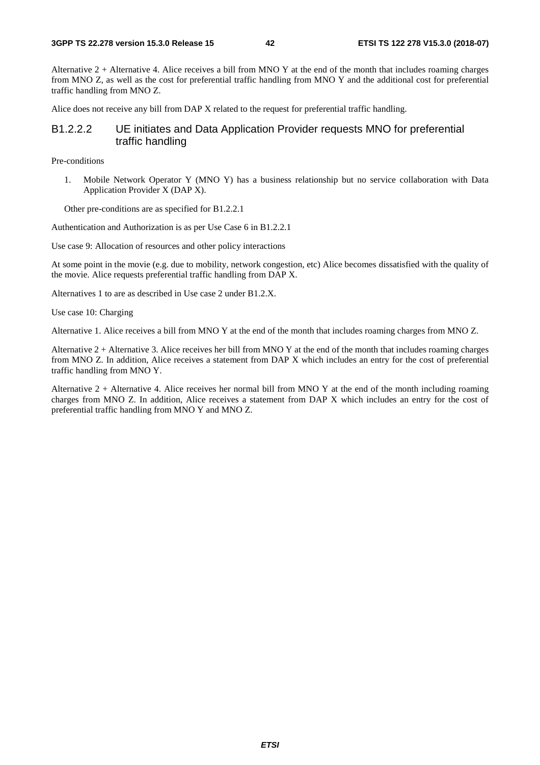Alternative 2 + Alternative 4. Alice receives a bill from MNO Y at the end of the month that includes roaming charges from MNO Z, as well as the cost for preferential traffic handling from MNO Y and the additional cost for preferential traffic handling from MNO Z.

Alice does not receive any bill from DAP X related to the request for preferential traffic handling.

### B1.2.2.2 UE initiates and Data Application Provider requests MNO for preferential traffic handling

Pre-conditions

1. Mobile Network Operator Y (MNO Y) has a business relationship but no service collaboration with Data Application Provider X (DAP X).

Other pre-conditions are as specified for B1.2.2.1

Authentication and Authorization is as per Use Case 6 in B1.2.2.1

Use case 9: Allocation of resources and other policy interactions

At some point in the movie (e.g. due to mobility, network congestion, etc) Alice becomes dissatisfied with the quality of the movie. Alice requests preferential traffic handling from DAP X.

Alternatives 1 to are as described in Use case 2 under B1.2.X.

Use case 10: Charging

Alternative 1. Alice receives a bill from MNO Y at the end of the month that includes roaming charges from MNO Z.

Alternative 2 + Alternative 3. Alice receives her bill from MNO Y at the end of the month that includes roaming charges from MNO Z. In addition, Alice receives a statement from DAP X which includes an entry for the cost of preferential traffic handling from MNO Y.

Alternative 2 + Alternative 4. Alice receives her normal bill from MNO Y at the end of the month including roaming charges from MNO Z. In addition, Alice receives a statement from DAP X which includes an entry for the cost of preferential traffic handling from MNO Y and MNO Z.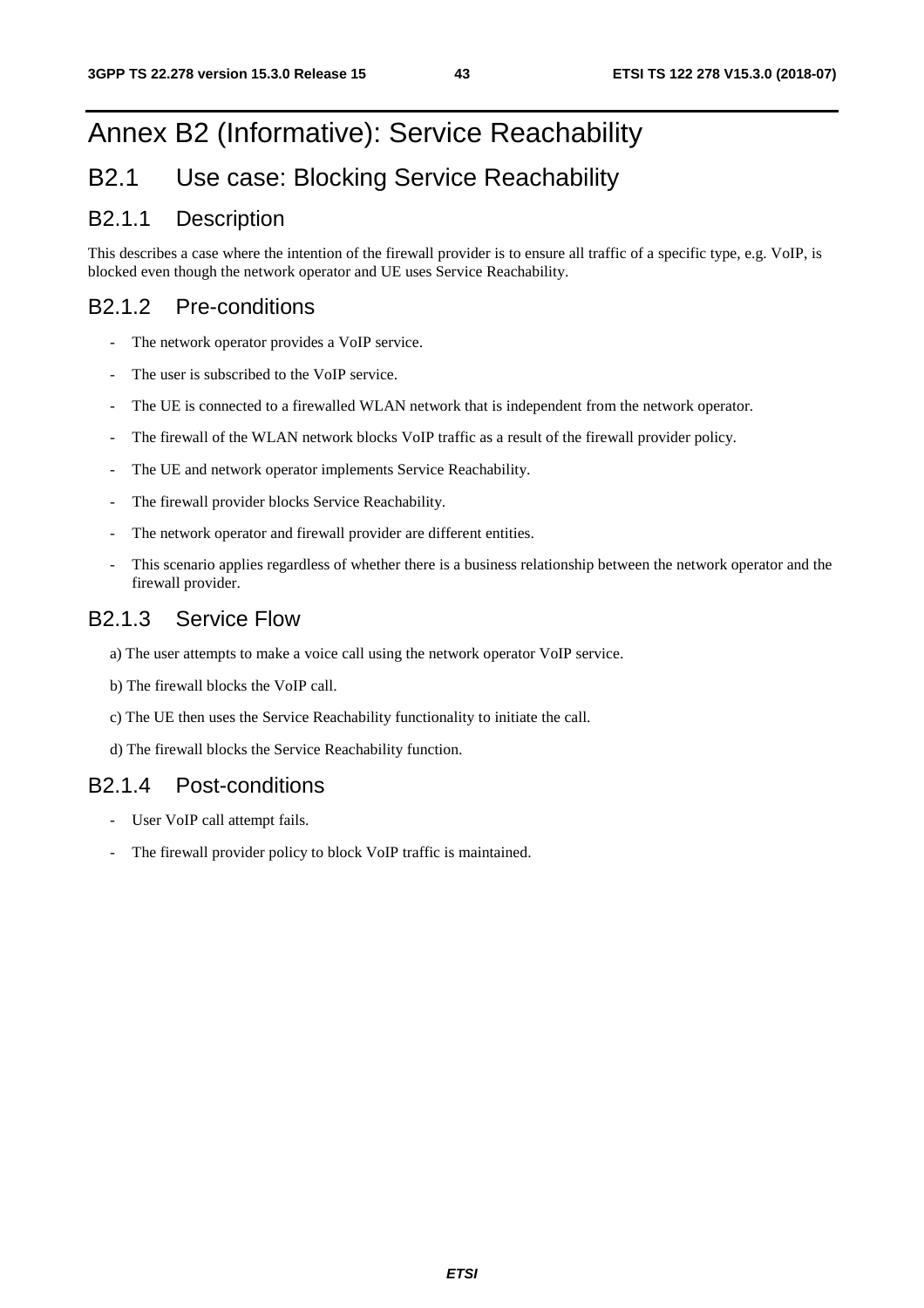# Annex B2 (Informative): Service Reachability

## B2.1 Use case: Blocking Service Reachability

### B2.1.1 Description

This describes a case where the intention of the firewall provider is to ensure all traffic of a specific type, e.g. VoIP, is blocked even though the network operator and UE uses Service Reachability.

### B2.1.2 Pre-conditions

- The network operator provides a VoIP service.
- The user is subscribed to the VoIP service.
- The UE is connected to a firewalled WLAN network that is independent from the network operator.
- The firewall of the WLAN network blocks VoIP traffic as a result of the firewall provider policy.
- The UE and network operator implements Service Reachability.
- The firewall provider blocks Service Reachability.
- The network operator and firewall provider are different entities.
- This scenario applies regardless of whether there is a business relationship between the network operator and the firewall provider.

### B2.1.3 Service Flow

a) The user attempts to make a voice call using the network operator VoIP service.

b) The firewall blocks the VoIP call.

c) The UE then uses the Service Reachability functionality to initiate the call.

d) The firewall blocks the Service Reachability function.

### B2.1.4 Post-conditions

- User VoIP call attempt fails.
- The firewall provider policy to block VoIP traffic is maintained.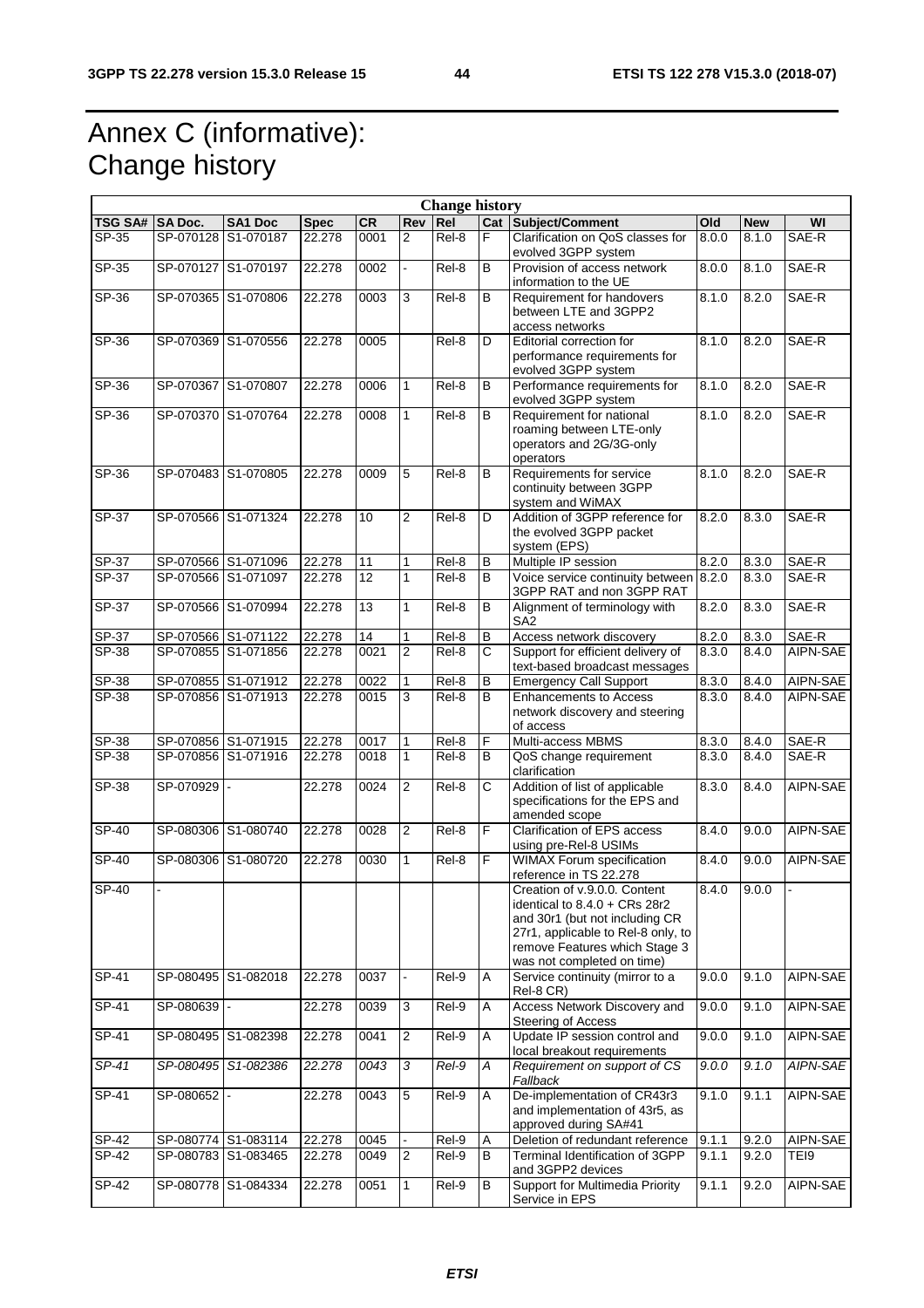# Annex C (informative): Change history

| Change history | | | | | | | | | | | |
|---|---|---|---|---|---|---|---|---|---|---|---|
| TSG SA# | SA Doc. | SA1 Doc | Spec | CR | Rev | Rel | Cat | Subject/Comment | Old | New | WI |
| SP-35 | SP-070128 | S1-070187 | 22.278 | 0001 | 2 | Rel-8 | F | Clarification on QoS classes for evolved 3GPP system | 8.0.0 | 8.1.0 | SAE-R |
| SP-35 | SP-070127 | S1-070197 | 22.278 | 0002 | - | Rel-8 | B | Provision of access network information to the UE | 8.0.0 | 8.1.0 | SAE-R |
| SP-36 | SP-070365 | S1-070806 | 22.278 | 0003 | 3 | Rel-8 | B | Requirement for handovers between LTE and 3GPP2 access networks | 8.1.0 | 8.2.0 | SAE-R |
| SP-36 | SP-070369 | S1-070556 | 22.278 | 0005 | | Rel-8 | D | Editorial correction for performance requirements for evolved 3GPP system | 8.1.0 | 8.2.0 | SAE-R |
| SP-36 | SP-070367 | S1-070807 | 22.278 | 0006 | 1 | Rel-8 | B | Performance requirements for evolved 3GPP system | 8.1.0 | 8.2.0 | SAE-R |
| SP-36 | SP-070370 | S1-070764 | 22.278 | 0008 | 1 | Rel-8 | B | Requirement for national roaming between LTE-only operators and 2G/3G-only operators | 8.1.0 | 8.2.0 | SAE-R |
| SP-36 | SP-070483 | S1-070805 | 22.278 | 0009 | 5 | Rel-8 | B | Requirements for service continuity between 3GPP system and WiMAX | 8.1.0 | 8.2.0 | SAE-R |
| SP-37 | SP-070566 | S1-071324 | 22.278 | 10 | 2 | Rel-8 | D | Addition of 3GPP reference for the evolved 3GPP packet system (EPS) | 8.2.0 | 8.3.0 | SAE-R |
| SP-37 | SP-070566 | S1-071096 | 22.278 | 11 | 1 | Rel-8 | B | Multiple IP session | 8.2.0 | 8.3.0 | SAE-R |
| SP-37 | SP-070566 | S1-071097 | 22.278 | 12 | 1 | Rel-8 | B | Voice service continuity between 3GPP RAT and non 3GPP RAT | 8.2.0 | 8.3.0 | SAE-R |
| SP-37 | SP-070566 | S1-070994 | 22.278 | 13 | 1 | Rel-8 | B | Alignment of terminology with SA2 | 8.2.0 | 8.3.0 | SAE-R |
| SP-37 | SP-070566 | S1-071122 | 22.278 | 14 | 1 | Rel-8 | B | Access network discovery | 8.2.0 | 8.3.0 | SAE-R |
| SP-38 | SP-070855 | S1-071856 | 22.278 | 0021 | 2 | Rel-8 | C | Support for efficient delivery of text-based broadcast messages | 8.3.0 | 8.4.0 | AIPN-SAE |
| SP-38 | SP-070855 | S1-071912 | 22.278 | 0022 | 1 | Rel-8 | B | Emergency Call Support | 8.3.0 | 8.4.0 | AIPN-SAE |
| SP-38 | SP-070856 | S1-071913 | 22.278 | 0015 | 3 | Rel-8 | B | Enhancements to Access network discovery and steering of access | 8.3.0 | 8.4.0 | AIPN-SAE |
| SP-38 | SP-070856 | S1-071915 | 22.278 | 0017 | 1 | Rel-8 | F | Multi-access MBMS | 8.3.0 | 8.4.0 | SAE-R |
| SP-38 | SP-070856 | S1-071916 | 22.278 | 0018 | 1 | Rel-8 | B | QoS change requirement clarification | 8.3.0 | 8.4.0 | SAE-R |
| SP-38 | SP-070929 | - | 22.278 | 0024 | 2 | Rel-8 | C | Addition of list of applicable specifications for the EPS and amended scope | 8.3.0 | 8.4.0 | AIPN-SAE |
| SP-40 | SP-080306 | S1-080740 | 22.278 | 0028 | 2 | Rel-8 | F | Clarification of EPS access using pre-Rel-8 USIMs | 8.4.0 | 9.0.0 | AIPN-SAE |
| SP-40 | SP-080306 | S1-080720 | 22.278 | 0030 | 1 | Rel-8 | F | WIMAX Forum specification reference in TS 22.278 | 8.4.0 | 9.0.0 | AIPN-SAE |
| SP-40 | - | | | | | | | Creation of v.9.0.0. Content identical to 8.4.0 + CRs 28r2 and 30r1 (but not including CR 27r1, applicable to Rel-8 only, to remove Features which Stage 3 was not completed on time) | 8.4.0 | 9.0.0 | - |
| SP-41 | SP-080495 | S1-082018 | 22.278 | 0037 | - | Rel-9 | A | Service continuity (mirror to a Rel-8 CR) | 9.0.0 | 9.1.0 | AIPN-SAE |
| SP-41 | SP-080639 | - | 22.278 | 0039 | 3 | Rel-9 | A | Access Network Discovery and Steering of Access | 9.0.0 | 9.1.0 | AIPN-SAE |
| SP-41 | SP-080495 | S1-082398 | 22.278 | 0041 | 2 | Rel-9 | A | Update IP session control and local breakout requirements | 9.0.0 | 9.1.0 | AIPN-SAE |
| *SP-41* | *SP-080495* | *S1-082386* | *22.278* | *0043* | *3* | *Rel-9* | *A* | *Requirement on support of CS Fallback* | *9.0.0* | *9.1.0* | *AIPN-SAE* |
| SP-41 | SP-080652 | - | 22.278 | 0043 | 5 | Rel-9 | A | De-implementation of CR43r3 and implementation of 43r5, as approved during SA#41 | 9.1.0 | 9.1.1 | AIPN-SAE |
| SP-42 | SP-080774 | S1-083114 | 22.278 | 0045 | - | Rel-9 | A | Deletion of redundant reference | 9.1.1 | 9.2.0 | AIPN-SAE |
| SP-42 | SP-080783 | S1-083465 | 22.278 | 0049 | 2 | Rel-9 | B | Terminal Identification of 3GPP and 3GPP2 devices | 9.1.1 | 9.2.0 | TEI9 |
| SP-42 | SP-080778 | S1-084334 | 22.278 | 0051 | 1 | Rel-9 | B | Support for Multimedia Priority Service in EPS | 9.1.1 | 9.2.0 | AIPN-SAE |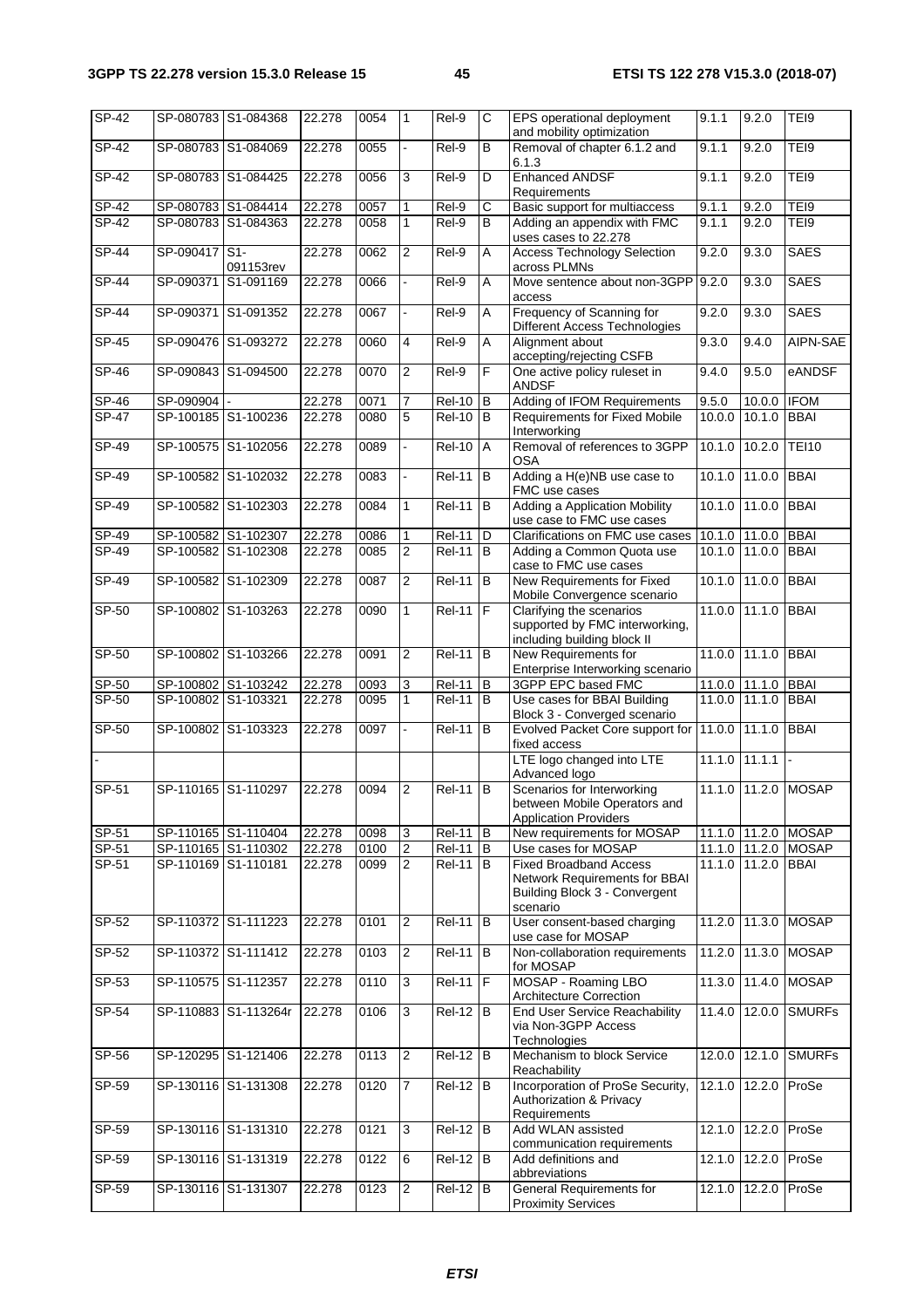| SP-42 | SP-080783 | S1-084368 | 22.278 | 0054 | 1 | Rel-9 | C | EPS operational deployment and mobility optimization | 9.1.1 | 9.2.0 | TEI9 |
|---|---|---|---|---|---|---|---|---|---|---|---|
| SP-42 | SP-080783 | S1-084069 | 22.278 | 0055 | - | Rel-9 | B | Removal of chapter 6.1.2 and 6.1.3 | 9.1.1 | 9.2.0 | TEI9 |
| SP-42 | SP-080783 | S1-084425 | 22.278 | 0056 | 3 | Rel-9 | D | Enhanced ANDSF Requirements | 9.1.1 | 9.2.0 | TEI9 |
| SP-42 | SP-080783 | S1-084414 | 22.278 | 0057 | 1 | Rel-9 | C | Basic support for multiaccess | 9.1.1 | 9.2.0 | TEI9 |
| SP-42 | SP-080783 | S1-084363 | 22.278 | 0058 | 1 | Rel-9 | B | Adding an appendix with FMC uses cases to 22.278 | 9.1.1 | 9.2.0 | TEI9 |
| SP-44 | SP-090417 | S1-091153rev | 22.278 | 0062 | 2 | Rel-9 | A | Access Technology Selection across PLMNs | 9.2.0 | 9.3.0 | SAES |
| SP-44 | SP-090371 | S1-091169 | 22.278 | 0066 | - | Rel-9 | A | Move sentence about non-3GPP access | 9.2.0 | 9.3.0 | SAES |
| SP-44 | SP-090371 | S1-091352 | 22.278 | 0067 | - | Rel-9 | A | Frequency of Scanning for Different Access Technologies | 9.2.0 | 9.3.0 | SAES |
| SP-45 | SP-090476 | S1-093272 | 22.278 | 0060 | 4 | Rel-9 | A | Alignment about accepting/rejecting CSFB | 9.3.0 | 9.4.0 | AIPN-SAE |
| SP-46 | SP-090843 | S1-094500 | 22.278 | 0070 | 2 | Rel-9 | F | One active policy ruleset in ANDSF | 9.4.0 | 9.5.0 | eANDSF |
| SP-46 | SP-090904 | - | 22.278 | 0071 | 7 | Rel-10 | B | Adding of IFOM Requirements | 9.5.0 | 10.0.0 | IFOM |
| SP-47 | SP-100185 | S1-100236 | 22.278 | 0080 | 5 | Rel-10 | B | Requirements for Fixed Mobile Interworking | 10.0.0 | 10.1.0 | BBAI |
| SP-49 | SP-100575 | S1-102056 | 22.278 | 0089 | - | Rel-10 | A | Removal of references to 3GPP OSA | 10.1.0 | 10.2.0 | TEI10 |
| SP-49 | SP-100582 | S1-102032 | 22.278 | 0083 | - | Rel-11 | B | Adding a H(e)NB use case to FMC use cases | 10.1.0 | 11.0.0 | BBAI |
| SP-49 | SP-100582 | S1-102303 | 22.278 | 0084 | 1 | Rel-11 | B | Adding a Application Mobility use case to FMC use cases | 10.1.0 | 11.0.0 | BBAI |
| SP-49 | SP-100582 | S1-102307 | 22.278 | 0086 | 1 | Rel-11 | D | Clarifications on FMC use cases | 10.1.0 | 11.0.0 | BBAI |
| SP-49 | SP-100582 | S1-102308 | 22.278 | 0085 | 2 | Rel-11 | B | Adding a Common Quota use case to FMC use cases | 10.1.0 | 11.0.0 | BBAI |
| SP-49 | SP-100582 | S1-102309 | 22.278 | 0087 | 2 | Rel-11 | B | New Requirements for Fixed Mobile Convergence scenario | 10.1.0 | 11.0.0 | BBAI |
| SP-50 | SP-100802 | S1-103263 | 22.278 | 0090 | 1 | Rel-11 | F | Clarifying the scenarios supported by FMC interworking, including building block II | 11.0.0 | 11.1.0 | BBAI |
| SP-50 | SP-100802 | S1-103266 | 22.278 | 0091 | 2 | Rel-11 | B | New Requirements for Enterprise Interworking scenario | 11.0.0 | 11.1.0 | BBAI |
| SP-50 | SP-100802 | S1-103242 | 22.278 | 0093 | 3 | Rel-11 | B | 3GPP EPC based FMC | 11.0.0 | 11.1.0 | BBAI |
| SP-50 | SP-100802 | S1-103321 | 22.278 | 0095 | 1 | Rel-11 | B | Use cases for BBAI Building Block 3 - Converged scenario | 11.0.0 | 11.1.0 | BBAI |
| SP-50 | SP-100802 | S1-103323 | 22.278 | 0097 | - | Rel-11 | B | Evolved Packet Core support for fixed access | 11.0.0 | 11.1.0 | BBAI |
| - | | | | | | | | LTE logo changed into LTE Advanced logo | 11.1.0 | 11.1.1 | - |
| SP-51 | SP-110165 | S1-110297 | 22.278 | 0094 | 2 | Rel-11 | B | Scenarios for Interworking between Mobile Operators and Application Providers | 11.1.0 | 11.2.0 | MOSAP |
| SP-51 | SP-110165 | S1-110404 | 22.278 | 0098 | 3 | Rel-11 | B | New requirements for MOSAP | 11.1.0 | 11.2.0 | MOSAP |
| SP-51 | SP-110165 | S1-110302 | 22.278 | 0100 | 2 | Rel-11 | B | Use cases for MOSAP | 11.1.0 | 11.2.0 | MOSAP |
| SP-51 | SP-110169 | S1-110181 | 22.278 | 0099 | 2 | Rel-11 | B | Fixed Broadband Access Network Requirements for BBAI Building Block 3 - Convergent scenario | 11.1.0 | 11.2.0 | BBAI |
| SP-52 | SP-110372 | S1-111223 | 22.278 | 0101 | 2 | Rel-11 | B | User consent-based charging use case for MOSAP | 11.2.0 | 11.3.0 | MOSAP |
| SP-52 | SP-110372 | S1-111412 | 22.278 | 0103 | 2 | Rel-11 | B | Non-collaboration requirements for MOSAP | 11.2.0 | 11.3.0 | MOSAP |
| SP-53 | SP-110575 | S1-112357 | 22.278 | 0110 | 3 | Rel-11 | F | MOSAP - Roaming LBO Architecture Correction | 11.3.0 | 11.4.0 | MOSAP |
| SP-54 | SP-110883 | S1-113264r | 22.278 | 0106 | 3 | Rel-12 | B | End User Service Reachability via Non-3GPP Access Technologies | 11.4.0 | 12.0.0 | SMURFs |
| SP-56 | SP-120295 | S1-121406 | 22.278 | 0113 | 2 | Rel-12 | B | Mechanism to block Service Reachability | 12.0.0 | 12.1.0 | SMURFs |
| SP-59 | SP-130116 | S1-131308 | 22.278 | 0120 | 7 | Rel-12 | B | Incorporation of ProSe Security, Authorization & Privacy Requirements | 12.1.0 | 12.2.0 | ProSe |
| SP-59 | SP-130116 | S1-131310 | 22.278 | 0121 | 3 | Rel-12 | B | Add WLAN assisted communication requirements | 12.1.0 | 12.2.0 | ProSe |
| SP-59 | SP-130116 | S1-131319 | 22.278 | 0122 | 6 | Rel-12 | B | Add definitions and abbreviations | 12.1.0 | 12.2.0 | ProSe |
| SP-59 | SP-130116 | S1-131307 | 22.278 | 0123 | 2 | Rel-12 | B | General Requirements for Proximity Services | 12.1.0 | 12.2.0 | ProSe |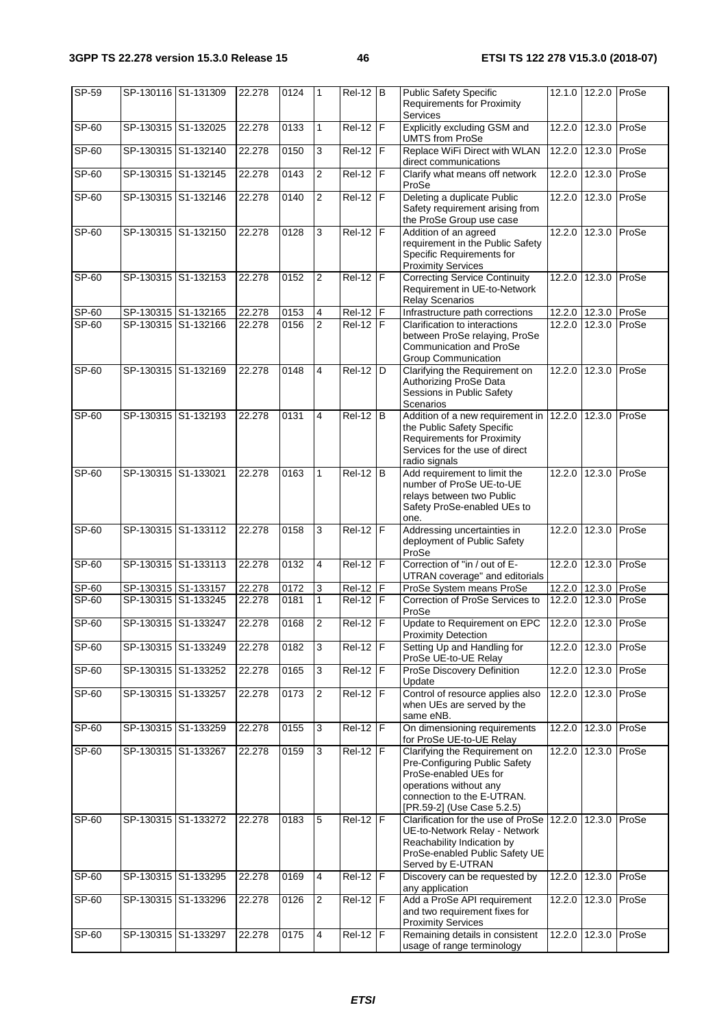| SP-59 | SP-130116 | S1-131309 | 22.278 | 0124 | 1 | Rel-12 | B | Public Safety Specific Requirements for Proximity Services | 12.1.0 | 12.2.0 | ProSe |
|---|---|---|---|---|---|---|---|---|---|---|---|
| SP-60 | SP-130315 | S1-132025 | 22.278 | 0133 | 1 | Rel-12 | F | Explicitly excluding GSM and UMTS from ProSe | 12.2.0 | 12.3.0 | ProSe |
| SP-60 | SP-130315 | S1-132140 | 22.278 | 0150 | 3 | Rel-12 | F | Replace WiFi Direct with WLAN direct communications | 12.2.0 | 12.3.0 | ProSe |
| SP-60 | SP-130315 | S1-132145 | 22.278 | 0143 | 2 | Rel-12 | F | Clarify what means off network ProSe | 12.2.0 | 12.3.0 | ProSe |
| SP-60 | SP-130315 | S1-132146 | 22.278 | 0140 | 2 | Rel-12 | F | Deleting a duplicate Public Safety requirement arising from the ProSe Group use case | 12.2.0 | 12.3.0 | ProSe |
| SP-60 | SP-130315 | S1-132150 | 22.278 | 0128 | 3 | Rel-12 | F | Addition of an agreed requirement in the Public Safety Specific Requirements for Proximity Services | 12.2.0 | 12.3.0 | ProSe |
| SP-60 | SP-130315 | S1-132153 | 22.278 | 0152 | 2 | Rel-12 | F | Correcting Service Continuity Requirement in UE-to-Network Relay Scenarios | 12.2.0 | 12.3.0 | ProSe |
| SP-60 | SP-130315 | S1-132165 | 22.278 | 0153 | 4 | Rel-12 | F | Infrastructure path corrections | 12.2.0 | 12.3.0 | ProSe |
| SP-60 | SP-130315 | S1-132166 | 22.278 | 0156 | 2 | Rel-12 | F | Clarification to interactions between ProSe relaying, ProSe Communication and ProSe Group Communication | 12.2.0 | 12.3.0 | ProSe |
| SP-60 | SP-130315 | S1-132169 | 22.278 | 0148 | 4 | Rel-12 | D | Clarifying the Requirement on Authorizing ProSe Data Sessions in Public Safety Scenarios | 12.2.0 | 12.3.0 | ProSe |
| SP-60 | SP-130315 | S1-132193 | 22.278 | 0131 | 4 | Rel-12 | B | Addition of a new requirement in the Public Safety Specific Requirements for Proximity Services for the use of direct radio signals | 12.2.0 | 12.3.0 | ProSe |
| SP-60 | SP-130315 | S1-133021 | 22.278 | 0163 | 1 | Rel-12 | B | Add requirement to limit the number of ProSe UE-to-UE relays between two Public Safety ProSe-enabled UEs to one. | 12.2.0 | 12.3.0 | ProSe |
| SP-60 | SP-130315 | S1-133112 | 22.278 | 0158 | 3 | Rel-12 | F | Addressing uncertainties in deployment of Public Safety ProSe | 12.2.0 | 12.3.0 | ProSe |
| SP-60 | SP-130315 | S1-133113 | 22.278 | 0132 | 4 | Rel-12 | F | Correction of "in / out of E-UTRAN coverage" and editorials | 12.2.0 | 12.3.0 | ProSe |
| SP-60 | SP-130315 | S1-133157 | 22.278 | 0172 | 3 | Rel-12 | F | ProSe System means ProSe | 12.2.0 | 12.3.0 | ProSe |
| SP-60 | SP-130315 | S1-133245 | 22.278 | 0181 | 1 | Rel-12 | F | Correction of ProSe Services to ProSe | 12.2.0 | 12.3.0 | ProSe |
| SP-60 | SP-130315 | S1-133247 | 22.278 | 0168 | 2 | Rel-12 | F | Update to Requirement on EPC Proximity Detection | 12.2.0 | 12.3.0 | ProSe |
| SP-60 | SP-130315 | S1-133249 | 22.278 | 0182 | 3 | Rel-12 | F | Setting Up and Handling for ProSe UE-to-UE Relay | 12.2.0 | 12.3.0 | ProSe |
| SP-60 | SP-130315 | S1-133252 | 22.278 | 0165 | 3 | Rel-12 | F | ProSe Discovery Definition Update | 12.2.0 | 12.3.0 | ProSe |
| SP-60 | SP-130315 | S1-133257 | 22.278 | 0173 | 2 | Rel-12 | F | Control of resource applies also when UEs are served by the same eNB. | 12.2.0 | 12.3.0 | ProSe |
| SP-60 | SP-130315 | S1-133259 | 22.278 | 0155 | 3 | Rel-12 | F | On dimensioning requirements for ProSe UE-to-UE Relay | 12.2.0 | 12.3.0 | ProSe |
| SP-60 | SP-130315 | S1-133267 | 22.278 | 0159 | 3 | Rel-12 | F | Clarifying the Requirement on Pre-Configuring Public Safety ProSe-enabled UEs for operations without any connection to the E-UTRAN. [PR.59-2] (Use Case 5.2.5) | 12.2.0 | 12.3.0 | ProSe |
| SP-60 | SP-130315 | S1-133272 | 22.278 | 0183 | 5 | Rel-12 | F | Clarification for the use of ProSe UE-to-Network Relay - Network Reachability Indication by ProSe-enabled Public Safety UE Served by E-UTRAN | 12.2.0 | 12.3.0 | ProSe |
| SP-60 | SP-130315 | S1-133295 | 22.278 | 0169 | 4 | Rel-12 | F | Discovery can be requested by any application | 12.2.0 | 12.3.0 | ProSe |
| SP-60 | SP-130315 | S1-133296 | 22.278 | 0126 | 2 | Rel-12 | F | Add a ProSe API requirement and two requirement fixes for Proximity Services | 12.2.0 | 12.3.0 | ProSe |
| SP-60 | SP-130315 | S1-133297 | 22.278 | 0175 | 4 | Rel-12 | F | Remaining details in consistent usage of range terminology | 12.2.0 | 12.3.0 | ProSe |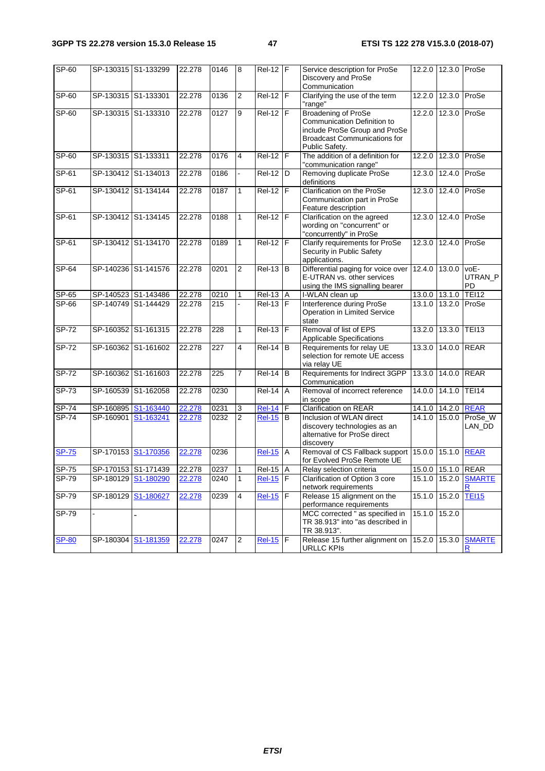| SP-60 | SP-130315 | S1-133299 | 22.278 | 0146 | 8 | Rel-12 | F | Service description for ProSe Discovery and ProSe Communication | 12.2.0 | 12.3.0 | ProSe |
|---|---|---|---|---|---|---|---|---|---|---|---|
| SP-60 | SP-130315 | S1-133301 | 22.278 | 0136 | 2 | Rel-12 | F | Clarifying the use of the term "range" | 12.2.0 | 12.3.0 | ProSe |
| SP-60 | SP-130315 | S1-133310 | 22.278 | 0127 | 9 | Rel-12 | F | Broadening of ProSe Communication Definition to include ProSe Group and ProSe Broadcast Communications for Public Safety. | 12.2.0 | 12.3.0 | ProSe |
| SP-60 | SP-130315 | S1-133311 | 22.278 | 0176 | 4 | Rel-12 | F | The addition of a definition for "communication range" | 12.2.0 | 12.3.0 | ProSe |
| SP-61 | SP-130412 | S1-134013 | 22.278 | 0186 | - | Rel-12 | D | Removing duplicate ProSe definitions | 12.3.0 | 12.4.0 | ProSe |
| SP-61 | SP-130412 | S1-134144 | 22.278 | 0187 | 1 | Rel-12 | F | Clarification on the ProSe Communication part in ProSe Feature description | 12.3.0 | 12.4.0 | ProSe |
| SP-61 | SP-130412 | S1-134145 | 22.278 | 0188 | 1 | Rel-12 | F | Clarification on the agreed wording on "concurrent" or "concurrently" in ProSe | 12.3.0 | 12.4.0 | ProSe |
| SP-61 | SP-130412 | S1-134170 | 22.278 | 0189 | 1 | Rel-12 | F | Clarify requirements for ProSe Security in Public Safety applications. | 12.3.0 | 12.4.0 | ProSe |
| SP-64 | SP-140236 | S1-141576 | 22.278 | 0201 | 2 | Rel-13 | B | Differential paging for voice over E-UTRAN vs. other services using the IMS signalling bearer | 12.4.0 | 13.0.0 | voE-UTRAN_PPD |
| SP-65 | SP-140523 | S1-143486 | 22.278 | 0210 | 1 | Rel-13 | A | I-WLAN clean up | 13.0.0 | 13.1.0 | TEI12 |
| SP-66 | SP-140749 | S1-144429 | 22.278 | 215 | - | Rel-13 | F | Interference during ProSe Operation in Limited Service state | 13.1.0 | 13.2.0 | ProSe |
| SP-72 | SP-160352 | S1-161315 | 22.278 | 228 | 1 | Rel-13 | F | Removal of list of EPS Applicable Specifications | 13.2.0 | 13.3.0 | TEI13 |
| SP-72 | SP-160362 | S1-161602 | 22.278 | 227 | 4 | Rel-14 | B | Requirements for relay UE selection for remote UE access via relay UE | 13.3.0 | 14.0.0 | REAR |
| SP-72 | SP-160362 | S1-161603 | 22.278 | 225 | 7 | Rel-14 | B | Requirements for Indirect 3GPP Communication | 13.3.0 | 14.0.0 | REAR |
| SP-73 | SP-160539 | S1-162058 | 22.278 | 0230 | | Rel-14 | A | Removal of incorrect reference in scope | 14.0.0 | 14.1.0 | TEI14 |
| SP-74 | SP-160895 | S1-163440 | 22.278 | 0231 | 3 | Rel-14 | F | Clarification on REAR | 14.1.0 | 14.2.0 | REAR |
| SP-74 | SP-160901 | S1-163241 | 22.278 | 0232 | 2 | Rel-15 | B | Inclusion of WLAN direct discovery technologies as an alternative for ProSe direct discovery | 14.1.0 | 15.0.0 | ProSe_WLAN_DD |
| SP-75 | SP-170153 | S1-170356 | 22.278 | 0236 | | Rel-15 | A | Removal of CS Fallback support for Evolved ProSe Remote UE | 15.0.0 | 15.1.0 | REAR |
| SP-75 | SP-170153 | S1-171439 | 22.278 | 0237 | 1 | Rel-15 | A | Relay selection criteria | 15.0.0 | 15.1.0 | REAR |
| SP-79 | SP-180129 | S1-180290 | 22.278 | 0240 | 1 | Rel-15 | F | Clarification of Option 3 core network requirements | 15.1.0 | 15.2.0 | SMARTER |
| SP-79 | SP-180129 | S1-180627 | 22.278 | 0239 | 4 | Rel-15 | F | Release 15 alignment on the performance requirements | 15.1.0 | 15.2.0 | TEI15 |
| SP-79 | - | - | | | | | | MCC corrected " as specified in TR 38.913" into "as described in TR 38.913". | 15.1.0 | 15.2.0 | |
| SP-80 | SP-180304 | S1-181359 | 22.278 | 0247 | 2 | Rel-15 | F | Release 15 further alignment on URLLC KPIs | 15.2.0 | 15.3.0 | SMARTER |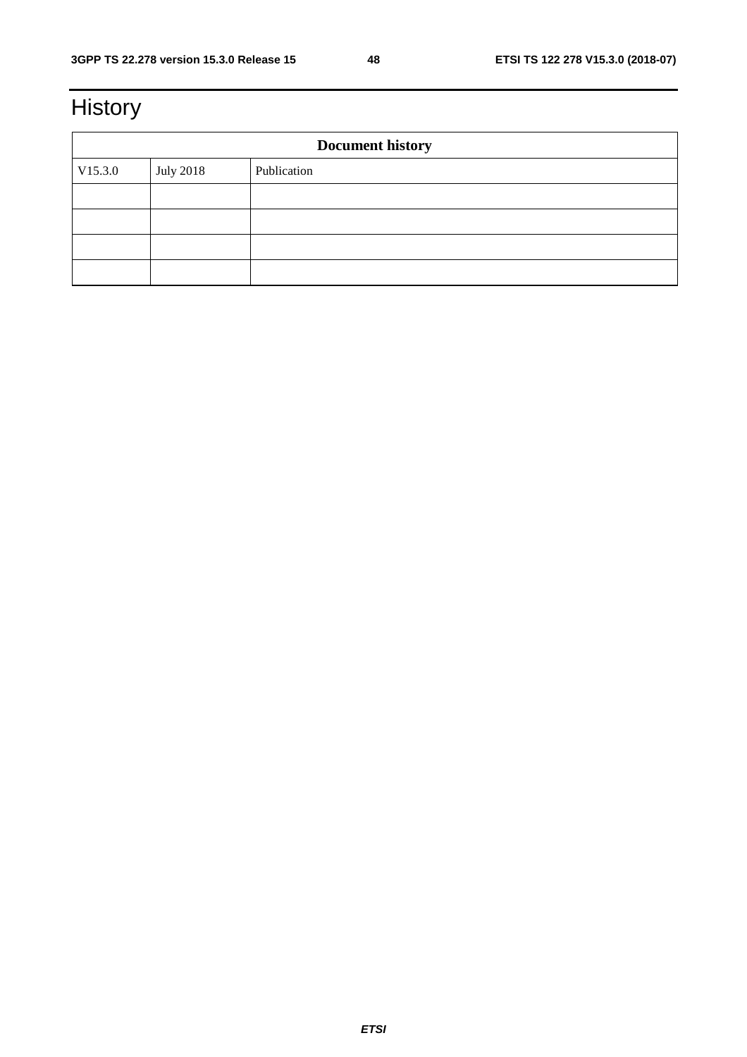# History

| Document history | | |
|---|---|---|
| V15.3.0 | July 2018 | Publication |
| | | |
| | | |
| | | |
| | | |